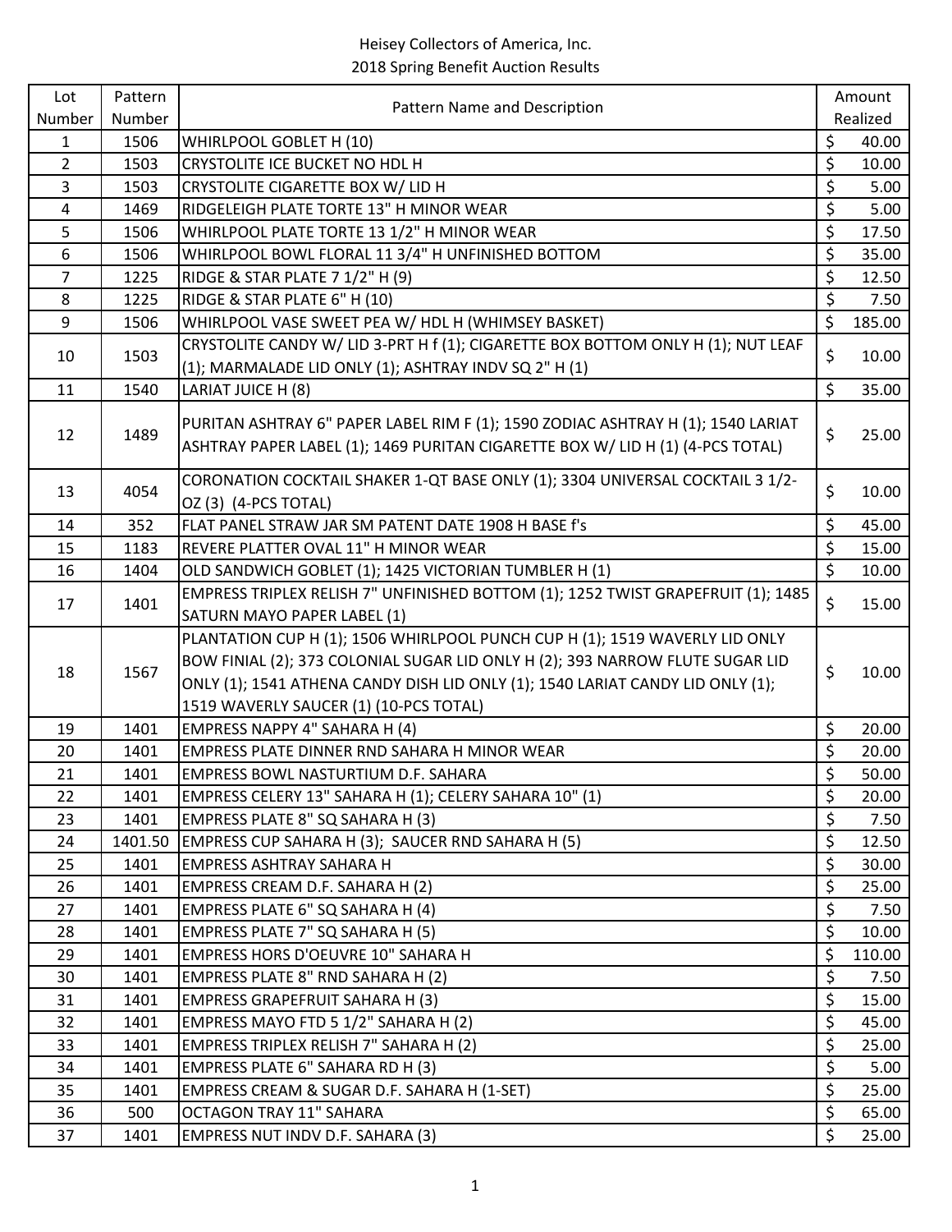Heisey Collectors of America, Inc.
2018 Spring Benefit Auction Results

| Lot Number | Pattern Number | Pattern Name and Description | Amount Realized |
|---|---|---|---|
| 1 | 1506 | WHIRLPOOL GOBLET H (10) | $ 40.00 |
| 2 | 1503 | CRYSTOLITE ICE BUCKET NO HDL H | $ 10.00 |
| 3 | 1503 | CRYSTOLITE CIGARETTE BOX W/ LID H | $ 5.00 |
| 4 | 1469 | RIDGELEIGH PLATE TORTE 13" H MINOR WEAR | $ 5.00 |
| 5 | 1506 | WHIRLPOOL PLATE TORTE 13 1/2" H MINOR WEAR | $ 17.50 |
| 6 | 1506 | WHIRLPOOL BOWL FLORAL 11 3/4" H UNFINISHED BOTTOM | $ 35.00 |
| 7 | 1225 | RIDGE & STAR PLATE 7 1/2" H (9) | $ 12.50 |
| 8 | 1225 | RIDGE & STAR PLATE 6" H (10) | $ 7.50 |
| 9 | 1506 | WHIRLPOOL VASE SWEET PEA W/ HDL H (WHIMSEY BASKET) | $ 185.00 |
| 10 | 1503 | CRYSTOLITE CANDY W/ LID 3-PRT H f (1); CIGARETTE BOX BOTTOM ONLY H (1); NUT LEAF (1); MARMALADE LID ONLY (1); ASHTRAY INDV SQ 2" H (1) | $ 10.00 |
| 11 | 1540 | LARIAT JUICE H (8) | $ 35.00 |
| 12 | 1489 | PURITAN ASHTRAY 6" PAPER LABEL RIM F (1); 1590 ZODIAC ASHTRAY H (1); 1540 LARIAT ASHTRAY PAPER LABEL (1); 1469 PURITAN CIGARETTE BOX W/ LID H (1) (4-PCS TOTAL) | $ 25.00 |
| 13 | 4054 | CORONATION COCKTAIL SHAKER 1-QT BASE ONLY (1); 3304 UNIVERSAL COCKTAIL 3 1/2-OZ (3) (4-PCS TOTAL) | $ 10.00 |
| 14 | 352 | FLAT PANEL STRAW JAR SM PATENT DATE 1908 H BASE f's | $ 45.00 |
| 15 | 1183 | REVERE PLATTER OVAL 11" H MINOR WEAR | $ 15.00 |
| 16 | 1404 | OLD SANDWICH GOBLET (1); 1425 VICTORIAN TUMBLER H (1) | $ 10.00 |
| 17 | 1401 | EMPRESS TRIPLEX RELISH 7" UNFINISHED BOTTOM (1); 1252 TWIST GRAPEFRUIT (1); 1485 SATURN MAYO PAPER LABEL (1) | $ 15.00 |
| 18 | 1567 | PLANTATION CUP H (1); 1506 WHIRLPOOL PUNCH CUP H (1); 1519 WAVERLY LID ONLY BOW FINIAL (2); 373 COLONIAL SUGAR LID ONLY H (2); 393 NARROW FLUTE SUGAR LID ONLY (1); 1541 ATHENA CANDY DISH LID ONLY (1); 1540 LARIAT CANDY LID ONLY (1); 1519 WAVERLY SAUCER (1) (10-PCS TOTAL) | $ 10.00 |
| 19 | 1401 | EMPRESS NAPPY 4" SAHARA H (4) | $ 20.00 |
| 20 | 1401 | EMPRESS PLATE DINNER RND SAHARA H MINOR WEAR | $ 20.00 |
| 21 | 1401 | EMPRESS BOWL NASTURTIUM D.F. SAHARA | $ 50.00 |
| 22 | 1401 | EMPRESS CELERY 13" SAHARA H (1); CELERY SAHARA 10" (1) | $ 20.00 |
| 23 | 1401 | EMPRESS PLATE 8" SQ SAHARA H (3) | $ 7.50 |
| 24 | 1401.50 | EMPRESS CUP SAHARA H (3); SAUCER RND SAHARA H (5) | $ 12.50 |
| 25 | 1401 | EMPRESS ASHTRAY SAHARA H | $ 30.00 |
| 26 | 1401 | EMPRESS CREAM D.F. SAHARA H (2) | $ 25.00 |
| 27 | 1401 | EMPRESS PLATE 6" SQ SAHARA H (4) | $ 7.50 |
| 28 | 1401 | EMPRESS PLATE 7" SQ SAHARA H (5) | $ 10.00 |
| 29 | 1401 | EMPRESS HORS D'OEUVRE 10" SAHARA H | $ 110.00 |
| 30 | 1401 | EMPRESS PLATE 8" RND SAHARA H (2) | $ 7.50 |
| 31 | 1401 | EMPRESS GRAPEFRUIT SAHARA H (3) | $ 15.00 |
| 32 | 1401 | EMPRESS MAYO FTD 5 1/2" SAHARA H (2) | $ 45.00 |
| 33 | 1401 | EMPRESS TRIPLEX RELISH 7" SAHARA H (2) | $ 25.00 |
| 34 | 1401 | EMPRESS PLATE 6" SAHARA RD H (3) | $ 5.00 |
| 35 | 1401 | EMPRESS CREAM & SUGAR D.F. SAHARA H (1-SET) | $ 25.00 |
| 36 | 500 | OCTAGON TRAY 11" SAHARA | $ 65.00 |
| 37 | 1401 | EMPRESS NUT INDV D.F. SAHARA (3) | $ 25.00 |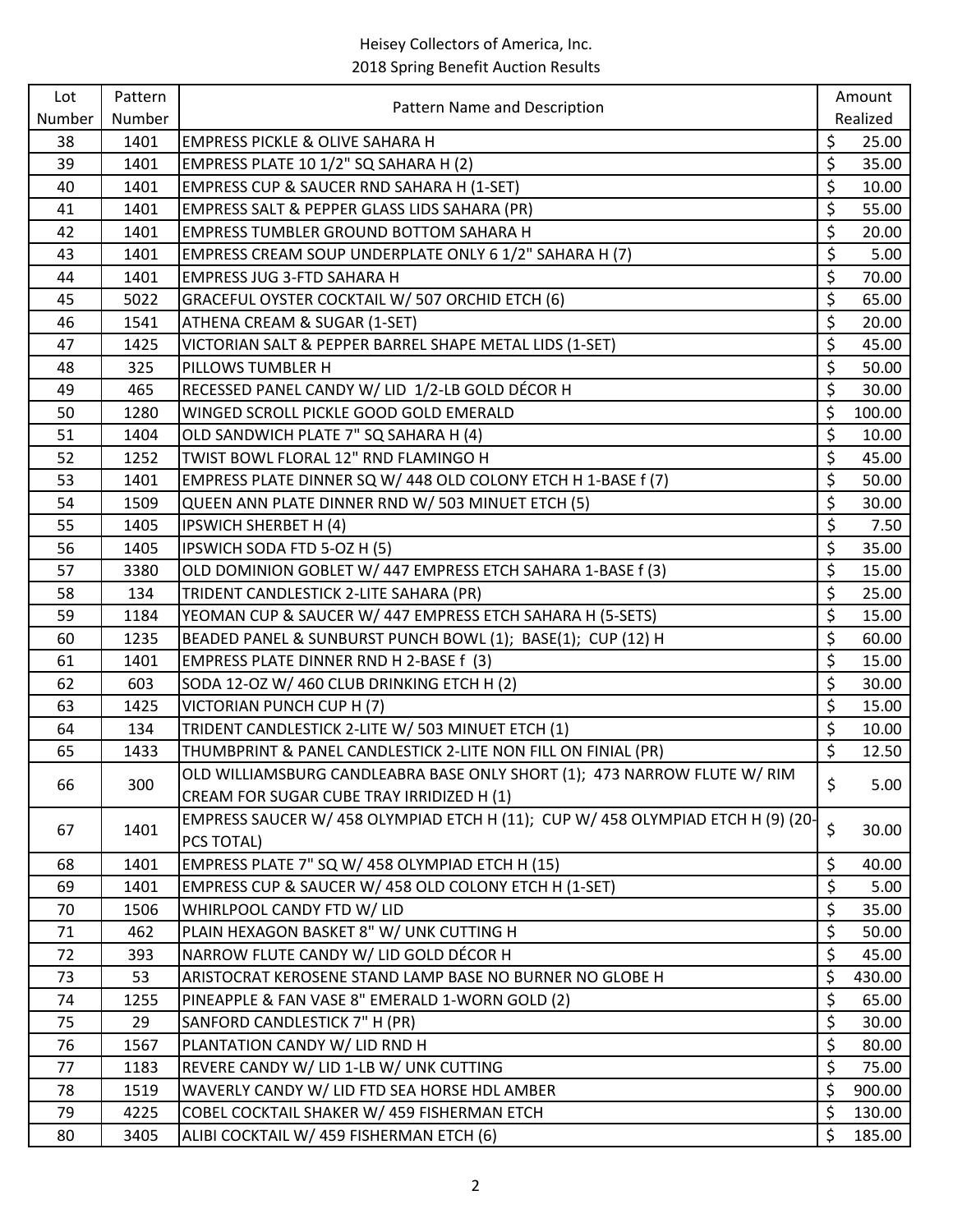Heisey Collectors of America, Inc.
2018 Spring Benefit Auction Results

| Lot Number | Pattern Number | Pattern Name and Description | Amount Realized |
|---|---|---|---|
| 38 | 1401 | EMPRESS PICKLE & OLIVE SAHARA H | $ 25.00 |
| 39 | 1401 | EMPRESS PLATE 10 1/2" SQ SAHARA H (2) | $ 35.00 |
| 40 | 1401 | EMPRESS CUP & SAUCER RND SAHARA H (1-SET) | $ 10.00 |
| 41 | 1401 | EMPRESS SALT & PEPPER GLASS LIDS SAHARA (PR) | $ 55.00 |
| 42 | 1401 | EMPRESS TUMBLER GROUND BOTTOM SAHARA H | $ 20.00 |
| 43 | 1401 | EMPRESS CREAM SOUP UNDERPLATE ONLY 6 1/2" SAHARA H (7) | $ 5.00 |
| 44 | 1401 | EMPRESS JUG 3-FTD SAHARA H | $ 70.00 |
| 45 | 5022 | GRACEFUL OYSTER COCKTAIL W/ 507 ORCHID ETCH (6) | $ 65.00 |
| 46 | 1541 | ATHENA CREAM & SUGAR (1-SET) | $ 20.00 |
| 47 | 1425 | VICTORIAN SALT & PEPPER BARREL SHAPE METAL LIDS (1-SET) | $ 45.00 |
| 48 | 325 | PILLOWS TUMBLER H | $ 50.00 |
| 49 | 465 | RECESSED PANEL CANDY W/ LID 1/2-LB GOLD DÉCOR H | $ 30.00 |
| 50 | 1280 | WINGED SCROLL PICKLE GOOD GOLD EMERALD | $ 100.00 |
| 51 | 1404 | OLD SANDWICH PLATE 7" SQ SAHARA H (4) | $ 10.00 |
| 52 | 1252 | TWIST BOWL FLORAL 12" RND FLAMINGO H | $ 45.00 |
| 53 | 1401 | EMPRESS PLATE DINNER SQ W/ 448 OLD COLONY ETCH H 1-BASE f (7) | $ 50.00 |
| 54 | 1509 | QUEEN ANN PLATE DINNER RND W/ 503 MINUET ETCH (5) | $ 30.00 |
| 55 | 1405 | IPSWICH SHERBET H (4) | $ 7.50 |
| 56 | 1405 | IPSWICH SODA FTD 5-OZ H (5) | $ 35.00 |
| 57 | 3380 | OLD DOMINION GOBLET W/ 447 EMPRESS ETCH SAHARA 1-BASE f (3) | $ 15.00 |
| 58 | 134 | TRIDENT CANDLESTICK 2-LITE SAHARA (PR) | $ 25.00 |
| 59 | 1184 | YEOMAN CUP & SAUCER W/ 447 EMPRESS ETCH SAHARA H (5-SETS) | $ 15.00 |
| 60 | 1235 | BEADED PANEL & SUNBURST PUNCH BOWL (1); BASE(1); CUP (12) H | $ 60.00 |
| 61 | 1401 | EMPRESS PLATE DINNER RND H 2-BASE f (3) | $ 15.00 |
| 62 | 603 | SODA 12-OZ W/ 460 CLUB DRINKING ETCH H (2) | $ 30.00 |
| 63 | 1425 | VICTORIAN PUNCH CUP H (7) | $ 15.00 |
| 64 | 134 | TRIDENT CANDLESTICK 2-LITE W/ 503 MINUET ETCH (1) | $ 10.00 |
| 65 | 1433 | THUMBPRINT & PANEL CANDLESTICK 2-LITE NON FILL ON FINIAL (PR) | $ 12.50 |
| 66 | 300 | OLD WILLIAMSBURG CANDLEABRA BASE ONLY SHORT (1); 473 NARROW FLUTE W/ RIM CREAM FOR SUGAR CUBE TRAY IRRIDIZED H (1) | $ 5.00 |
| 67 | 1401 | EMPRESS SAUCER W/ 458 OLYMPIAD ETCH H (11); CUP W/ 458 OLYMPIAD ETCH H (9) (20-PCS TOTAL) | $ 30.00 |
| 68 | 1401 | EMPRESS PLATE 7" SQ W/ 458 OLYMPIAD ETCH H (15) | $ 40.00 |
| 69 | 1401 | EMPRESS CUP & SAUCER W/ 458 OLD COLONY ETCH H (1-SET) | $ 5.00 |
| 70 | 1506 | WHIRLPOOL CANDY FTD W/ LID | $ 35.00 |
| 71 | 462 | PLAIN HEXAGON BASKET 8" W/ UNK CUTTING H | $ 50.00 |
| 72 | 393 | NARROW FLUTE CANDY W/ LID GOLD DÉCOR H | $ 45.00 |
| 73 | 53 | ARISTOCRAT KEROSENE STAND LAMP BASE NO BURNER NO GLOBE H | $ 430.00 |
| 74 | 1255 | PINEAPPLE & FAN VASE 8" EMERALD 1-WORN GOLD (2) | $ 65.00 |
| 75 | 29 | SANFORD CANDLESTICK 7" H (PR) | $ 30.00 |
| 76 | 1567 | PLANTATION CANDY W/ LID RND H | $ 80.00 |
| 77 | 1183 | REVERE CANDY W/ LID 1-LB W/ UNK CUTTING | $ 75.00 |
| 78 | 1519 | WAVERLY CANDY W/ LID FTD SEA HORSE HDL AMBER | $ 900.00 |
| 79 | 4225 | COBEL COCKTAIL SHAKER W/ 459 FISHERMAN ETCH | $ 130.00 |
| 80 | 3405 | ALIBI COCKTAIL W/ 459 FISHERMAN ETCH (6) | $ 185.00 |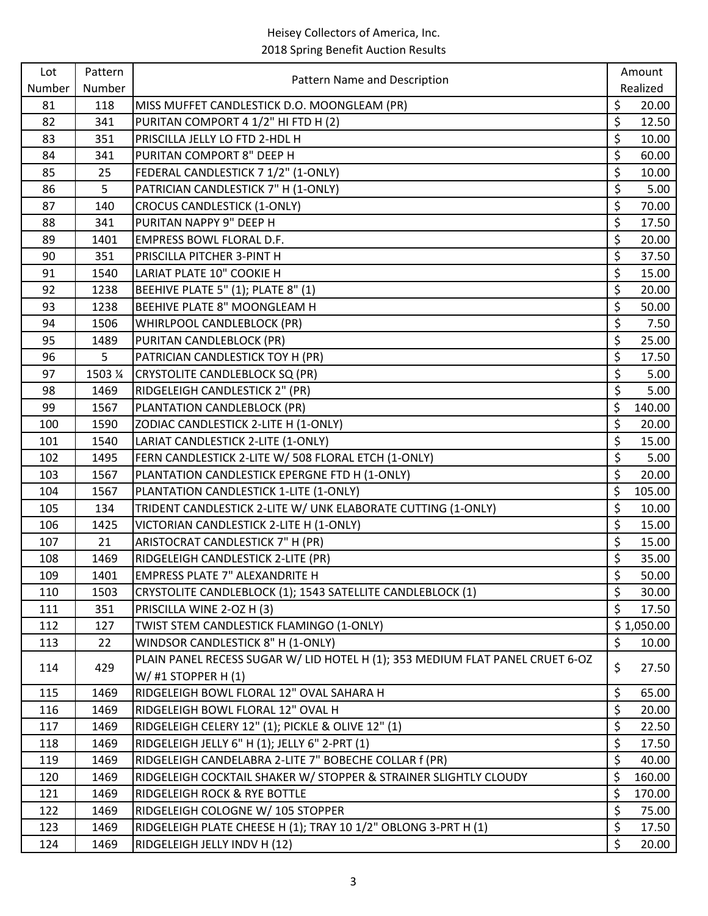Heisey Collectors of America, Inc.
2018 Spring Benefit Auction Results

| Lot Number | Pattern Number | Pattern Name and Description | Amount Realized |
|---|---|---|---|
| 81 | 118 | MISS MUFFET CANDLESTICK D.O. MOONGLEAM (PR) | $ 20.00 |
| 82 | 341 | PURITAN COMPORT 4 1/2" HI FTD H (2) | $ 12.50 |
| 83 | 351 | PRISCILLA JELLY LO FTD 2-HDL H | $ 10.00 |
| 84 | 341 | PURITAN COMPORT 8" DEEP H | $ 60.00 |
| 85 | 25 | FEDERAL CANDLESTICK 7 1/2" (1-ONLY) | $ 10.00 |
| 86 | 5 | PATRICIAN CANDLESTICK 7" H (1-ONLY) | $ 5.00 |
| 87 | 140 | CROCUS CANDLESTICK (1-ONLY) | $ 70.00 |
| 88 | 341 | PURITAN NAPPY 9" DEEP H | $ 17.50 |
| 89 | 1401 | EMPRESS BOWL FLORAL D.F. | $ 20.00 |
| 90 | 351 | PRISCILLA PITCHER 3-PINT H | $ 37.50 |
| 91 | 1540 | LARIAT PLATE 10" COOKIE H | $ 15.00 |
| 92 | 1238 | BEEHIVE PLATE 5" (1); PLATE 8" (1) | $ 20.00 |
| 93 | 1238 | BEEHIVE PLATE 8" MOONGLEAM H | $ 50.00 |
| 94 | 1506 | WHIRLPOOL CANDLEBLOCK (PR) | $ 7.50 |
| 95 | 1489 | PURITAN CANDLEBLOCK (PR) | $ 25.00 |
| 96 | 5 | PATRICIAN CANDLESTICK TOY H (PR) | $ 17.50 |
| 97 | 1503 ¼ | CRYSTOLITE CANDLEBLOCK SQ (PR) | $ 5.00 |
| 98 | 1469 | RIDGELEIGH CANDLESTICK 2" (PR) | $ 5.00 |
| 99 | 1567 | PLANTATION CANDLEBLOCK (PR) | $ 140.00 |
| 100 | 1590 | ZODIAC CANDLESTICK 2-LITE H (1-ONLY) | $ 20.00 |
| 101 | 1540 | LARIAT CANDLESTICK 2-LITE (1-ONLY) | $ 15.00 |
| 102 | 1495 | FERN CANDLESTICK 2-LITE W/ 508 FLORAL ETCH (1-ONLY) | $ 5.00 |
| 103 | 1567 | PLANTATION CANDLESTICK EPERGNE FTD H (1-ONLY) | $ 20.00 |
| 104 | 1567 | PLANTATION CANDLESTICK 1-LITE (1-ONLY) | $ 105.00 |
| 105 | 134 | TRIDENT CANDLESTICK 2-LITE W/ UNK ELABORATE CUTTING (1-ONLY) | $ 10.00 |
| 106 | 1425 | VICTORIAN CANDLESTICK 2-LITE H (1-ONLY) | $ 15.00 |
| 107 | 21 | ARISTOCRAT CANDLESTICK 7" H (PR) | $ 15.00 |
| 108 | 1469 | RIDGELEIGH CANDLESTICK 2-LITE (PR) | $ 35.00 |
| 109 | 1401 | EMPRESS PLATE 7" ALEXANDRITE H | $ 50.00 |
| 110 | 1503 | CRYSTOLITE CANDLEBLOCK (1); 1543 SATELLITE CANDLEBLOCK (1) | $ 30.00 |
| 111 | 351 | PRISCILLA WINE 2-OZ H (3) | $ 17.50 |
| 112 | 127 | TWIST STEM CANDLESTICK FLAMINGO (1-ONLY) | $ 1,050.00 |
| 113 | 22 | WINDSOR CANDLESTICK 8" H (1-ONLY) | $ 10.00 |
| 114 | 429 | PLAIN PANEL RECESS SUGAR W/ LID HOTEL H (1); 353 MEDIUM FLAT PANEL CRUET 6-OZ W/ #1 STOPPER H (1) | $ 27.50 |
| 115 | 1469 | RIDGELEIGH BOWL FLORAL 12" OVAL SAHARA H | $ 65.00 |
| 116 | 1469 | RIDGELEIGH BOWL FLORAL 12" OVAL H | $ 20.00 |
| 117 | 1469 | RIDGELEIGH CELERY 12" (1); PICKLE & OLIVE 12" (1) | $ 22.50 |
| 118 | 1469 | RIDGELEIGH JELLY 6" H (1); JELLY 6" 2-PRT (1) | $ 17.50 |
| 119 | 1469 | RIDGELEIGH CANDELABRA 2-LITE 7" BOBECHE COLLAR f (PR) | $ 40.00 |
| 120 | 1469 | RIDGELEIGH COCKTAIL SHAKER W/ STOPPER & STRAINER SLIGHTLY CLOUDY | $ 160.00 |
| 121 | 1469 | RIDGELEIGH ROCK & RYE BOTTLE | $ 170.00 |
| 122 | 1469 | RIDGELEIGH COLOGNE W/ 105 STOPPER | $ 75.00 |
| 123 | 1469 | RIDGELEIGH PLATE CHEESE H (1); TRAY 10 1/2" OBLONG 3-PRT H (1) | $ 17.50 |
| 124 | 1469 | RIDGELEIGH JELLY INDV H (12) | $ 20.00 |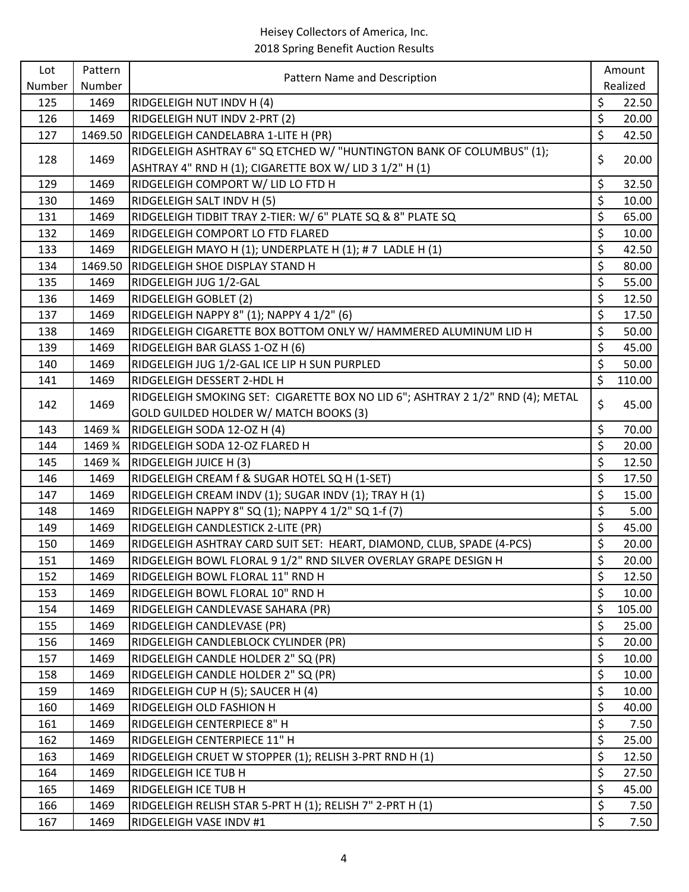| Lot Number | Pattern Number | Pattern Name and Description | Amount Realized |
|---|---|---|---|
| 125 | 1469 | RIDGELEIGH NUT INDV H (4) | $ 22.50 |
| 126 | 1469 | RIDGELEIGH NUT INDV 2-PRT (2) | $ 20.00 |
| 127 | 1469.50 | RIDGELEIGH CANDELABRA 1-LITE H (PR) | $ 42.50 |
| 128 | 1469 | RIDGELEIGH ASHTRAY 6" SQ ETCHED W/ "HUNTINGTON BANK OF COLUMBUS" (1); ASHTRAY 4" RND H (1); CIGARETTE BOX W/ LID 3 1/2" H (1) | $ 20.00 |
| 129 | 1469 | RIDGELEIGH COMPORT W/ LID LO FTD H | $ 32.50 |
| 130 | 1469 | RIDGELEIGH SALT INDV H (5) | $ 10.00 |
| 131 | 1469 | RIDGELEIGH TIDBIT TRAY 2-TIER: W/ 6" PLATE SQ & 8" PLATE SQ | $ 65.00 |
| 132 | 1469 | RIDGELEIGH COMPORT LO FTD FLARED | $ 10.00 |
| 133 | 1469 | RIDGELEIGH MAYO H (1); UNDERPLATE H (1); # 7 LADLE H (1) | $ 42.50 |
| 134 | 1469.50 | RIDGELEIGH SHOE DISPLAY STAND H | $ 80.00 |
| 135 | 1469 | RIDGELEIGH JUG 1/2-GAL | $ 55.00 |
| 136 | 1469 | RIDGELEIGH GOBLET (2) | $ 12.50 |
| 137 | 1469 | RIDGELEIGH NAPPY 8" (1); NAPPY 4 1/2" (6) | $ 17.50 |
| 138 | 1469 | RIDGELEIGH CIGARETTE BOX BOTTOM ONLY W/ HAMMERED ALUMINUM LID H | $ 50.00 |
| 139 | 1469 | RIDGELEIGH BAR GLASS 1-OZ H (6) | $ 45.00 |
| 140 | 1469 | RIDGELEIGH JUG 1/2-GAL ICE LIP H SUN PURPLED | $ 50.00 |
| 141 | 1469 | RIDGELEIGH DESSERT 2-HDL H | $ 110.00 |
| 142 | 1469 | RIDGELEIGH SMOKING SET: CIGARETTE BOX NO LID 6"; ASHTRAY 2 1/2" RND (4); METAL GOLD GUILDED HOLDER W/ MATCH BOOKS (3) | $ 45.00 |
| 143 | 1469 ¾ | RIDGELEIGH SODA 12-OZ H (4) | $ 70.00 |
| 144 | 1469 ¾ | RIDGELEIGH SODA 12-OZ FLARED H | $ 20.00 |
| 145 | 1469 ¾ | RIDGELEIGH JUICE H (3) | $ 12.50 |
| 146 | 1469 | RIDGELEIGH CREAM f & SUGAR HOTEL SQ H (1-SET) | $ 17.50 |
| 147 | 1469 | RIDGELEIGH CREAM INDV (1); SUGAR INDV (1); TRAY H (1) | $ 15.00 |
| 148 | 1469 | RIDGELEIGH NAPPY 8" SQ (1); NAPPY 4 1/2" SQ 1-f (7) | $ 5.00 |
| 149 | 1469 | RIDGELEIGH CANDLESTICK 2-LITE (PR) | $ 45.00 |
| 150 | 1469 | RIDGELEIGH ASHTRAY CARD SUIT SET: HEART, DIAMOND, CLUB, SPADE (4-PCS) | $ 20.00 |
| 151 | 1469 | RIDGELEIGH BOWL FLORAL 9 1/2" RND SILVER OVERLAY GRAPE DESIGN H | $ 20.00 |
| 152 | 1469 | RIDGELEIGH BOWL FLORAL 11" RND H | $ 12.50 |
| 153 | 1469 | RIDGELEIGH BOWL FLORAL 10" RND H | $ 10.00 |
| 154 | 1469 | RIDGELEIGH CANDLEVASE SAHARA (PR) | $ 105.00 |
| 155 | 1469 | RIDGELEIGH CANDLEVASE (PR) | $ 25.00 |
| 156 | 1469 | RIDGELEIGH CANDLEBLOCK CYLINDER (PR) | $ 20.00 |
| 157 | 1469 | RIDGELEIGH CANDLE HOLDER 2" SQ (PR) | $ 10.00 |
| 158 | 1469 | RIDGELEIGH CANDLE HOLDER 2" SQ (PR) | $ 10.00 |
| 159 | 1469 | RIDGELEIGH CUP H (5); SAUCER H (4) | $ 10.00 |
| 160 | 1469 | RIDGELEIGH OLD FASHION H | $ 40.00 |
| 161 | 1469 | RIDGELEIGH CENTERPIECE 8" H | $ 7.50 |
| 162 | 1469 | RIDGELEIGH CENTERPIECE 11" H | $ 25.00 |
| 163 | 1469 | RIDGELEIGH CRUET W STOPPER (1); RELISH 3-PRT RND H (1) | $ 12.50 |
| 164 | 1469 | RIDGELEIGH ICE TUB H | $ 27.50 |
| 165 | 1469 | RIDGELEIGH ICE TUB H | $ 45.00 |
| 166 | 1469 | RIDGELEIGH RELISH STAR 5-PRT H (1); RELISH 7" 2-PRT H (1) | $ 7.50 |
| 167 | 1469 | RIDGELEIGH VASE INDV #1 | $ 7.50 |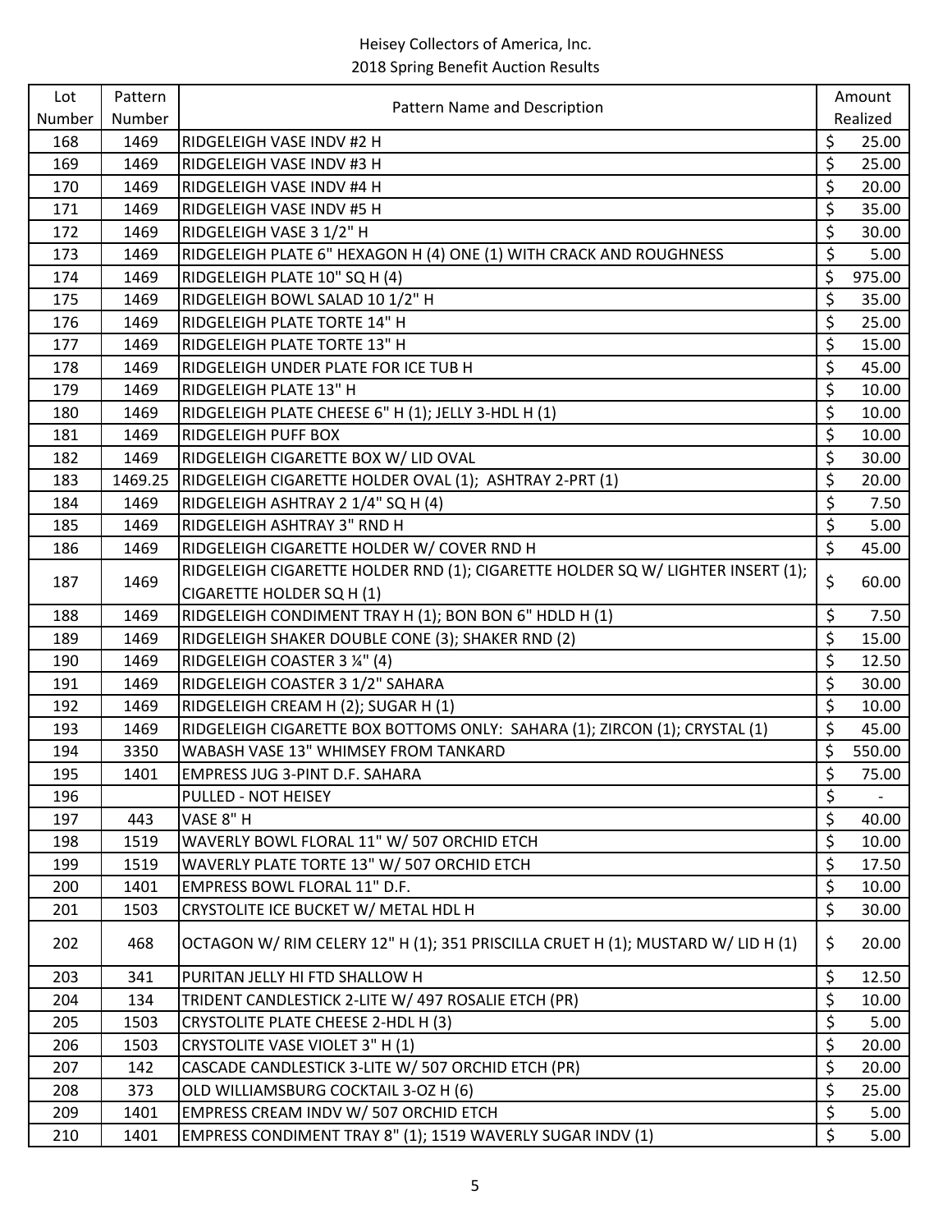| Lot Number | Pattern Number | Pattern Name and Description | Amount Realized |
|---|---|---|---|
| 168 | 1469 | RIDGELEIGH VASE INDV #2 H | $ 25.00 |
| 169 | 1469 | RIDGELEIGH VASE INDV #3 H | $ 25.00 |
| 170 | 1469 | RIDGELEIGH VASE INDV #4 H | $ 20.00 |
| 171 | 1469 | RIDGELEIGH VASE INDV #5 H | $ 35.00 |
| 172 | 1469 | RIDGELEIGH VASE 3 1/2" H | $ 30.00 |
| 173 | 1469 | RIDGELEIGH PLATE 6" HEXAGON H (4) ONE (1) WITH CRACK AND ROUGHNESS | $ 5.00 |
| 174 | 1469 | RIDGELEIGH PLATE 10" SQ H (4) | $ 975.00 |
| 175 | 1469 | RIDGELEIGH BOWL SALAD 10 1/2" H | $ 35.00 |
| 176 | 1469 | RIDGELEIGH PLATE TORTE 14" H | $ 25.00 |
| 177 | 1469 | RIDGELEIGH PLATE TORTE 13" H | $ 15.00 |
| 178 | 1469 | RIDGELEIGH UNDER PLATE FOR ICE TUB H | $ 45.00 |
| 179 | 1469 | RIDGELEIGH PLATE 13" H | $ 10.00 |
| 180 | 1469 | RIDGELEIGH PLATE CHEESE 6" H (1); JELLY 3-HDL H (1) | $ 10.00 |
| 181 | 1469 | RIDGELEIGH PUFF BOX | $ 10.00 |
| 182 | 1469 | RIDGELEIGH CIGARETTE BOX W/ LID OVAL | $ 30.00 |
| 183 | 1469.25 | RIDGELEIGH CIGARETTE HOLDER OVAL (1); ASHTRAY 2-PRT (1) | $ 20.00 |
| 184 | 1469 | RIDGELEIGH ASHTRAY 2 1/4" SQ H (4) | $ 7.50 |
| 185 | 1469 | RIDGELEIGH ASHTRAY 3" RND H | $ 5.00 |
| 186 | 1469 | RIDGELEIGH CIGARETTE HOLDER W/ COVER RND H | $ 45.00 |
| 187 | 1469 | RIDGELEIGH CIGARETTE HOLDER RND (1); CIGARETTE HOLDER SQ W/ LIGHTER INSERT (1); CIGARETTE HOLDER SQ H (1) | $ 60.00 |
| 188 | 1469 | RIDGELEIGH CONDIMENT TRAY H (1); BON BON 6" HDLD H (1) | $ 7.50 |
| 189 | 1469 | RIDGELEIGH SHAKER DOUBLE CONE (3); SHAKER RND (2) | $ 15.00 |
| 190 | 1469 | RIDGELEIGH COASTER 3 ¼" (4) | $ 12.50 |
| 191 | 1469 | RIDGELEIGH COASTER 3 1/2" SAHARA | $ 30.00 |
| 192 | 1469 | RIDGELEIGH CREAM H (2); SUGAR H (1) | $ 10.00 |
| 193 | 1469 | RIDGELEIGH CIGARETTE BOX BOTTOMS ONLY: SAHARA (1); ZIRCON (1); CRYSTAL (1) | $ 45.00 |
| 194 | 3350 | WABASH VASE 13" WHIMSEY FROM TANKARD | $ 550.00 |
| 195 | 1401 | EMPRESS JUG 3-PINT D.F. SAHARA | $ 75.00 |
| 196 | | PULLED - NOT HEISEY | $ - |
| 197 | 443 | VASE 8" H | $ 40.00 |
| 198 | 1519 | WAVERLY BOWL FLORAL 11" W/ 507 ORCHID ETCH | $ 10.00 |
| 199 | 1519 | WAVERLY PLATE TORTE 13" W/ 507 ORCHID ETCH | $ 17.50 |
| 200 | 1401 | EMPRESS BOWL FLORAL 11" D.F. | $ 10.00 |
| 201 | 1503 | CRYSTOLITE ICE BUCKET W/ METAL HDL H | $ 30.00 |
| 202 | 468 | OCTAGON W/ RIM CELERY 12" H (1); 351 PRISCILLA CRUET H (1); MUSTARD W/ LID H (1) | $ 20.00 |
| 203 | 341 | PURITAN JELLY HI FTD SHALLOW H | $ 12.50 |
| 204 | 134 | TRIDENT CANDLESTICK 2-LITE W/ 497 ROSALIE ETCH (PR) | $ 10.00 |
| 205 | 1503 | CRYSTOLITE PLATE CHEESE 2-HDL H (3) | $ 5.00 |
| 206 | 1503 | CRYSTOLITE VASE VIOLET 3" H (1) | $ 20.00 |
| 207 | 142 | CASCADE CANDLESTICK 3-LITE W/ 507 ORCHID ETCH (PR) | $ 20.00 |
| 208 | 373 | OLD WILLIAMSBURG COCKTAIL 3-OZ H (6) | $ 25.00 |
| 209 | 1401 | EMPRESS CREAM INDV W/ 507 ORCHID ETCH | $ 5.00 |
| 210 | 1401 | EMPRESS CONDIMENT TRAY 8" (1); 1519 WAVERLY SUGAR INDV (1) | $ 5.00 |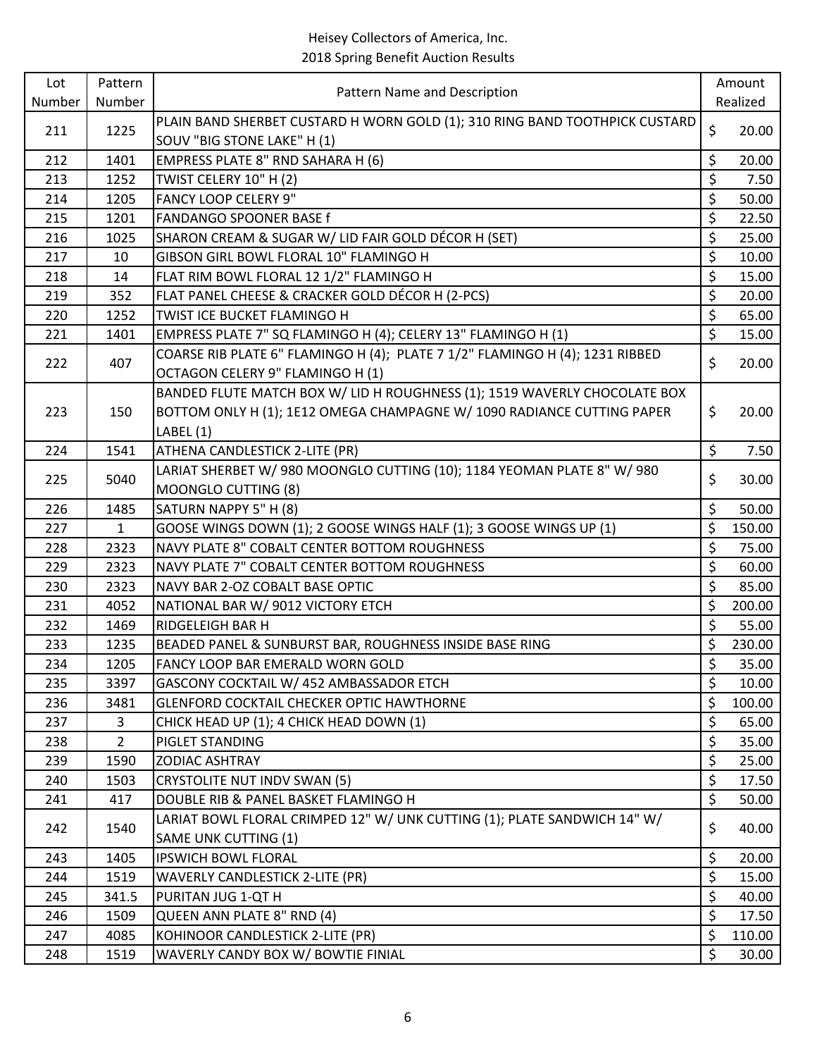Heisey Collectors of America, Inc.
2018 Spring Benefit Auction Results

| Lot Number | Pattern Number | Pattern Name and Description | Amount Realized |
|---|---|---|---|
| 211 | 1225 | PLAIN BAND SHERBET CUSTARD H WORN GOLD (1); 310 RING BAND TOOTHPICK CUSTARD SOUV "BIG STONE LAKE" H (1) | $ 20.00 |
| 212 | 1401 | EMPRESS PLATE 8" RND SAHARA H (6) | $ 20.00 |
| 213 | 1252 | TWIST CELERY 10" H (2) | $ 7.50 |
| 214 | 1205 | FANCY LOOP CELERY 9" | $ 50.00 |
| 215 | 1201 | FANDANGO SPOONER BASE f | $ 22.50 |
| 216 | 1025 | SHARON CREAM & SUGAR W/ LID FAIR GOLD DÉCOR H (SET) | $ 25.00 |
| 217 | 10 | GIBSON GIRL BOWL FLORAL 10" FLAMINGO H | $ 10.00 |
| 218 | 14 | FLAT RIM BOWL FLORAL 12 1/2" FLAMINGO H | $ 15.00 |
| 219 | 352 | FLAT PANEL CHEESE & CRACKER GOLD DÉCOR H (2-PCS) | $ 20.00 |
| 220 | 1252 | TWIST ICE BUCKET FLAMINGO H | $ 65.00 |
| 221 | 1401 | EMPRESS PLATE 7" SQ FLAMINGO H (4); CELERY 13" FLAMINGO H (1) | $ 15.00 |
| 222 | 407 | COARSE RIB PLATE 6" FLAMINGO H (4); PLATE 7 1/2" FLAMINGO H (4); 1231 RIBBED OCTAGON CELERY 9" FLAMINGO H (1) | $ 20.00 |
| 223 | 150 | BANDED FLUTE MATCH BOX W/ LID H ROUGHNESS (1); 1519 WAVERLY CHOCOLATE BOX BOTTOM ONLY H (1); 1E12 OMEGA CHAMPAGNE W/ 1090 RADIANCE CUTTING PAPER LABEL (1) | $ 20.00 |
| 224 | 1541 | ATHENA CANDLESTICK 2-LITE (PR) | $ 7.50 |
| 225 | 5040 | LARIAT SHERBET W/ 980 MOONGLO CUTTING (10); 1184 YEOMAN PLATE 8" W/ 980 MOONGLO CUTTING (8) | $ 30.00 |
| 226 | 1485 | SATURN NAPPY 5" H (8) | $ 50.00 |
| 227 | 1 | GOOSE WINGS DOWN (1); 2 GOOSE WINGS HALF (1); 3 GOOSE WINGS UP (1) | $ 150.00 |
| 228 | 2323 | NAVY PLATE 8" COBALT CENTER BOTTOM ROUGHNESS | $ 75.00 |
| 229 | 2323 | NAVY PLATE 7" COBALT CENTER BOTTOM ROUGHNESS | $ 60.00 |
| 230 | 2323 | NAVY BAR 2-OZ COBALT BASE OPTIC | $ 85.00 |
| 231 | 4052 | NATIONAL BAR W/ 9012 VICTORY ETCH | $ 200.00 |
| 232 | 1469 | RIDGELEIGH BAR H | $ 55.00 |
| 233 | 1235 | BEADED PANEL & SUNBURST BAR, ROUGHNESS INSIDE BASE RING | $ 230.00 |
| 234 | 1205 | FANCY LOOP BAR EMERALD WORN GOLD | $ 35.00 |
| 235 | 3397 | GASCONY COCKTAIL W/ 452 AMBASSADOR ETCH | $ 10.00 |
| 236 | 3481 | GLENFORD COCKTAIL CHECKER OPTIC HAWTHORNE | $ 100.00 |
| 237 | 3 | CHICK HEAD UP (1); 4 CHICK HEAD DOWN (1) | $ 65.00 |
| 238 | 2 | PIGLET STANDING | $ 35.00 |
| 239 | 1590 | ZODIAC ASHTRAY | $ 25.00 |
| 240 | 1503 | CRYSTOLITE NUT INDV SWAN (5) | $ 17.50 |
| 241 | 417 | DOUBLE RIB & PANEL BASKET FLAMINGO H | $ 50.00 |
| 242 | 1540 | LARIAT BOWL FLORAL CRIMPED 12" W/ UNK CUTTING (1); PLATE SANDWICH 14" W/ SAME UNK CUTTING (1) | $ 40.00 |
| 243 | 1405 | IPSWICH BOWL FLORAL | $ 20.00 |
| 244 | 1519 | WAVERLY CANDLESTICK 2-LITE (PR) | $ 15.00 |
| 245 | 341.5 | PURITAN JUG 1-QT H | $ 40.00 |
| 246 | 1509 | QUEEN ANN PLATE 8" RND (4) | $ 17.50 |
| 247 | 4085 | KOHINOOR CANDLESTICK 2-LITE (PR) | $ 110.00 |
| 248 | 1519 | WAVERLY CANDY BOX W/ BOWTIE FINIAL | $ 30.00 |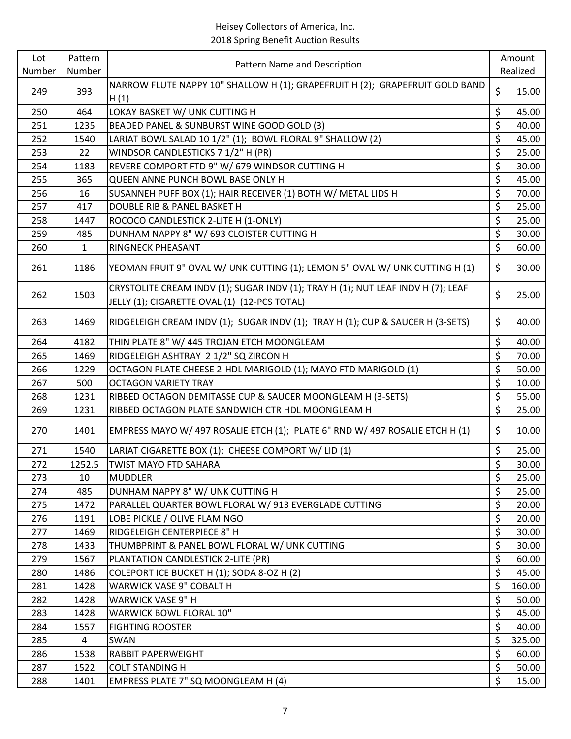Heisey Collectors of America, Inc.
2018 Spring Benefit Auction Results

| Lot Number | Pattern Number | Pattern Name and Description | Amount Realized |
|---|---|---|---|
| 249 | 393 | NARROW FLUTE NAPPY 10" SHALLOW H (1); GRAPEFRUIT H (2); GRAPEFRUIT GOLD BAND H (1) | $ 15.00 |
| 250 | 464 | LOKAY BASKET W/ UNK CUTTING H | $ 45.00 |
| 251 | 1235 | BEADED PANEL & SUNBURST WINE GOOD GOLD (3) | $ 40.00 |
| 252 | 1540 | LARIAT BOWL SALAD 10 1/2" (1); BOWL FLORAL 9" SHALLOW (2) | $ 45.00 |
| 253 | 22 | WINDSOR CANDLESTICKS 7 1/2" H (PR) | $ 25.00 |
| 254 | 1183 | REVERE COMPORT FTD 9" W/ 679 WINDSOR CUTTING H | $ 30.00 |
| 255 | 365 | QUEEN ANNE PUNCH BOWL BASE ONLY H | $ 45.00 |
| 256 | 16 | SUSANNEH PUFF BOX (1); HAIR RECEIVER (1) BOTH W/ METAL LIDS H | $ 70.00 |
| 257 | 417 | DOUBLE RIB & PANEL BASKET H | $ 25.00 |
| 258 | 1447 | ROCOCO CANDLESTICK 2-LITE H (1-ONLY) | $ 25.00 |
| 259 | 485 | DUNHAM NAPPY 8" W/ 693 CLOISTER CUTTING H | $ 30.00 |
| 260 | 1 | RINGNECK PHEASANT | $ 60.00 |
| 261 | 1186 | YEOMAN FRUIT 9" OVAL W/ UNK CUTTING (1); LEMON 5" OVAL W/ UNK CUTTING H (1) | $ 30.00 |
| 262 | 1503 | CRYSTOLITE CREAM INDV (1); SUGAR INDV (1); TRAY H (1); NUT LEAF INDV H (7); LEAF JELLY (1); CIGARETTE OVAL (1) (12-PCS TOTAL) | $ 25.00 |
| 263 | 1469 | RIDGELEIGH CREAM INDV (1); SUGAR INDV (1); TRAY H (1); CUP & SAUCER H (3-SETS) | $ 40.00 |
| 264 | 4182 | THIN PLATE 8" W/ 445 TROJAN ETCH MOONGLEAM | $ 40.00 |
| 265 | 1469 | RIDGELEIGH ASHTRAY 2 1/2" SQ ZIRCON H | $ 70.00 |
| 266 | 1229 | OCTAGON PLATE CHEESE 2-HDL MARIGOLD (1); MAYO FTD MARIGOLD (1) | $ 50.00 |
| 267 | 500 | OCTAGON VARIETY TRAY | $ 10.00 |
| 268 | 1231 | RIBBED OCTAGON DEMITASSE CUP & SAUCER MOONGLEAM H (3-SETS) | $ 55.00 |
| 269 | 1231 | RIBBED OCTAGON PLATE SANDWICH CTR HDL MOONGLEAM H | $ 25.00 |
| 270 | 1401 | EMPRESS MAYO W/ 497 ROSALIE ETCH (1); PLATE 6" RND W/ 497 ROSALIE ETCH H (1) | $ 10.00 |
| 271 | 1540 | LARIAT CIGARETTE BOX (1); CHEESE COMPORT W/ LID (1) | $ 25.00 |
| 272 | 1252.5 | TWIST MAYO FTD SAHARA | $ 30.00 |
| 273 | 10 | MUDDLER | $ 25.00 |
| 274 | 485 | DUNHAM NAPPY 8" W/ UNK CUTTING H | $ 25.00 |
| 275 | 1472 | PARALLEL QUARTER BOWL FLORAL W/ 913 EVERGLADE CUTTING | $ 20.00 |
| 276 | 1191 | LOBE PICKLE / OLIVE FLAMINGO | $ 20.00 |
| 277 | 1469 | RIDGELEIGH CENTERPIECE 8" H | $ 30.00 |
| 278 | 1433 | THUMBPRINT & PANEL BOWL FLORAL W/ UNK CUTTING | $ 30.00 |
| 279 | 1567 | PLANTATION CANDLESTICK 2-LITE (PR) | $ 60.00 |
| 280 | 1486 | COLEPORT ICE BUCKET H (1); SODA 8-OZ H (2) | $ 45.00 |
| 281 | 1428 | WARWICK VASE 9" COBALT H | $ 160.00 |
| 282 | 1428 | WARWICK VASE 9" H | $ 50.00 |
| 283 | 1428 | WARWICK BOWL FLORAL 10" | $ 45.00 |
| 284 | 1557 | FIGHTING ROOSTER | $ 40.00 |
| 285 | 4 | SWAN | $ 325.00 |
| 286 | 1538 | RABBIT PAPERWEIGHT | $ 60.00 |
| 287 | 1522 | COLT STANDING H | $ 50.00 |
| 288 | 1401 | EMPRESS PLATE 7" SQ MOONGLEAM H (4) | $ 15.00 |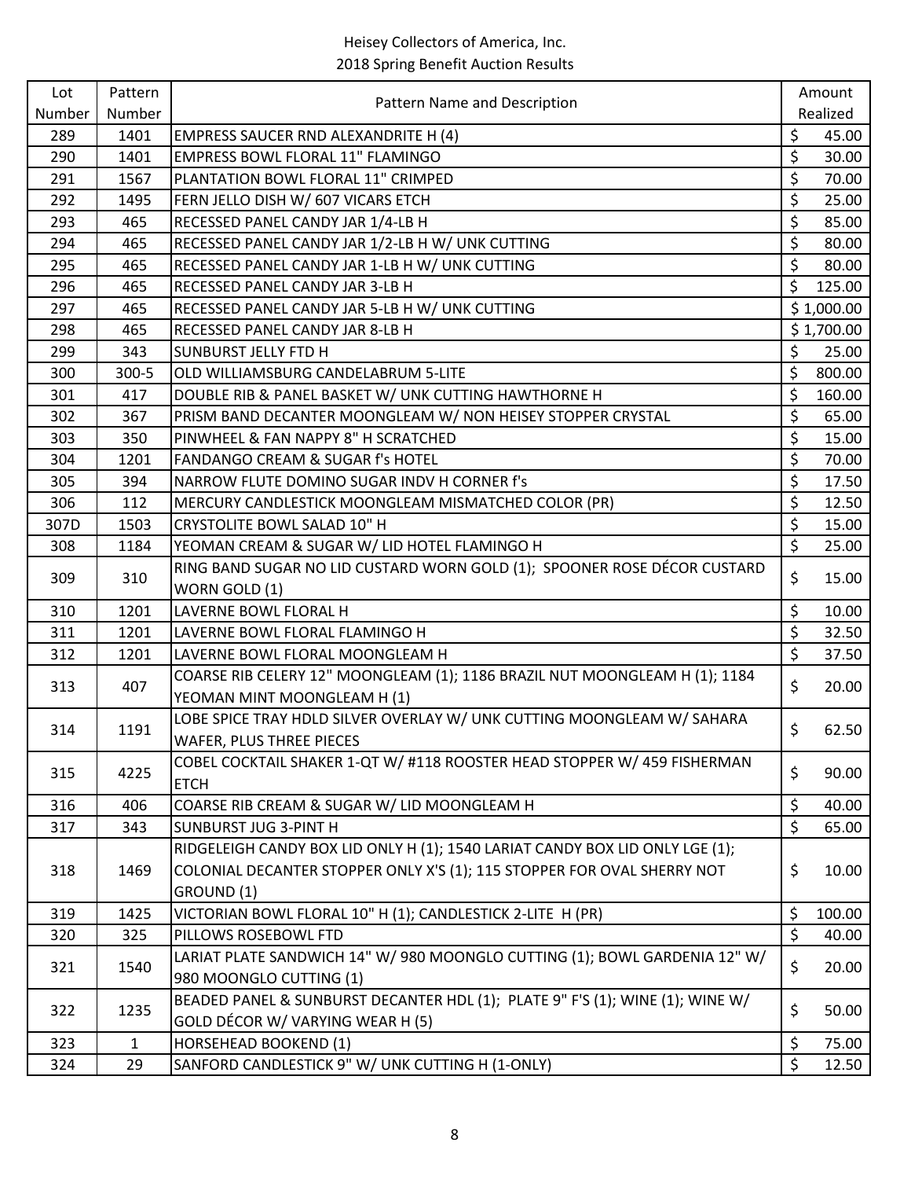Heisey Collectors of America, Inc.
2018 Spring Benefit Auction Results

| Lot Number | Pattern Number | Pattern Name and Description | Amount Realized |
|---|---|---|---|
| 289 | 1401 | EMPRESS SAUCER RND ALEXANDRITE H (4) | $ 45.00 |
| 290 | 1401 | EMPRESS BOWL FLORAL 11" FLAMINGO | $ 30.00 |
| 291 | 1567 | PLANTATION BOWL FLORAL 11" CRIMPED | $ 70.00 |
| 292 | 1495 | FERN JELLO DISH W/ 607 VICARS ETCH | $ 25.00 |
| 293 | 465 | RECESSED PANEL CANDY JAR 1/4-LB H | $ 85.00 |
| 294 | 465 | RECESSED PANEL CANDY JAR 1/2-LB H W/ UNK CUTTING | $ 80.00 |
| 295 | 465 | RECESSED PANEL CANDY JAR 1-LB H W/ UNK CUTTING | $ 80.00 |
| 296 | 465 | RECESSED PANEL CANDY JAR 3-LB H | $ 125.00 |
| 297 | 465 | RECESSED PANEL CANDY JAR 5-LB H W/ UNK CUTTING | $ 1,000.00 |
| 298 | 465 | RECESSED PANEL CANDY JAR 8-LB H | $ 1,700.00 |
| 299 | 343 | SUNBURST JELLY FTD H | $ 25.00 |
| 300 | 300-5 | OLD WILLIAMSBURG CANDELABRUM 5-LITE | $ 800.00 |
| 301 | 417 | DOUBLE RIB & PANEL BASKET W/ UNK CUTTING HAWTHORNE H | $ 160.00 |
| 302 | 367 | PRISM BAND DECANTER MOONGLEAM W/ NON HEISEY STOPPER CRYSTAL | $ 65.00 |
| 303 | 350 | PINWHEEL & FAN NAPPY 8" H SCRATCHED | $ 15.00 |
| 304 | 1201 | FANDANGO CREAM & SUGAR f's HOTEL | $ 70.00 |
| 305 | 394 | NARROW FLUTE DOMINO SUGAR INDV H CORNER f's | $ 17.50 |
| 306 | 112 | MERCURY CANDLESTICK MOONGLEAM MISMATCHED COLOR (PR) | $ 12.50 |
| 307D | 1503 | CRYSTOLITE BOWL SALAD 10" H | $ 15.00 |
| 308 | 1184 | YEOMAN CREAM & SUGAR W/ LID HOTEL FLAMINGO H | $ 25.00 |
| 309 | 310 | RING BAND SUGAR NO LID CUSTARD WORN GOLD (1); SPOONER ROSE DÉCOR CUSTARD WORN GOLD (1) | $ 15.00 |
| 310 | 1201 | LAVERNE BOWL FLORAL H | $ 10.00 |
| 311 | 1201 | LAVERNE BOWL FLORAL FLAMINGO H | $ 32.50 |
| 312 | 1201 | LAVERNE BOWL FLORAL MOONGLEAM H | $ 37.50 |
| 313 | 407 | COARSE RIB CELERY 12" MOONGLEAM (1); 1186 BRAZIL NUT MOONGLEAM H (1); 1184 YEOMAN MINT MOONGLEAM H (1) | $ 20.00 |
| 314 | 1191 | LOBE SPICE TRAY HDLD SILVER OVERLAY W/ UNK CUTTING MOONGLEAM W/ SAHARA WAFER, PLUS THREE PIECES | $ 62.50 |
| 315 | 4225 | COBEL COCKTAIL SHAKER 1-QT W/ #118 ROOSTER HEAD STOPPER W/ 459 FISHERMAN ETCH | $ 90.00 |
| 316 | 406 | COARSE RIB CREAM & SUGAR W/ LID MOONGLEAM H | $ 40.00 |
| 317 | 343 | SUNBURST JUG 3-PINT H | $ 65.00 |
| 318 | 1469 | RIDGELEIGH CANDY BOX LID ONLY H (1); 1540 LARIAT CANDY BOX LID ONLY LGE (1); COLONIAL DECANTER STOPPER ONLY X'S (1); 115 STOPPER FOR OVAL SHERRY NOT GROUND (1) | $ 10.00 |
| 319 | 1425 | VICTORIAN BOWL FLORAL 10" H (1); CANDLESTICK 2-LITE H (PR) | $ 100.00 |
| 320 | 325 | PILLOWS ROSEBOWL FTD | $ 40.00 |
| 321 | 1540 | LARIAT PLATE SANDWICH 14" W/ 980 MOONGLO CUTTING (1); BOWL GARDENIA 12" W/ 980 MOONGLO CUTTING (1) | $ 20.00 |
| 322 | 1235 | BEADED PANEL & SUNBURST DECANTER HDL (1); PLATE 9" F'S (1); WINE (1); WINE W/ GOLD DÉCOR W/ VARYING WEAR H (5) | $ 50.00 |
| 323 | 1 | HORSEHEAD BOOKEND (1) | $ 75.00 |
| 324 | 29 | SANFORD CANDLESTICK 9" W/ UNK CUTTING H (1-ONLY) | $ 12.50 |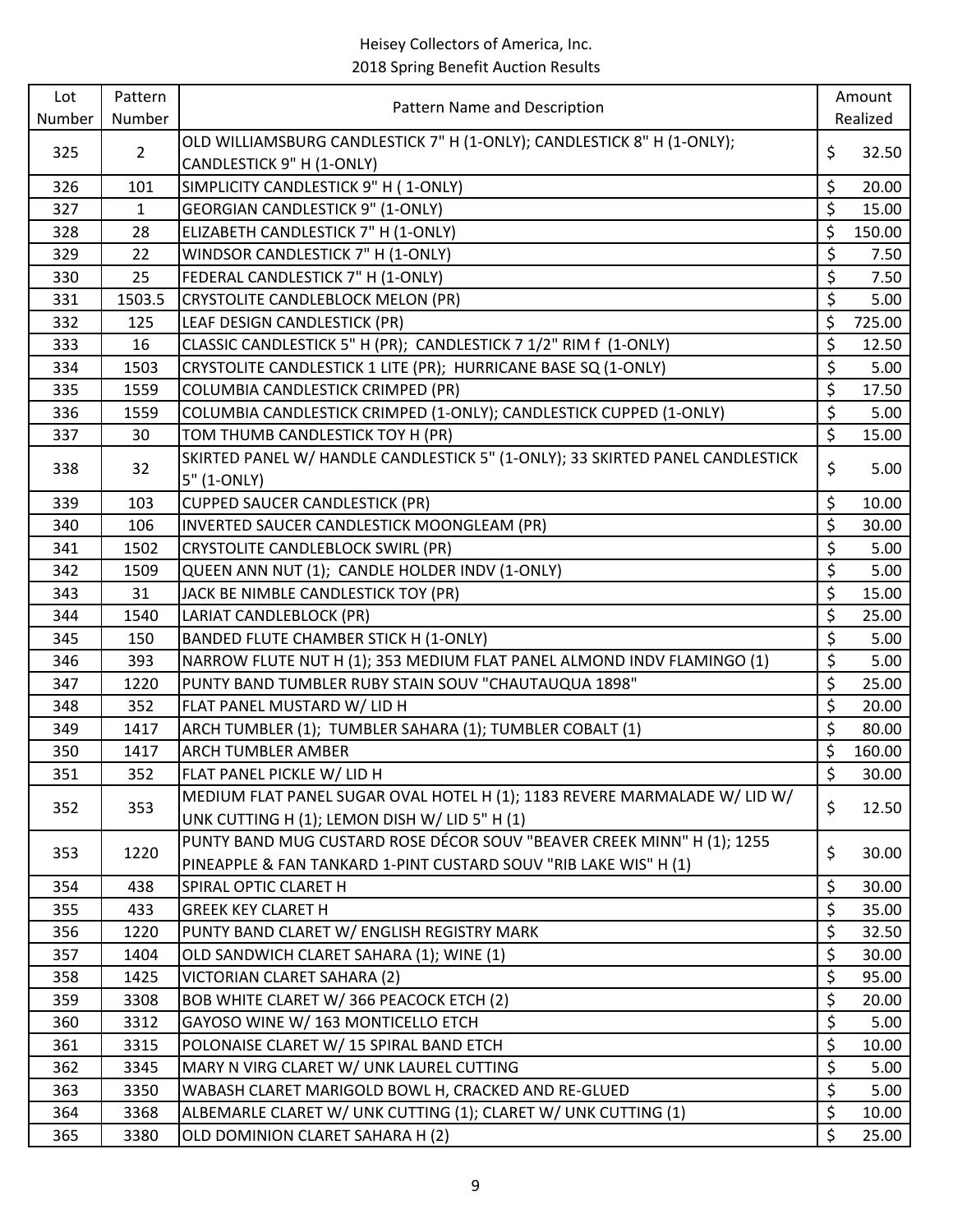Heisey Collectors of America, Inc.
2018 Spring Benefit Auction Results

| Lot Number | Pattern Number | Pattern Name and Description | Amount Realized |
|---|---|---|---|
| 325 | 2 | OLD WILLIAMSBURG CANDLESTICK 7" H (1-ONLY); CANDLESTICK 8" H (1-ONLY); CANDLESTICK 9" H (1-ONLY) | $ 32.50 |
| 326 | 101 | SIMPLICITY CANDLESTICK 9" H ( 1-ONLY) | $ 20.00 |
| 327 | 1 | GEORGIAN CANDLESTICK 9" (1-ONLY) | $ 15.00 |
| 328 | 28 | ELIZABETH CANDLESTICK 7" H (1-ONLY) | $ 150.00 |
| 329 | 22 | WINDSOR CANDLESTICK 7" H (1-ONLY) | $ 7.50 |
| 330 | 25 | FEDERAL CANDLESTICK 7" H (1-ONLY) | $ 7.50 |
| 331 | 1503.5 | CRYSTOLITE CANDLEBLOCK MELON (PR) | $ 5.00 |
| 332 | 125 | LEAF DESIGN CANDLESTICK (PR) | $ 725.00 |
| 333 | 16 | CLASSIC CANDLESTICK 5" H (PR); CANDLESTICK 7 1/2" RIM f (1-ONLY) | $ 12.50 |
| 334 | 1503 | CRYSTOLITE CANDLESTICK 1 LITE (PR); HURRICANE BASE SQ (1-ONLY) | $ 5.00 |
| 335 | 1559 | COLUMBIA CANDLESTICK CRIMPED (PR) | $ 17.50 |
| 336 | 1559 | COLUMBIA CANDLESTICK CRIMPED (1-ONLY); CANDLESTICK CUPPED (1-ONLY) | $ 5.00 |
| 337 | 30 | TOM THUMB CANDLESTICK TOY H (PR) | $ 15.00 |
| 338 | 32 | SKIRTED PANEL W/ HANDLE CANDLESTICK 5" (1-ONLY); 33 SKIRTED PANEL CANDLESTICK 5" (1-ONLY) | $ 5.00 |
| 339 | 103 | CUPPED SAUCER CANDLESTICK (PR) | $ 10.00 |
| 340 | 106 | INVERTED SAUCER CANDLESTICK MOONGLEAM (PR) | $ 30.00 |
| 341 | 1502 | CRYSTOLITE CANDLEBLOCK SWIRL (PR) | $ 5.00 |
| 342 | 1509 | QUEEN ANN NUT (1); CANDLE HOLDER INDV (1-ONLY) | $ 5.00 |
| 343 | 31 | JACK BE NIMBLE CANDLESTICK TOY (PR) | $ 15.00 |
| 344 | 1540 | LARIAT CANDLEBLOCK (PR) | $ 25.00 |
| 345 | 150 | BANDED FLUTE CHAMBER STICK H (1-ONLY) | $ 5.00 |
| 346 | 393 | NARROW FLUTE NUT H (1); 353 MEDIUM FLAT PANEL ALMOND INDV FLAMINGO (1) | $ 5.00 |
| 347 | 1220 | PUNTY BAND TUMBLER RUBY STAIN SOUV "CHAUTAUQUA 1898" | $ 25.00 |
| 348 | 352 | FLAT PANEL MUSTARD W/ LID H | $ 20.00 |
| 349 | 1417 | ARCH TUMBLER (1); TUMBLER SAHARA (1); TUMBLER COBALT (1) | $ 80.00 |
| 350 | 1417 | ARCH TUMBLER AMBER | $ 160.00 |
| 351 | 352 | FLAT PANEL PICKLE W/ LID H | $ 30.00 |
| 352 | 353 | MEDIUM FLAT PANEL SUGAR OVAL HOTEL H (1); 1183 REVERE MARMALADE W/ LID W/ UNK CUTTING H (1); LEMON DISH W/ LID 5" H (1) | $ 12.50 |
| 353 | 1220 | PUNTY BAND MUG CUSTARD ROSE DÉCOR SOUV "BEAVER CREEK MINN" H (1); 1255 PINEAPPLE & FAN TANKARD 1-PINT CUSTARD SOUV "RIB LAKE WIS" H (1) | $ 30.00 |
| 354 | 438 | SPIRAL OPTIC CLARET H | $ 30.00 |
| 355 | 433 | GREEK KEY CLARET H | $ 35.00 |
| 356 | 1220 | PUNTY BAND CLARET W/ ENGLISH REGISTRY MARK | $ 32.50 |
| 357 | 1404 | OLD SANDWICH CLARET SAHARA (1); WINE (1) | $ 30.00 |
| 358 | 1425 | VICTORIAN CLARET SAHARA (2) | $ 95.00 |
| 359 | 3308 | BOB WHITE CLARET W/ 366 PEACOCK ETCH (2) | $ 20.00 |
| 360 | 3312 | GAYOSO WINE W/ 163 MONTICELLO ETCH | $ 5.00 |
| 361 | 3315 | POLONAISE CLARET W/ 15 SPIRAL BAND ETCH | $ 10.00 |
| 362 | 3345 | MARY N VIRG CLARET W/ UNK LAUREL CUTTING | $ 5.00 |
| 363 | 3350 | WABASH CLARET MARIGOLD BOWL H, CRACKED AND RE-GLUED | $ 5.00 |
| 364 | 3368 | ALBEMARLE CLARET W/ UNK CUTTING (1); CLARET W/ UNK CUTTING (1) | $ 10.00 |
| 365 | 3380 | OLD DOMINION CLARET SAHARA H (2) | $ 25.00 |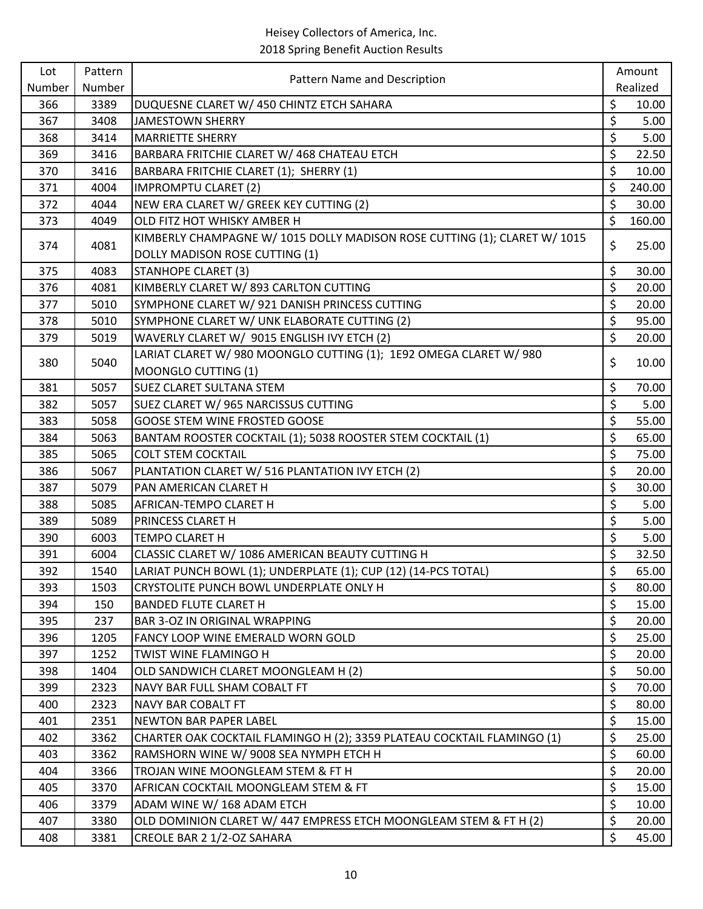Heisey Collectors of America, Inc.
2018 Spring Benefit Auction Results

| Lot Number | Pattern Number | Pattern Name and Description | Amount Realized |
|---|---|---|---|
| 366 | 3389 | DUQUESNE CLARET W/ 450 CHINTZ ETCH SAHARA | $ 10.00 |
| 367 | 3408 | JAMESTOWN SHERRY | $ 5.00 |
| 368 | 3414 | MARRIETTE SHERRY | $ 5.00 |
| 369 | 3416 | BARBARA FRITCHIE CLARET W/ 468 CHATEAU ETCH | $ 22.50 |
| 370 | 3416 | BARBARA FRITCHIE CLARET (1); SHERRY (1) | $ 10.00 |
| 371 | 4004 | IMPROMPTU CLARET (2) | $ 240.00 |
| 372 | 4044 | NEW ERA CLARET W/ GREEK KEY CUTTING (2) | $ 30.00 |
| 373 | 4049 | OLD FITZ HOT WHISKY AMBER H | $ 160.00 |
| 374 | 4081 | KIMBERLY CHAMPAGNE W/ 1015 DOLLY MADISON ROSE CUTTING (1); CLARET W/ 1015 DOLLY MADISON ROSE CUTTING (1) | $ 25.00 |
| 375 | 4083 | STANHOPE CLARET (3) | $ 30.00 |
| 376 | 4081 | KIMBERLY CLARET W/ 893 CARLTON CUTTING | $ 20.00 |
| 377 | 5010 | SYMPHONE CLARET W/ 921 DANISH PRINCESS CUTTING | $ 20.00 |
| 378 | 5010 | SYMPHONE CLARET W/ UNK ELABORATE CUTTING (2) | $ 95.00 |
| 379 | 5019 | WAVERLY CLARET W/ 9015 ENGLISH IVY ETCH (2) | $ 20.00 |
| 380 | 5040 | LARIAT CLARET W/ 980 MOONGLO CUTTING (1); 1E92 OMEGA CLARET W/ 980 MOONGLO CUTTING (1) | $ 10.00 |
| 381 | 5057 | SUEZ CLARET SULTANA STEM | $ 70.00 |
| 382 | 5057 | SUEZ CLARET W/ 965 NARCISSUS CUTTING | $ 5.00 |
| 383 | 5058 | GOOSE STEM WINE FROSTED GOOSE | $ 55.00 |
| 384 | 5063 | BANTAM ROOSTER COCKTAIL (1); 5038 ROOSTER STEM COCKTAIL (1) | $ 65.00 |
| 385 | 5065 | COLT STEM COCKTAIL | $ 75.00 |
| 386 | 5067 | PLANTATION CLARET W/ 516 PLANTATION IVY ETCH (2) | $ 20.00 |
| 387 | 5079 | PAN AMERICAN CLARET H | $ 30.00 |
| 388 | 5085 | AFRICAN-TEMPO CLARET H | $ 5.00 |
| 389 | 5089 | PRINCESS CLARET H | $ 5.00 |
| 390 | 6003 | TEMPO CLARET H | $ 5.00 |
| 391 | 6004 | CLASSIC CLARET W/ 1086 AMERICAN BEAUTY CUTTING H | $ 32.50 |
| 392 | 1540 | LARIAT PUNCH BOWL (1); UNDERPLATE (1); CUP (12) (14-PCS TOTAL) | $ 65.00 |
| 393 | 1503 | CRYSTOLITE PUNCH BOWL UNDERPLATE ONLY H | $ 80.00 |
| 394 | 150 | BANDED FLUTE CLARET H | $ 15.00 |
| 395 | 237 | BAR 3-OZ IN ORIGINAL WRAPPING | $ 20.00 |
| 396 | 1205 | FANCY LOOP WINE EMERALD WORN GOLD | $ 25.00 |
| 397 | 1252 | TWIST WINE FLAMINGO H | $ 20.00 |
| 398 | 1404 | OLD SANDWICH CLARET MOONGLEAM H (2) | $ 50.00 |
| 399 | 2323 | NAVY BAR FULL SHAM COBALT FT | $ 70.00 |
| 400 | 2323 | NAVY BAR COBALT FT | $ 80.00 |
| 401 | 2351 | NEWTON BAR PAPER LABEL | $ 15.00 |
| 402 | 3362 | CHARTER OAK COCKTAIL FLAMINGO H (2); 3359 PLATEAU COCKTAIL FLAMINGO (1) | $ 25.00 |
| 403 | 3362 | RAMSHORN WINE W/ 9008 SEA NYMPH ETCH H | $ 60.00 |
| 404 | 3366 | TROJAN WINE MOONGLEAM STEM & FT H | $ 20.00 |
| 405 | 3370 | AFRICAN COCKTAIL MOONGLEAM STEM & FT | $ 15.00 |
| 406 | 3379 | ADAM WINE W/ 168 ADAM ETCH | $ 10.00 |
| 407 | 3380 | OLD DOMINION CLARET W/ 447 EMPRESS ETCH MOONGLEAM STEM & FT H (2) | $ 20.00 |
| 408 | 3381 | CREOLE BAR 2 1/2-OZ SAHARA | $ 45.00 |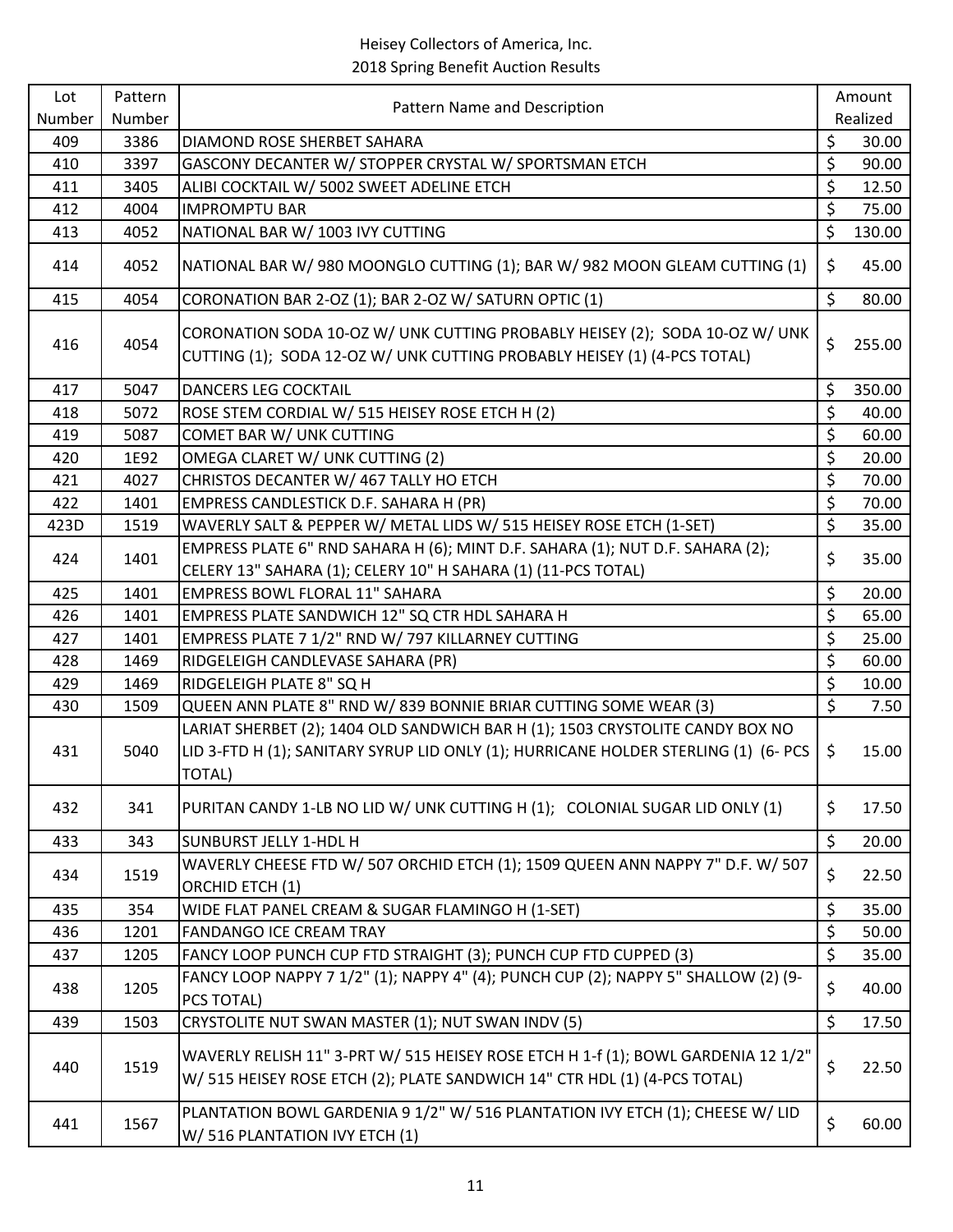Heisey Collectors of America, Inc.
2018 Spring Benefit Auction Results

| Lot Number | Pattern Number | Pattern Name and Description | Amount Realized |
|---|---|---|---|
| 409 | 3386 | DIAMOND ROSE SHERBET SAHARA | $ 30.00 |
| 410 | 3397 | GASCONY DECANTER W/ STOPPER CRYSTAL W/ SPORTSMAN ETCH | $ 90.00 |
| 411 | 3405 | ALIBI COCKTAIL W/ 5002 SWEET ADELINE ETCH | $ 12.50 |
| 412 | 4004 | IMPROMPTU BAR | $ 75.00 |
| 413 | 4052 | NATIONAL BAR W/ 1003 IVY CUTTING | $ 130.00 |
| 414 | 4052 | NATIONAL BAR W/ 980 MOONGLO CUTTING (1); BAR W/ 982 MOON GLEAM CUTTING (1) | $ 45.00 |
| 415 | 4054 | CORONATION BAR 2-OZ (1); BAR 2-OZ W/ SATURN OPTIC (1) | $ 80.00 |
| 416 | 4054 | CORONATION SODA 10-OZ W/ UNK CUTTING PROBABLY HEISEY (2); SODA 10-OZ W/ UNK CUTTING (1); SODA 12-OZ W/ UNK CUTTING PROBABLY HEISEY (1) (4-PCS TOTAL) | $ 255.00 |
| 417 | 5047 | DANCERS LEG COCKTAIL | $ 350.00 |
| 418 | 5072 | ROSE STEM CORDIAL W/ 515 HEISEY ROSE ETCH H (2) | $ 40.00 |
| 419 | 5087 | COMET BAR W/ UNK CUTTING | $ 60.00 |
| 420 | 1E92 | OMEGA CLARET W/ UNK CUTTING (2) | $ 20.00 |
| 421 | 4027 | CHRISTOS DECANTER W/ 467 TALLY HO ETCH | $ 70.00 |
| 422 | 1401 | EMPRESS CANDLESTICK D.F. SAHARA H (PR) | $ 70.00 |
| 423D | 1519 | WAVERLY SALT & PEPPER W/ METAL LIDS W/ 515 HEISEY ROSE ETCH (1-SET) | $ 35.00 |
| 424 | 1401 | EMPRESS PLATE 6" RND SAHARA H (6); MINT D.F. SAHARA (1); NUT D.F. SAHARA (2); CELERY 13" SAHARA (1); CELERY 10" H SAHARA (1) (11-PCS TOTAL) | $ 35.00 |
| 425 | 1401 | EMPRESS BOWL FLORAL 11" SAHARA | $ 20.00 |
| 426 | 1401 | EMPRESS PLATE SANDWICH 12" SQ CTR HDL SAHARA H | $ 65.00 |
| 427 | 1401 | EMPRESS PLATE 7 1/2" RND W/ 797 KILLARNEY CUTTING | $ 25.00 |
| 428 | 1469 | RIDGELEIGH CANDLEVASE SAHARA (PR) | $ 60.00 |
| 429 | 1469 | RIDGELEIGH PLATE 8" SQ H | $ 10.00 |
| 430 | 1509 | QUEEN ANN PLATE 8" RND W/ 839 BONNIE BRIAR CUTTING SOME WEAR (3) | $ 7.50 |
| 431 | 5040 | LARIAT SHERBET (2); 1404 OLD SANDWICH BAR H (1); 1503 CRYSTOLITE CANDY BOX NO LID 3-FTD H (1); SANITARY SYRUP LID ONLY (1); HURRICANE HOLDER STERLING (1) (6- PCS TOTAL) | $ 15.00 |
| 432 | 341 | PURITAN CANDY 1-LB NO LID W/ UNK CUTTING H (1); COLONIAL SUGAR LID ONLY (1) | $ 17.50 |
| 433 | 343 | SUNBURST JELLY 1-HDL H | $ 20.00 |
| 434 | 1519 | WAVERLY CHEESE FTD W/ 507 ORCHID ETCH (1); 1509 QUEEN ANN NAPPY 7" D.F. W/ 507 ORCHID ETCH (1) | $ 22.50 |
| 435 | 354 | WIDE FLAT PANEL CREAM & SUGAR FLAMINGO H (1-SET) | $ 35.00 |
| 436 | 1201 | FANDANGO ICE CREAM TRAY | $ 50.00 |
| 437 | 1205 | FANCY LOOP PUNCH CUP FTD STRAIGHT (3); PUNCH CUP FTD CUPPED (3) | $ 35.00 |
| 438 | 1205 | FANCY LOOP NAPPY 7 1/2" (1); NAPPY 4" (4); PUNCH CUP (2); NAPPY 5" SHALLOW (2) (9-PCS TOTAL) | $ 40.00 |
| 439 | 1503 | CRYSTOLITE NUT SWAN MASTER (1); NUT SWAN INDV (5) | $ 17.50 |
| 440 | 1519 | WAVERLY RELISH 11" 3-PRT W/ 515 HEISEY ROSE ETCH H 1-f (1); BOWL GARDENIA 12 1/2" W/ 515 HEISEY ROSE ETCH (2); PLATE SANDWICH 14" CTR HDL (1) (4-PCS TOTAL) | $ 22.50 |
| 441 | 1567 | PLANTATION BOWL GARDENIA 9 1/2" W/ 516 PLANTATION IVY ETCH (1); CHEESE W/ LID W/ 516 PLANTATION IVY ETCH (1) | $ 60.00 |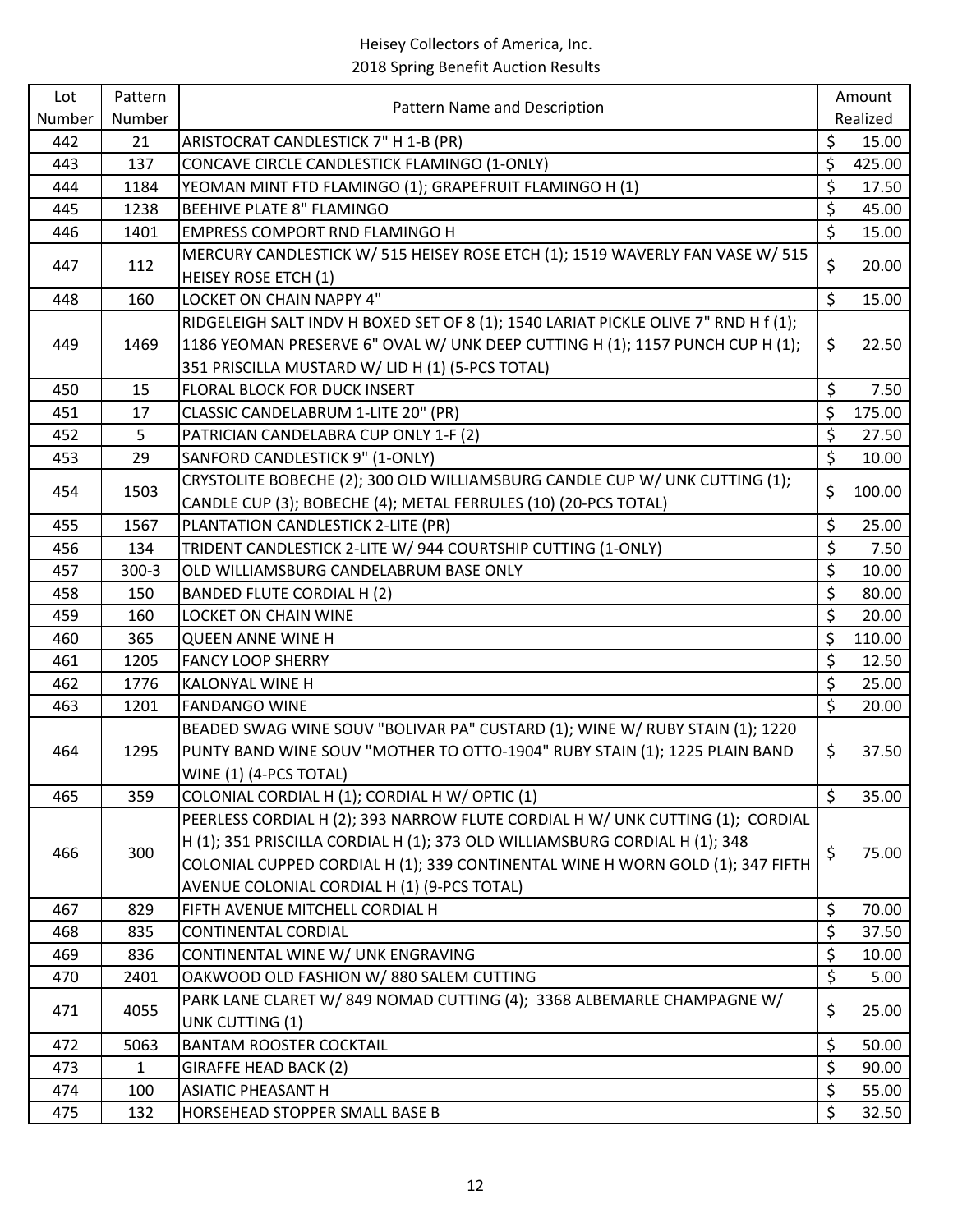Heisey Collectors of America, Inc.
2018 Spring Benefit Auction Results

| Lot Number | Pattern Number | Pattern Name and Description | Amount Realized |
|---|---|---|---|
| 442 | 21 | ARISTOCRAT CANDLESTICK 7" H 1-B (PR) | $ 15.00 |
| 443 | 137 | CONCAVE CIRCLE CANDLESTICK FLAMINGO (1-ONLY) | $ 425.00 |
| 444 | 1184 | YEOMAN MINT FTD FLAMINGO (1); GRAPEFRUIT FLAMINGO H (1) | $ 17.50 |
| 445 | 1238 | BEEHIVE PLATE 8" FLAMINGO | $ 45.00 |
| 446 | 1401 | EMPRESS COMPORT RND FLAMINGO H | $ 15.00 |
| 447 | 112 | MERCURY CANDLESTICK W/ 515 HEISEY ROSE ETCH (1); 1519 WAVERLY FAN VASE W/ 515 HEISEY ROSE ETCH (1) | $ 20.00 |
| 448 | 160 | LOCKET ON CHAIN NAPPY 4" | $ 15.00 |
| 449 | 1469 | RIDGELEIGH SALT INDV H BOXED SET OF 8 (1); 1540 LARIAT PICKLE OLIVE 7" RND H f (1); 1186 YEOMAN PRESERVE 6" OVAL W/ UNK DEEP CUTTING H (1); 1157 PUNCH CUP H (1); 351 PRISCILLA MUSTARD W/ LID H (1) (5-PCS TOTAL) | $ 22.50 |
| 450 | 15 | FLORAL BLOCK FOR DUCK INSERT | $ 7.50 |
| 451 | 17 | CLASSIC CANDELABRUM 1-LITE 20" (PR) | $ 175.00 |
| 452 | 5 | PATRICIAN CANDELABRA CUP ONLY 1-F (2) | $ 27.50 |
| 453 | 29 | SANFORD CANDLESTICK 9" (1-ONLY) | $ 10.00 |
| 454 | 1503 | CRYSTOLITE BOBECHE (2); 300 OLD WILLIAMSBURG CANDLE CUP W/ UNK CUTTING (1); CANDLE CUP (3); BOBECHE (4); METAL FERRULES (10) (20-PCS TOTAL) | $ 100.00 |
| 455 | 1567 | PLANTATION CANDLESTICK 2-LITE (PR) | $ 25.00 |
| 456 | 134 | TRIDENT CANDLESTICK 2-LITE W/ 944 COURTSHIP CUTTING (1-ONLY) | $ 7.50 |
| 457 | 300-3 | OLD WILLIAMSBURG CANDELABRUM BASE ONLY | $ 10.00 |
| 458 | 150 | BANDED FLUTE CORDIAL H (2) | $ 80.00 |
| 459 | 160 | LOCKET ON CHAIN WINE | $ 20.00 |
| 460 | 365 | QUEEN ANNE WINE H | $ 110.00 |
| 461 | 1205 | FANCY LOOP SHERRY | $ 12.50 |
| 462 | 1776 | KALONYAL WINE H | $ 25.00 |
| 463 | 1201 | FANDANGO WINE | $ 20.00 |
| 464 | 1295 | BEADED SWAG WINE SOUV "BOLIVAR PA" CUSTARD (1); WINE W/ RUBY STAIN (1); 1220 PUNTY BAND WINE SOUV "MOTHER TO OTTO-1904" RUBY STAIN (1); 1225 PLAIN BAND WINE (1) (4-PCS TOTAL) | $ 37.50 |
| 465 | 359 | COLONIAL CORDIAL H (1); CORDIAL H W/ OPTIC (1) | $ 35.00 |
| 466 | 300 | PEERLESS CORDIAL H (2); 393 NARROW FLUTE CORDIAL H W/ UNK CUTTING (1); CORDIAL H (1); 351 PRISCILLA CORDIAL H (1); 373 OLD WILLIAMSBURG CORDIAL H (1); 348 COLONIAL CUPPED CORDIAL H (1); 339 CONTINENTAL WINE H WORN GOLD (1); 347 FIFTH AVENUE COLONIAL CORDIAL H (1) (9-PCS TOTAL) | $ 75.00 |
| 467 | 829 | FIFTH AVENUE MITCHELL CORDIAL H | $ 70.00 |
| 468 | 835 | CONTINENTAL CORDIAL | $ 37.50 |
| 469 | 836 | CONTINENTAL WINE W/ UNK ENGRAVING | $ 10.00 |
| 470 | 2401 | OAKWOOD OLD FASHION W/ 880 SALEM CUTTING | $ 5.00 |
| 471 | 4055 | PARK LANE CLARET W/ 849 NOMAD CUTTING (4); 3368 ALBEMARLE CHAMPAGNE W/ UNK CUTTING (1) | $ 25.00 |
| 472 | 5063 | BANTAM ROOSTER COCKTAIL | $ 50.00 |
| 473 | 1 | GIRAFFE HEAD BACK (2) | $ 90.00 |
| 474 | 100 | ASIATIC PHEASANT H | $ 55.00 |
| 475 | 132 | HORSEHEAD STOPPER SMALL BASE B | $ 32.50 |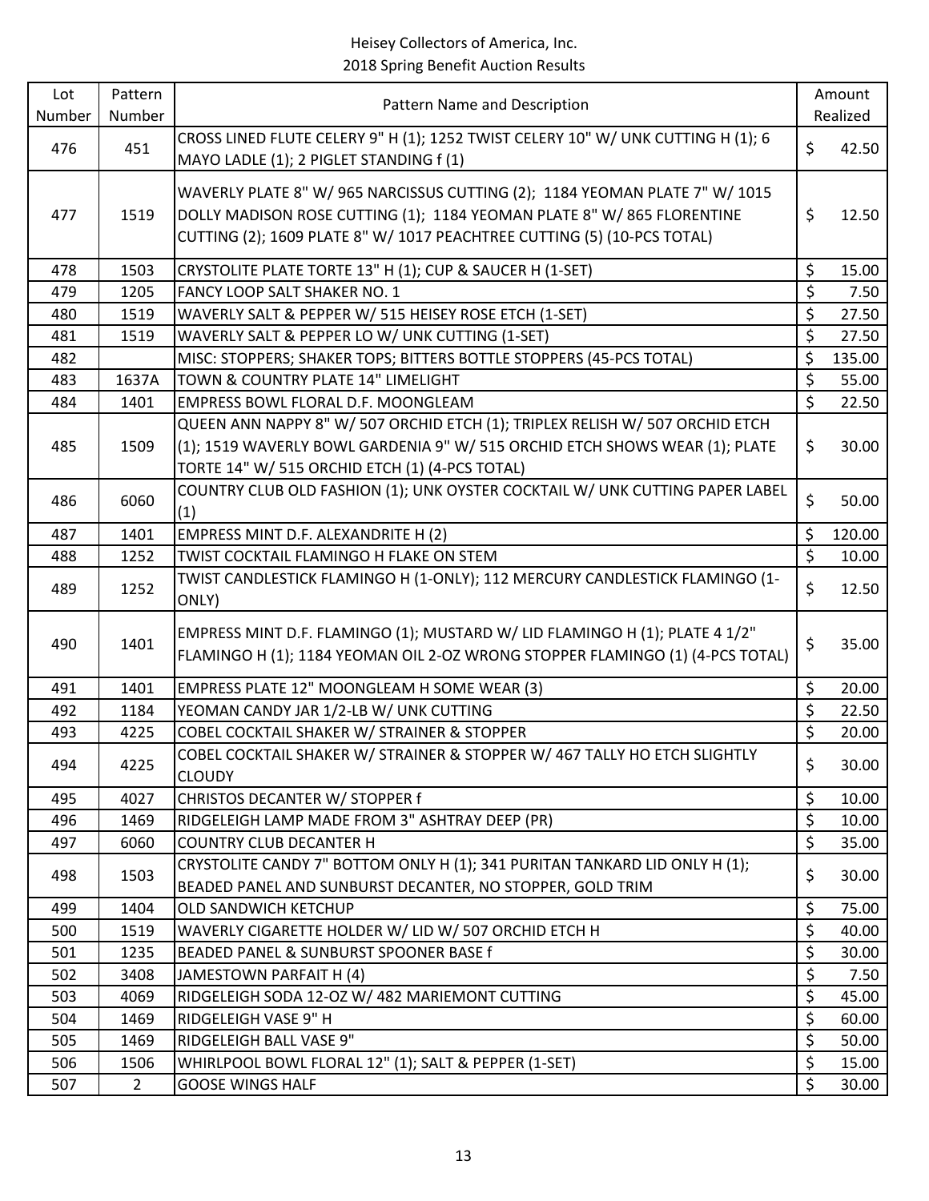Heisey Collectors of America, Inc.
2018 Spring Benefit Auction Results

| Lot Number | Pattern Number | Pattern Name and Description | Amount Realized |
|---|---|---|---|
| 476 | 451 | CROSS LINED FLUTE CELERY 9" H (1); 1252 TWIST CELERY 10" W/ UNK CUTTING H (1); 6 MAYO LADLE (1); 2 PIGLET STANDING f (1) | $ 42.50 |
| 477 | 1519 | WAVERLY PLATE 8" W/ 965 NARCISSUS CUTTING (2); 1184 YEOMAN PLATE 7" W/ 1015 DOLLY MADISON ROSE CUTTING (1); 1184 YEOMAN PLATE 8" W/ 865 FLORENTINE CUTTING (2); 1609 PLATE 8" W/ 1017 PEACHTREE CUTTING (5) (10-PCS TOTAL) | $ 12.50 |
| 478 | 1503 | CRYSTOLITE PLATE TORTE 13" H (1); CUP & SAUCER H (1-SET) | $ 15.00 |
| 479 | 1205 | FANCY LOOP SALT SHAKER NO. 1 | $ 7.50 |
| 480 | 1519 | WAVERLY SALT & PEPPER W/ 515 HEISEY ROSE ETCH (1-SET) | $ 27.50 |
| 481 | 1519 | WAVERLY SALT & PEPPER LO W/ UNK CUTTING (1-SET) | $ 27.50 |
| 482 | | MISC: STOPPERS; SHAKER TOPS; BITTERS BOTTLE STOPPERS (45-PCS TOTAL) | $ 135.00 |
| 483 | 1637A | TOWN & COUNTRY PLATE 14" LIMELIGHT | $ 55.00 |
| 484 | 1401 | EMPRESS BOWL FLORAL D.F. MOONGLEAM | $ 22.50 |
| 485 | 1509 | QUEEN ANN NAPPY 8" W/ 507 ORCHID ETCH (1); TRIPLEX RELISH W/ 507 ORCHID ETCH (1); 1519 WAVERLY BOWL GARDENIA 9" W/ 515 ORCHID ETCH SHOWS WEAR (1); PLATE TORTE 14" W/ 515 ORCHID ETCH (1) (4-PCS TOTAL) | $ 30.00 |
| 486 | 6060 | COUNTRY CLUB OLD FASHION (1); UNK OYSTER COCKTAIL W/ UNK CUTTING PAPER LABEL (1) | $ 50.00 |
| 487 | 1401 | EMPRESS MINT D.F. ALEXANDRITE H (2) | $ 120.00 |
| 488 | 1252 | TWIST COCKTAIL FLAMINGO H FLAKE ON STEM | $ 10.00 |
| 489 | 1252 | TWIST CANDLESTICK FLAMINGO H (1-ONLY); 112 MERCURY CANDLESTICK FLAMINGO (1-ONLY) | $ 12.50 |
| 490 | 1401 | EMPRESS MINT D.F. FLAMINGO (1); MUSTARD W/ LID FLAMINGO H (1); PLATE 4 1/2" FLAMINGO H (1); 1184 YEOMAN OIL 2-OZ WRONG STOPPER FLAMINGO (1) (4-PCS TOTAL) | $ 35.00 |
| 491 | 1401 | EMPRESS PLATE 12" MOONGLEAM H SOME WEAR (3) | $ 20.00 |
| 492 | 1184 | YEOMAN CANDY JAR 1/2-LB W/ UNK CUTTING | $ 22.50 |
| 493 | 4225 | COBEL COCKTAIL SHAKER W/ STRAINER & STOPPER | $ 20.00 |
| 494 | 4225 | COBEL COCKTAIL SHAKER W/ STRAINER & STOPPER W/ 467 TALLY HO ETCH SLIGHTLY CLOUDY | $ 30.00 |
| 495 | 4027 | CHRISTOS DECANTER W/ STOPPER f | $ 10.00 |
| 496 | 1469 | RIDGELEIGH LAMP MADE FROM 3" ASHTRAY DEEP (PR) | $ 10.00 |
| 497 | 6060 | COUNTRY CLUB DECANTER H | $ 35.00 |
| 498 | 1503 | CRYSTOLITE CANDY 7" BOTTOM ONLY H (1); 341 PURITAN TANKARD LID ONLY H (1); BEADED PANEL AND SUNBURST DECANTER, NO STOPPER, GOLD TRIM | $ 30.00 |
| 499 | 1404 | OLD SANDWICH KETCHUP | $ 75.00 |
| 500 | 1519 | WAVERLY CIGARETTE HOLDER W/ LID W/ 507 ORCHID ETCH H | $ 40.00 |
| 501 | 1235 | BEADED PANEL & SUNBURST SPOONER BASE f | $ 30.00 |
| 502 | 3408 | JAMESTOWN PARFAIT H (4) | $ 7.50 |
| 503 | 4069 | RIDGELEIGH SODA 12-OZ W/ 482 MARIEMONT CUTTING | $ 45.00 |
| 504 | 1469 | RIDGELEIGH VASE 9" H | $ 60.00 |
| 505 | 1469 | RIDGELEIGH BALL VASE 9" | $ 50.00 |
| 506 | 1506 | WHIRLPOOL BOWL FLORAL 12" (1); SALT & PEPPER (1-SET) | $ 15.00 |
| 507 | 2 | GOOSE WINGS HALF | $ 30.00 |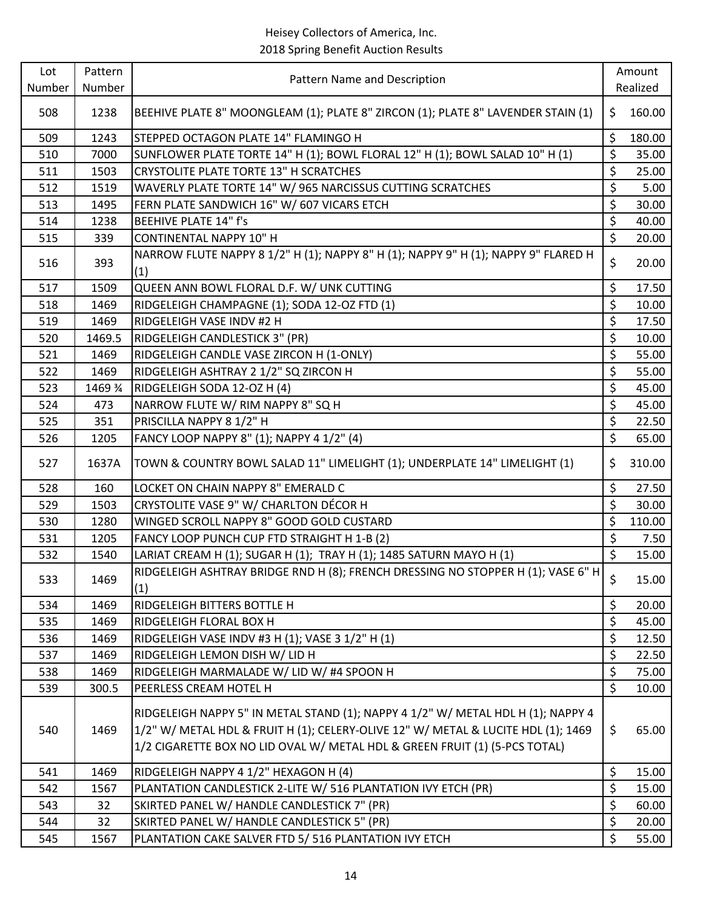Heisey Collectors of America, Inc.
2018 Spring Benefit Auction Results

| Lot Number | Pattern Number | Pattern Name and Description | Amount Realized |
|---|---|---|---|
| 508 | 1238 | BEEHIVE PLATE 8" MOONGLEAM (1); PLATE 8" ZIRCON (1); PLATE 8" LAVENDER STAIN (1) | $ 160.00 |
| 509 | 1243 | STEPPED OCTAGON PLATE 14" FLAMINGO H | $ 180.00 |
| 510 | 7000 | SUNFLOWER PLATE TORTE 14" H (1); BOWL FLORAL 12" H (1); BOWL SALAD 10" H (1) | $ 35.00 |
| 511 | 1503 | CRYSTOLITE PLATE TORTE 13" H SCRATCHES | $ 25.00 |
| 512 | 1519 | WAVERLY PLATE TORTE 14" W/ 965 NARCISSUS CUTTING SCRATCHES | $ 5.00 |
| 513 | 1495 | FERN PLATE SANDWICH 16" W/ 607 VICARS ETCH | $ 30.00 |
| 514 | 1238 | BEEHIVE PLATE 14" f's | $ 40.00 |
| 515 | 339 | CONTINENTAL NAPPY 10" H | $ 20.00 |
| 516 | 393 | NARROW FLUTE NAPPY 8 1/2" H (1); NAPPY 8" H (1); NAPPY 9" H (1); NAPPY 9" FLARED H (1) | $ 20.00 |
| 517 | 1509 | QUEEN ANN BOWL FLORAL D.F. W/ UNK CUTTING | $ 17.50 |
| 518 | 1469 | RIDGELEIGH CHAMPAGNE (1); SODA 12-OZ FTD (1) | $ 10.00 |
| 519 | 1469 | RIDGELEIGH VASE INDV #2 H | $ 17.50 |
| 520 | 1469.5 | RIDGELEIGH CANDLESTICK 3" (PR) | $ 10.00 |
| 521 | 1469 | RIDGELEIGH CANDLE VASE ZIRCON H (1-ONLY) | $ 55.00 |
| 522 | 1469 | RIDGELEIGH ASHTRAY 2 1/2" SQ ZIRCON H | $ 55.00 |
| 523 | 1469 ¾ | RIDGELEIGH SODA 12-OZ H (4) | $ 45.00 |
| 524 | 473 | NARROW FLUTE W/ RIM NAPPY 8" SQ H | $ 45.00 |
| 525 | 351 | PRISCILLA NAPPY 8 1/2" H | $ 22.50 |
| 526 | 1205 | FANCY LOOP NAPPY 8" (1); NAPPY 4 1/2" (4) | $ 65.00 |
| 527 | 1637A | TOWN & COUNTRY BOWL SALAD 11" LIMELIGHT (1); UNDERPLATE 14" LIMELIGHT (1) | $ 310.00 |
| 528 | 160 | LOCKET ON CHAIN NAPPY 8" EMERALD C | $ 27.50 |
| 529 | 1503 | CRYSTOLITE VASE 9" W/ CHARLTON DÉCOR H | $ 30.00 |
| 530 | 1280 | WINGED SCROLL NAPPY 8" GOOD GOLD CUSTARD | $ 110.00 |
| 531 | 1205 | FANCY LOOP PUNCH CUP FTD STRAIGHT H 1-B (2) | $ 7.50 |
| 532 | 1540 | LARIAT CREAM H (1); SUGAR H (1); TRAY H (1); 1485 SATURN MAYO H (1) | $ 15.00 |
| 533 | 1469 | RIDGELEIGH ASHTRAY BRIDGE RND H (8); FRENCH DRESSING NO STOPPER H (1); VASE 6" H (1) | $ 15.00 |
| 534 | 1469 | RIDGELEIGH BITTERS BOTTLE H | $ 20.00 |
| 535 | 1469 | RIDGELEIGH FLORAL BOX H | $ 45.00 |
| 536 | 1469 | RIDGELEIGH VASE INDV #3 H (1); VASE 3 1/2" H (1) | $ 12.50 |
| 537 | 1469 | RIDGELEIGH LEMON DISH W/ LID H | $ 22.50 |
| 538 | 1469 | RIDGELEIGH MARMALADE W/ LID W/ #4 SPOON H | $ 75.00 |
| 539 | 300.5 | PEERLESS CREAM HOTEL H | $ 10.00 |
| 540 | 1469 | RIDGELEIGH NAPPY 5" IN METAL STAND (1); NAPPY 4 1/2" W/ METAL HDL H (1); NAPPY 4 1/2" W/ METAL HDL & FRUIT H (1); CELERY-OLIVE 12" W/ METAL & LUCITE HDL (1); 1469 1/2 CIGARETTE BOX NO LID OVAL W/ METAL HDL & GREEN FRUIT (1) (5-PCS TOTAL) | $ 65.00 |
| 541 | 1469 | RIDGELEIGH NAPPY 4 1/2" HEXAGON H (4) | $ 15.00 |
| 542 | 1567 | PLANTATION CANDLESTICK 2-LITE W/ 516 PLANTATION IVY ETCH (PR) | $ 15.00 |
| 543 | 32 | SKIRTED PANEL W/ HANDLE CANDLESTICK 7" (PR) | $ 60.00 |
| 544 | 32 | SKIRTED PANEL W/ HANDLE CANDLESTICK 5" (PR) | $ 20.00 |
| 545 | 1567 | PLANTATION CAKE SALVER FTD 5/ 516 PLANTATION IVY ETCH | $ 55.00 |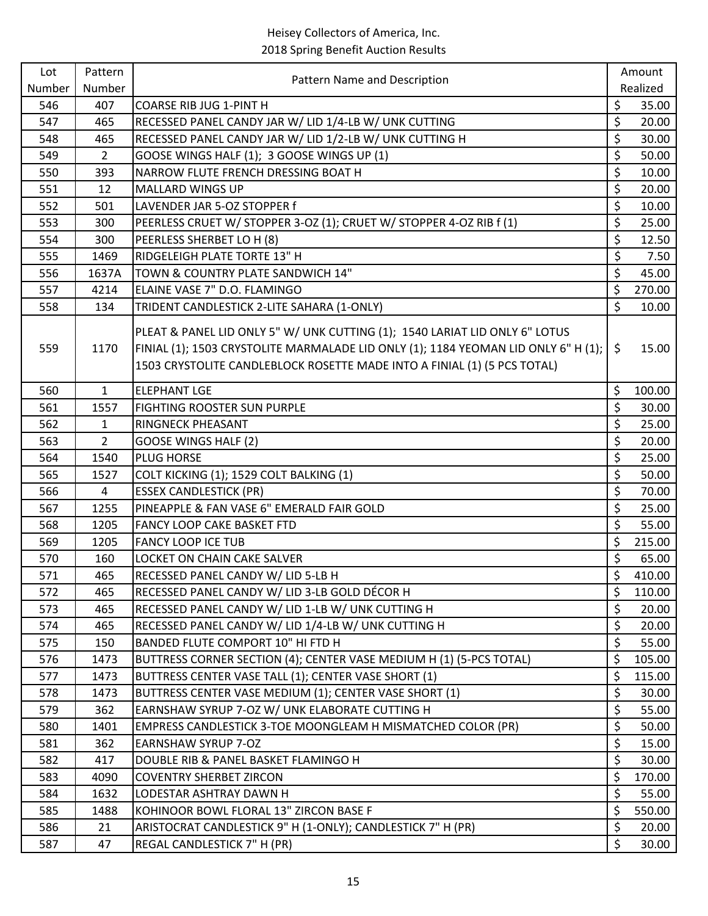Heisey Collectors of America, Inc.
2018 Spring Benefit Auction Results

| Lot Number | Pattern Number | Pattern Name and Description | Amount Realized |
|---|---|---|---|
| 546 | 407 | COARSE RIB JUG 1-PINT H | $ 35.00 |
| 547 | 465 | RECESSED PANEL CANDY JAR W/ LID 1/4-LB W/ UNK CUTTING | $ 20.00 |
| 548 | 465 | RECESSED PANEL CANDY JAR W/ LID 1/2-LB W/ UNK CUTTING H | $ 30.00 |
| 549 | 2 | GOOSE WINGS HALF (1); 3 GOOSE WINGS UP (1) | $ 50.00 |
| 550 | 393 | NARROW FLUTE FRENCH DRESSING BOAT H | $ 10.00 |
| 551 | 12 | MALLARD WINGS UP | $ 20.00 |
| 552 | 501 | LAVENDER JAR 5-OZ STOPPER f | $ 10.00 |
| 553 | 300 | PEERLESS CRUET W/ STOPPER 3-OZ (1); CRUET W/ STOPPER 4-OZ RIB f (1) | $ 25.00 |
| 554 | 300 | PEERLESS SHERBET LO H (8) | $ 12.50 |
| 555 | 1469 | RIDGELEIGH PLATE TORTE 13" H | $ 7.50 |
| 556 | 1637A | TOWN & COUNTRY PLATE SANDWICH 14" | $ 45.00 |
| 557 | 4214 | ELAINE VASE 7" D.O. FLAMINGO | $ 270.00 |
| 558 | 134 | TRIDENT CANDLESTICK 2-LITE SAHARA (1-ONLY) | $ 10.00 |
| 559 | 1170 | PLEAT & PANEL LID ONLY 5" W/ UNK CUTTING (1); 1540 LARIAT LID ONLY 6" LOTUS FINIAL (1); 1503 CRYSTOLITE MARMALADE LID ONLY (1); 1184 YEOMAN LID ONLY 6" H (1); 1503 CRYSTOLITE CANDLEBLOCK ROSETTE MADE INTO A FINIAL (1) (5 PCS TOTAL) | $ 15.00 |
| 560 | 1 | ELEPHANT LGE | $ 100.00 |
| 561 | 1557 | FIGHTING ROOSTER SUN PURPLE | $ 30.00 |
| 562 | 1 | RINGNECK PHEASANT | $ 25.00 |
| 563 | 2 | GOOSE WINGS HALF (2) | $ 20.00 |
| 564 | 1540 | PLUG HORSE | $ 25.00 |
| 565 | 1527 | COLT KICKING (1); 1529 COLT BALKING (1) | $ 50.00 |
| 566 | 4 | ESSEX CANDLESTICK (PR) | $ 70.00 |
| 567 | 1255 | PINEAPPLE & FAN VASE 6" EMERALD FAIR GOLD | $ 25.00 |
| 568 | 1205 | FANCY LOOP CAKE BASKET FTD | $ 55.00 |
| 569 | 1205 | FANCY LOOP ICE TUB | $ 215.00 |
| 570 | 160 | LOCKET ON CHAIN CAKE SALVER | $ 65.00 |
| 571 | 465 | RECESSED PANEL CANDY W/ LID 5-LB H | $ 410.00 |
| 572 | 465 | RECESSED PANEL CANDY W/ LID 3-LB GOLD DÉCOR H | $ 110.00 |
| 573 | 465 | RECESSED PANEL CANDY W/ LID 1-LB W/ UNK CUTTING H | $ 20.00 |
| 574 | 465 | RECESSED PANEL CANDY W/ LID 1/4-LB W/ UNK CUTTING H | $ 20.00 |
| 575 | 150 | BANDED FLUTE COMPORT 10" HI FTD H | $ 55.00 |
| 576 | 1473 | BUTTRESS CORNER SECTION (4); CENTER VASE MEDIUM H (1) (5-PCS TOTAL) | $ 105.00 |
| 577 | 1473 | BUTTRESS CENTER VASE TALL (1); CENTER VASE SHORT (1) | $ 115.00 |
| 578 | 1473 | BUTTRESS CENTER VASE MEDIUM (1); CENTER VASE SHORT (1) | $ 30.00 |
| 579 | 362 | EARNSHAW SYRUP 7-OZ W/ UNK ELABORATE CUTTING H | $ 55.00 |
| 580 | 1401 | EMPRESS CANDLESTICK 3-TOE MOONGLEAM H MISMATCHED COLOR (PR) | $ 50.00 |
| 581 | 362 | EARNSHAW SYRUP 7-OZ | $ 15.00 |
| 582 | 417 | DOUBLE RIB & PANEL BASKET FLAMINGO H | $ 30.00 |
| 583 | 4090 | COVENTRY SHERBET ZIRCON | $ 170.00 |
| 584 | 1632 | LODESTAR ASHTRAY DAWN H | $ 55.00 |
| 585 | 1488 | KOHINOOR BOWL FLORAL 13" ZIRCON BASE F | $ 550.00 |
| 586 | 21 | ARISTOCRAT CANDLESTICK 9" H (1-ONLY); CANDLESTICK 7" H (PR) | $ 20.00 |
| 587 | 47 | REGAL CANDLESTICK 7" H (PR) | $ 30.00 |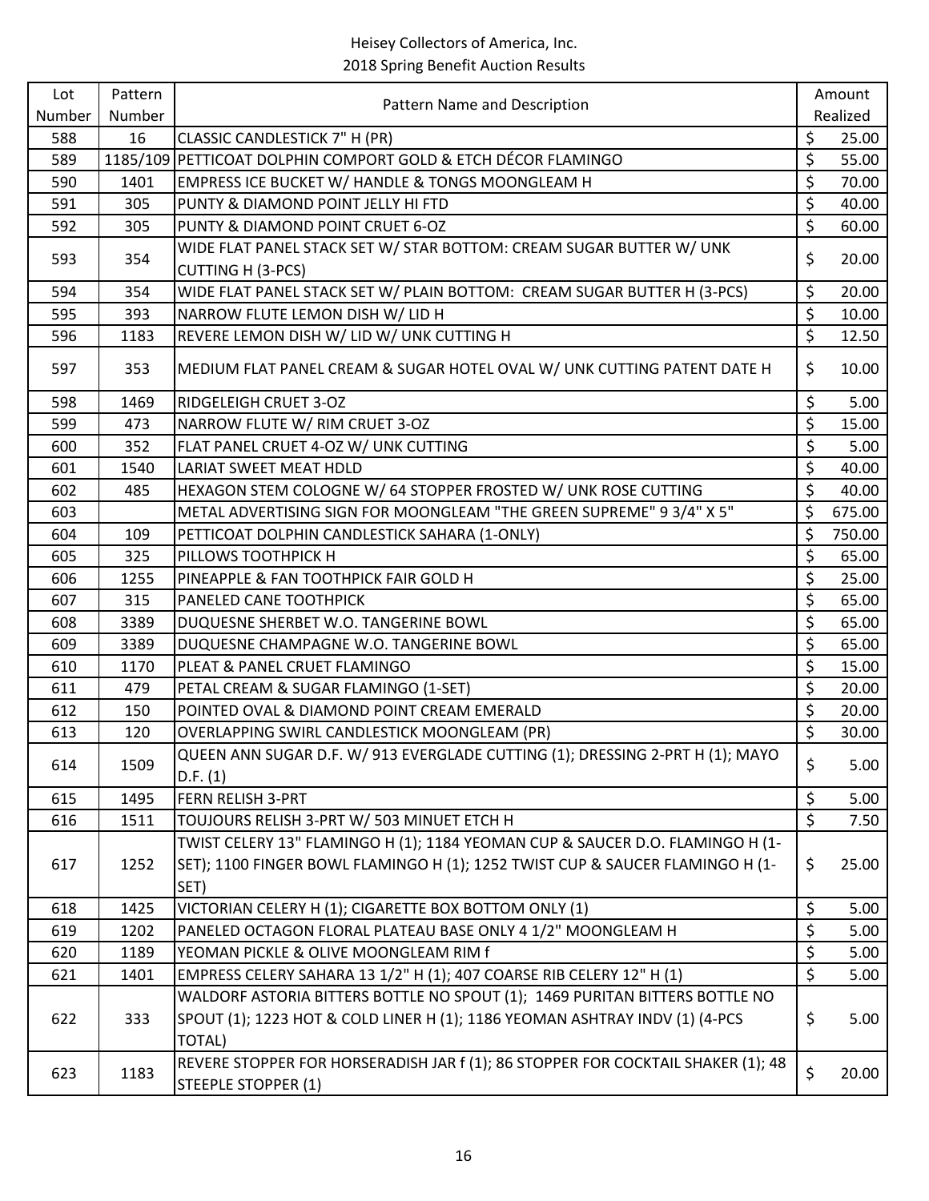Heisey Collectors of America, Inc.
2018 Spring Benefit Auction Results

| Lot Number | Pattern Number | Pattern Name and Description | Amount Realized |
|---|---|---|---|
| 588 | 16 | CLASSIC CANDLESTICK 7" H (PR) | $ 25.00 |
| 589 | 1185/109 | PETTICOAT DOLPHIN COMPORT GOLD & ETCH DÉCOR FLAMINGO | $ 55.00 |
| 590 | 1401 | EMPRESS ICE BUCKET W/ HANDLE & TONGS MOONGLEAM H | $ 70.00 |
| 591 | 305 | PUNTY & DIAMOND POINT JELLY HI FTD | $ 40.00 |
| 592 | 305 | PUNTY & DIAMOND POINT CRUET 6-OZ | $ 60.00 |
| 593 | 354 | WIDE FLAT PANEL STACK SET W/ STAR BOTTOM: CREAM SUGAR BUTTER W/ UNK CUTTING H (3-PCS) | $ 20.00 |
| 594 | 354 | WIDE FLAT PANEL STACK SET W/ PLAIN BOTTOM: CREAM SUGAR BUTTER H (3-PCS) | $ 20.00 |
| 595 | 393 | NARROW FLUTE LEMON DISH W/ LID H | $ 10.00 |
| 596 | 1183 | REVERE LEMON DISH W/ LID W/ UNK CUTTING H | $ 12.50 |
| 597 | 353 | MEDIUM FLAT PANEL CREAM & SUGAR HOTEL OVAL W/ UNK CUTTING PATENT DATE H | $ 10.00 |
| 598 | 1469 | RIDGELEIGH CRUET 3-OZ | $ 5.00 |
| 599 | 473 | NARROW FLUTE W/ RIM CRUET 3-OZ | $ 15.00 |
| 600 | 352 | FLAT PANEL CRUET 4-OZ W/ UNK CUTTING | $ 5.00 |
| 601 | 1540 | LARIAT SWEET MEAT HDLD | $ 40.00 |
| 602 | 485 | HEXAGON STEM COLOGNE W/ 64 STOPPER FROSTED W/ UNK ROSE CUTTING | $ 40.00 |
| 603 | | METAL ADVERTISING SIGN FOR MOONGLEAM "THE GREEN SUPREME" 9 3/4" X 5" | $ 675.00 |
| 604 | 109 | PETTICOAT DOLPHIN CANDLESTICK SAHARA (1-ONLY) | $ 750.00 |
| 605 | 325 | PILLOWS TOOTHPICK H | $ 65.00 |
| 606 | 1255 | PINEAPPLE & FAN TOOTHPICK FAIR GOLD H | $ 25.00 |
| 607 | 315 | PANELED CANE TOOTHPICK | $ 65.00 |
| 608 | 3389 | DUQUESNE SHERBET W.O. TANGERINE BOWL | $ 65.00 |
| 609 | 3389 | DUQUESNE CHAMPAGNE W.O. TANGERINE BOWL | $ 65.00 |
| 610 | 1170 | PLEAT & PANEL CRUET FLAMINGO | $ 15.00 |
| 611 | 479 | PETAL CREAM & SUGAR FLAMINGO (1-SET) | $ 20.00 |
| 612 | 150 | POINTED OVAL & DIAMOND POINT CREAM EMERALD | $ 20.00 |
| 613 | 120 | OVERLAPPING SWIRL CANDLESTICK MOONGLEAM (PR) | $ 30.00 |
| 614 | 1509 | QUEEN ANN SUGAR D.F. W/ 913 EVERGLADE CUTTING (1); DRESSING 2-PRT H (1); MAYO D.F. (1) | $ 5.00 |
| 615 | 1495 | FERN RELISH 3-PRT | $ 5.00 |
| 616 | 1511 | TOUJOURS RELISH 3-PRT W/ 503 MINUET ETCH H | $ 7.50 |
| 617 | 1252 | TWIST CELERY 13" FLAMINGO H (1); 1184 YEOMAN CUP & SAUCER D.O. FLAMINGO H (1-SET); 1100 FINGER BOWL FLAMINGO H (1); 1252 TWIST CUP & SAUCER FLAMINGO H (1-SET) | $ 25.00 |
| 618 | 1425 | VICTORIAN CELERY H (1); CIGARETTE BOX BOTTOM ONLY (1) | $ 5.00 |
| 619 | 1202 | PANELED OCTAGON FLORAL PLATEAU BASE ONLY 4 1/2" MOONGLEAM H | $ 5.00 |
| 620 | 1189 | YEOMAN PICKLE & OLIVE MOONGLEAM RIM f | $ 5.00 |
| 621 | 1401 | EMPRESS CELERY SAHARA 13 1/2" H (1); 407 COARSE RIB CELERY 12" H (1) | $ 5.00 |
| 622 | 333 | WALDORF ASTORIA BITTERS BOTTLE NO SPOUT (1); 1469 PURITAN BITTERS BOTTLE NO SPOUT (1); 1223 HOT & COLD LINER H (1); 1186 YEOMAN ASHTRAY INDV (1) (4-PCS TOTAL) | $ 5.00 |
| 623 | 1183 | REVERE STOPPER FOR HORSERADISH JAR f (1); 86 STOPPER FOR COCKTAIL SHAKER (1); 48 STEEPLE STOPPER (1) | $ 20.00 |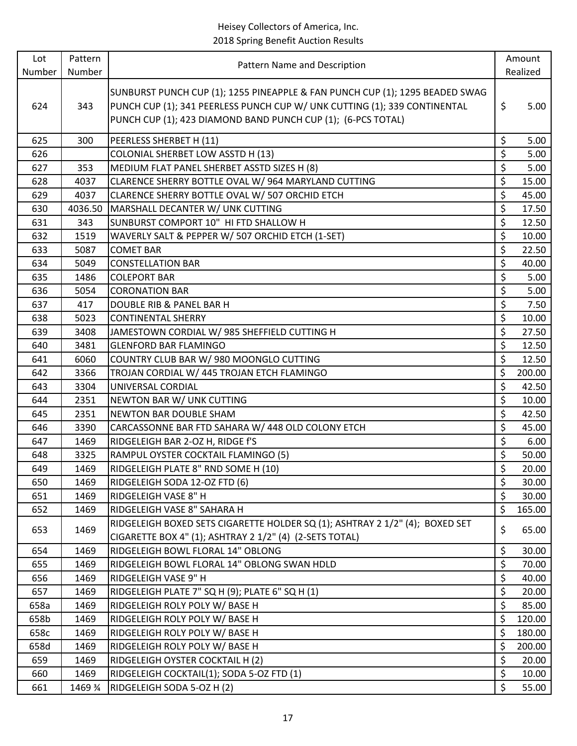| Lot Number | Pattern Number | Pattern Name and Description | Amount Realized |
|---|---|---|---|
| 624 | 343 | SUNBURST PUNCH CUP (1); 1255 PINEAPPLE & FAN PUNCH CUP (1); 1295 BEADED SWAG PUNCH CUP (1); 341 PEERLESS PUNCH CUP W/ UNK CUTTING (1); 339 CONTINENTAL PUNCH CUP (1); 423 DIAMOND BAND PUNCH CUP (1); (6-PCS TOTAL) | $ 5.00 |
| 625 | 300 | PEERLESS SHERBET H (11) | $ 5.00 |
| 626 | | COLONIAL SHERBET LOW ASSTD H (13) | $ 5.00 |
| 627 | 353 | MEDIUM FLAT PANEL SHERBET ASSTD SIZES H (8) | $ 5.00 |
| 628 | 4037 | CLARENCE SHERRY BOTTLE OVAL W/ 964 MARYLAND CUTTING | $ 15.00 |
| 629 | 4037 | CLARENCE SHERRY BOTTLE OVAL W/ 507 ORCHID ETCH | $ 45.00 |
| 630 | 4036.50 | MARSHALL DECANTER W/ UNK CUTTING | $ 17.50 |
| 631 | 343 | SUNBURST COMPORT 10" HI FTD SHALLOW H | $ 12.50 |
| 632 | 1519 | WAVERLY SALT & PEPPER W/ 507 ORCHID ETCH (1-SET) | $ 10.00 |
| 633 | 5087 | COMET BAR | $ 22.50 |
| 634 | 5049 | CONSTELLATION BAR | $ 40.00 |
| 635 | 1486 | COLEPORT BAR | $ 5.00 |
| 636 | 5054 | CORONATION BAR | $ 5.00 |
| 637 | 417 | DOUBLE RIB & PANEL BAR H | $ 7.50 |
| 638 | 5023 | CONTINENTAL SHERRY | $ 10.00 |
| 639 | 3408 | JAMESTOWN CORDIAL W/ 985 SHEFFIELD CUTTING H | $ 27.50 |
| 640 | 3481 | GLENFORD BAR FLAMINGO | $ 12.50 |
| 641 | 6060 | COUNTRY CLUB BAR W/ 980 MOONGLO CUTTING | $ 12.50 |
| 642 | 3366 | TROJAN CORDIAL W/ 445 TROJAN ETCH FLAMINGO | $ 200.00 |
| 643 | 3304 | UNIVERSAL CORDIAL | $ 42.50 |
| 644 | 2351 | NEWTON BAR W/ UNK CUTTING | $ 10.00 |
| 645 | 2351 | NEWTON BAR DOUBLE SHAM | $ 42.50 |
| 646 | 3390 | CARCASSONNE BAR FTD SAHARA W/ 448 OLD COLONY ETCH | $ 45.00 |
| 647 | 1469 | RIDGELEIGH BAR 2-OZ H, RIDGE f'S | $ 6.00 |
| 648 | 3325 | RAMPUL OYSTER COCKTAIL FLAMINGO (5) | $ 50.00 |
| 649 | 1469 | RIDGELEIGH PLATE 8" RND SOME H (10) | $ 20.00 |
| 650 | 1469 | RIDGELEIGH SODA 12-OZ FTD (6) | $ 30.00 |
| 651 | 1469 | RIDGELEIGH VASE 8" H | $ 30.00 |
| 652 | 1469 | RIDGELEIGH VASE 8" SAHARA H | $ 165.00 |
| 653 | 1469 | RIDGELEIGH BOXED SETS CIGARETTE HOLDER SQ (1); ASHTRAY 2 1/2" (4); BOXED SET CIGARETTE BOX 4" (1); ASHTRAY 2 1/2" (4) (2-SETS TOTAL) | $ 65.00 |
| 654 | 1469 | RIDGELEIGH BOWL FLORAL 14" OBLONG | $ 30.00 |
| 655 | 1469 | RIDGELEIGH BOWL FLORAL 14" OBLONG SWAN HDLD | $ 70.00 |
| 656 | 1469 | RIDGELEIGH VASE 9" H | $ 40.00 |
| 657 | 1469 | RIDGELEIGH PLATE 7" SQ H (9); PLATE 6" SQ H (1) | $ 20.00 |
| 658a | 1469 | RIDGELEIGH ROLY POLY W/ BASE H | $ 85.00 |
| 658b | 1469 | RIDGELEIGH ROLY POLY W/ BASE H | $ 120.00 |
| 658c | 1469 | RIDGELEIGH ROLY POLY W/ BASE H | $ 180.00 |
| 658d | 1469 | RIDGELEIGH ROLY POLY W/ BASE H | $ 200.00 |
| 659 | 1469 | RIDGELEIGH OYSTER COCKTAIL H (2) | $ 20.00 |
| 660 | 1469 | RIDGELEIGH COCKTAIL(1); SODA 5-OZ FTD (1) | $ 10.00 |
| 661 | 1469 ¾ | RIDGELEIGH SODA 5-OZ H (2) | $ 55.00 |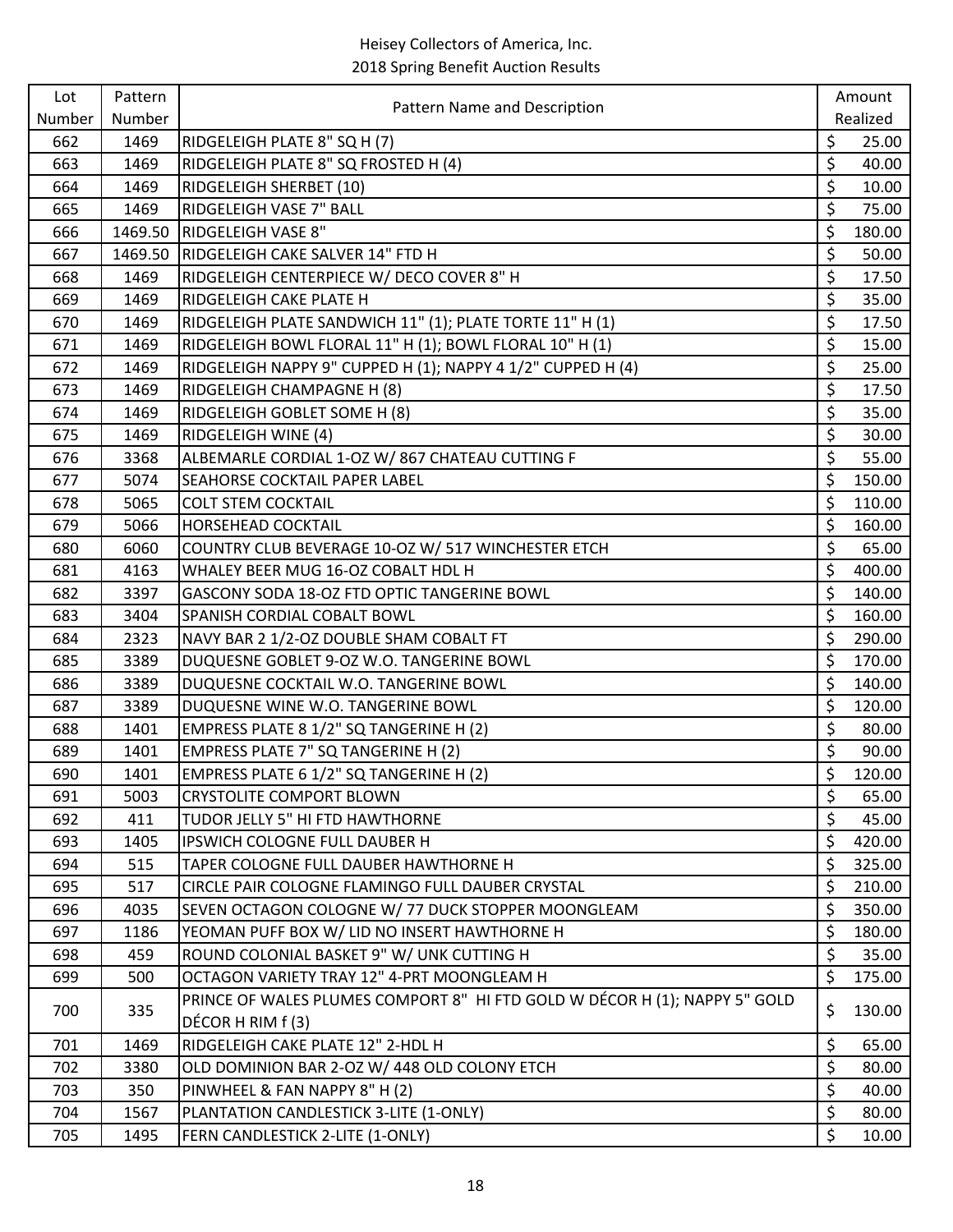Heisey Collectors of America, Inc.
2018 Spring Benefit Auction Results

| Lot Number | Pattern Number | Pattern Name and Description | Amount Realized |
|---|---|---|---|
| 662 | 1469 | RIDGELEIGH PLATE 8" SQ H (7) | $ 25.00 |
| 663 | 1469 | RIDGELEIGH PLATE 8" SQ FROSTED H (4) | $ 40.00 |
| 664 | 1469 | RIDGELEIGH SHERBET (10) | $ 10.00 |
| 665 | 1469 | RIDGELEIGH VASE 7" BALL | $ 75.00 |
| 666 | 1469.50 | RIDGELEIGH VASE 8" | $ 180.00 |
| 667 | 1469.50 | RIDGELEIGH CAKE SALVER 14" FTD H | $ 50.00 |
| 668 | 1469 | RIDGELEIGH CENTERPIECE W/ DECO COVER 8" H | $ 17.50 |
| 669 | 1469 | RIDGELEIGH CAKE PLATE H | $ 35.00 |
| 670 | 1469 | RIDGELEIGH PLATE SANDWICH 11" (1); PLATE TORTE 11" H (1) | $ 17.50 |
| 671 | 1469 | RIDGELEIGH BOWL FLORAL 11" H (1); BOWL FLORAL 10" H (1) | $ 15.00 |
| 672 | 1469 | RIDGELEIGH NAPPY 9" CUPPED H (1); NAPPY 4 1/2" CUPPED H (4) | $ 25.00 |
| 673 | 1469 | RIDGELEIGH CHAMPAGNE H (8) | $ 17.50 |
| 674 | 1469 | RIDGELEIGH GOBLET SOME H (8) | $ 35.00 |
| 675 | 1469 | RIDGELEIGH WINE (4) | $ 30.00 |
| 676 | 3368 | ALBEMARLE CORDIAL 1-OZ W/ 867 CHATEAU CUTTING F | $ 55.00 |
| 677 | 5074 | SEAHORSE COCKTAIL PAPER LABEL | $ 150.00 |
| 678 | 5065 | COLT STEM COCKTAIL | $ 110.00 |
| 679 | 5066 | HORSEHEAD COCKTAIL | $ 160.00 |
| 680 | 6060 | COUNTRY CLUB BEVERAGE 10-OZ W/ 517 WINCHESTER ETCH | $ 65.00 |
| 681 | 4163 | WHALEY BEER MUG 16-OZ COBALT HDL H | $ 400.00 |
| 682 | 3397 | GASCONY SODA 18-OZ FTD OPTIC TANGERINE BOWL | $ 140.00 |
| 683 | 3404 | SPANISH CORDIAL COBALT BOWL | $ 160.00 |
| 684 | 2323 | NAVY BAR 2 1/2-OZ DOUBLE SHAM COBALT FT | $ 290.00 |
| 685 | 3389 | DUQUESNE GOBLET 9-OZ W.O. TANGERINE BOWL | $ 170.00 |
| 686 | 3389 | DUQUESNE COCKTAIL W.O. TANGERINE BOWL | $ 140.00 |
| 687 | 3389 | DUQUESNE WINE W.O. TANGERINE BOWL | $ 120.00 |
| 688 | 1401 | EMPRESS PLATE 8 1/2" SQ TANGERINE H (2) | $ 80.00 |
| 689 | 1401 | EMPRESS PLATE 7" SQ TANGERINE H (2) | $ 90.00 |
| 690 | 1401 | EMPRESS PLATE 6 1/2" SQ TANGERINE H (2) | $ 120.00 |
| 691 | 5003 | CRYSTOLITE COMPORT BLOWN | $ 65.00 |
| 692 | 411 | TUDOR JELLY 5" HI FTD HAWTHORNE | $ 45.00 |
| 693 | 1405 | IPSWICH COLOGNE FULL DAUBER H | $ 420.00 |
| 694 | 515 | TAPER COLOGNE FULL DAUBER HAWTHORNE H | $ 325.00 |
| 695 | 517 | CIRCLE PAIR COLOGNE FLAMINGO FULL DAUBER CRYSTAL | $ 210.00 |
| 696 | 4035 | SEVEN OCTAGON COLOGNE W/ 77 DUCK STOPPER MOONGLEAM | $ 350.00 |
| 697 | 1186 | YEOMAN PUFF BOX W/ LID NO INSERT HAWTHORNE H | $ 180.00 |
| 698 | 459 | ROUND COLONIAL BASKET 9" W/ UNK CUTTING H | $ 35.00 |
| 699 | 500 | OCTAGON VARIETY TRAY 12" 4-PRT MOONGLEAM H | $ 175.00 |
| 700 | 335 | PRINCE OF WALES PLUMES COMPORT 8" HI FTD GOLD W DÉCOR H (1); NAPPY 5" GOLD DÉCOR H RIM f (3) | $ 130.00 |
| 701 | 1469 | RIDGELEIGH CAKE PLATE 12" 2-HDL H | $ 65.00 |
| 702 | 3380 | OLD DOMINION BAR 2-OZ W/ 448 OLD COLONY ETCH | $ 80.00 |
| 703 | 350 | PINWHEEL & FAN NAPPY 8" H (2) | $ 40.00 |
| 704 | 1567 | PLANTATION CANDLESTICK 3-LITE (1-ONLY) | $ 80.00 |
| 705 | 1495 | FERN CANDLESTICK 2-LITE (1-ONLY) | $ 10.00 |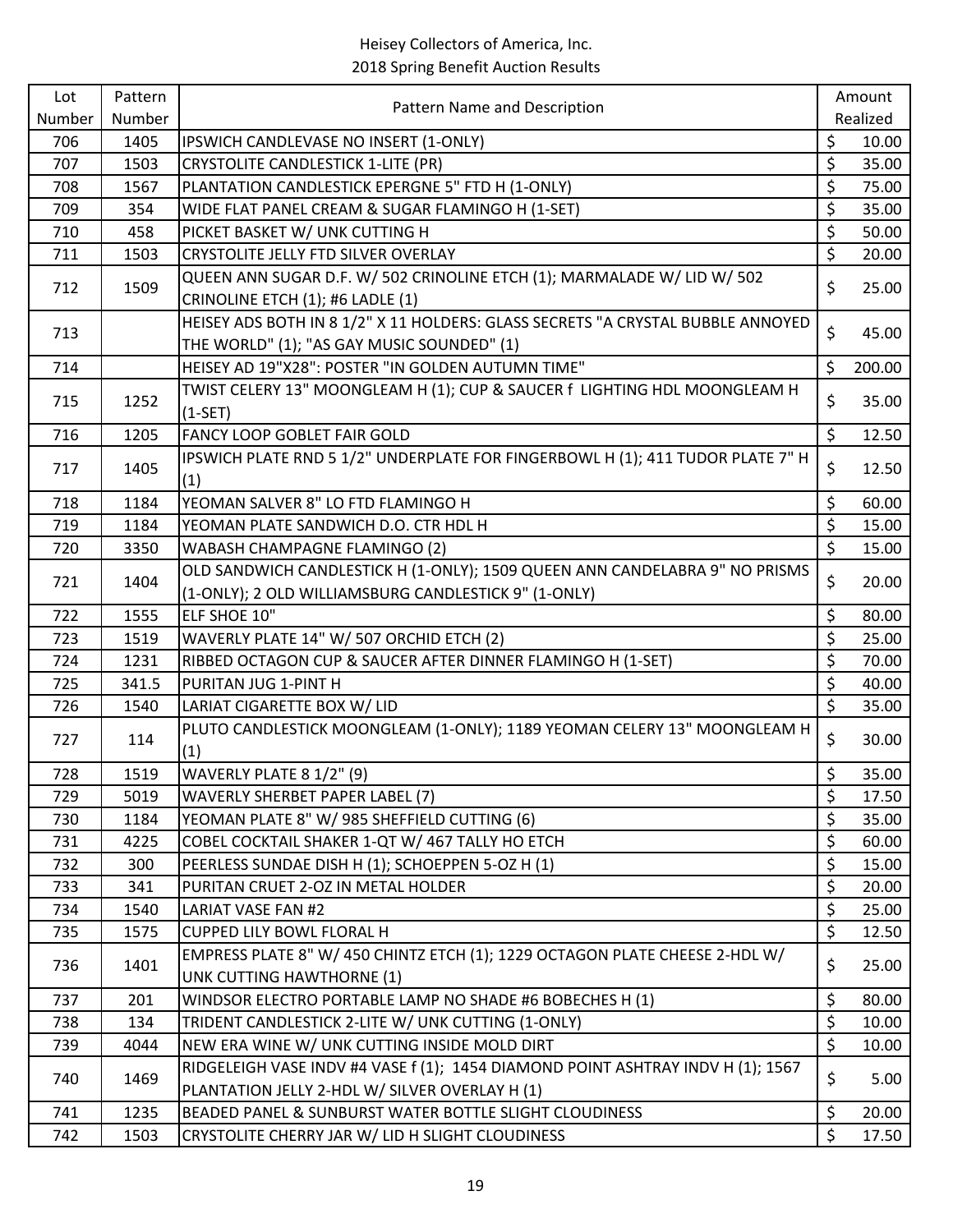Heisey Collectors of America, Inc.
2018 Spring Benefit Auction Results

| Lot Number | Pattern Number | Pattern Name and Description | Amount Realized |
|---|---|---|---|
| 706 | 1405 | IPSWICH CANDLEVASE NO INSERT (1-ONLY) | $ 10.00 |
| 707 | 1503 | CRYSTOLITE CANDLESTICK 1-LITE (PR) | $ 35.00 |
| 708 | 1567 | PLANTATION CANDLESTICK EPERGNE 5" FTD H (1-ONLY) | $ 75.00 |
| 709 | 354 | WIDE FLAT PANEL CREAM & SUGAR FLAMINGO H (1-SET) | $ 35.00 |
| 710 | 458 | PICKET BASKET W/ UNK CUTTING H | $ 50.00 |
| 711 | 1503 | CRYSTOLITE JELLY FTD SILVER OVERLAY | $ 20.00 |
| 712 | 1509 | QUEEN ANN SUGAR D.F. W/ 502 CRINOLINE ETCH (1); MARMALADE W/ LID W/ 502 CRINOLINE ETCH (1); #6 LADLE (1) | $ 25.00 |
| 713 | | HEISEY ADS BOTH IN 8 1/2" X 11 HOLDERS: GLASS SECRETS "A CRYSTAL BUBBLE ANNOYED THE WORLD" (1); "AS GAY MUSIC SOUNDED" (1) | $ 45.00 |
| 714 | | HEISEY AD 19"X28": POSTER "IN GOLDEN AUTUMN TIME" | $ 200.00 |
| 715 | 1252 | TWIST CELERY 13" MOONGLEAM H (1); CUP & SAUCER f LIGHTING HDL MOONGLEAM H (1-SET) | $ 35.00 |
| 716 | 1205 | FANCY LOOP GOBLET FAIR GOLD | $ 12.50 |
| 717 | 1405 | IPSWICH PLATE RND 5 1/2" UNDERPLATE FOR FINGERBOWL H (1); 411 TUDOR PLATE 7" H (1) | $ 12.50 |
| 718 | 1184 | YEOMAN SALVER 8" LO FTD FLAMINGO H | $ 60.00 |
| 719 | 1184 | YEOMAN PLATE SANDWICH D.O. CTR HDL H | $ 15.00 |
| 720 | 3350 | WABASH CHAMPAGNE FLAMINGO (2) | $ 15.00 |
| 721 | 1404 | OLD SANDWICH CANDLESTICK H (1-ONLY); 1509 QUEEN ANN CANDELABRA 9" NO PRISMS (1-ONLY); 2 OLD WILLIAMSBURG CANDLESTICK 9" (1-ONLY) | $ 20.00 |
| 722 | 1555 | ELF SHOE 10" | $ 80.00 |
| 723 | 1519 | WAVERLY PLATE 14" W/ 507 ORCHID ETCH (2) | $ 25.00 |
| 724 | 1231 | RIBBED OCTAGON CUP & SAUCER AFTER DINNER FLAMINGO H (1-SET) | $ 70.00 |
| 725 | 341.5 | PURITAN JUG 1-PINT H | $ 40.00 |
| 726 | 1540 | LARIAT CIGARETTE BOX W/ LID | $ 35.00 |
| 727 | 114 | PLUTO CANDLESTICK MOONGLEAM (1-ONLY); 1189 YEOMAN CELERY 13" MOONGLEAM H (1) | $ 30.00 |
| 728 | 1519 | WAVERLY PLATE 8 1/2" (9) | $ 35.00 |
| 729 | 5019 | WAVERLY SHERBET PAPER LABEL (7) | $ 17.50 |
| 730 | 1184 | YEOMAN PLATE 8" W/ 985 SHEFFIELD CUTTING (6) | $ 35.00 |
| 731 | 4225 | COBEL COCKTAIL SHAKER 1-QT W/ 467 TALLY HO ETCH | $ 60.00 |
| 732 | 300 | PEERLESS SUNDAE DISH H (1); SCHOEPPEN 5-OZ H (1) | $ 15.00 |
| 733 | 341 | PURITAN CRUET 2-OZ IN METAL HOLDER | $ 20.00 |
| 734 | 1540 | LARIAT VASE FAN #2 | $ 25.00 |
| 735 | 1575 | CUPPED LILY BOWL FLORAL H | $ 12.50 |
| 736 | 1401 | EMPRESS PLATE 8" W/ 450 CHINTZ ETCH (1); 1229 OCTAGON PLATE CHEESE 2-HDL W/ UNK CUTTING HAWTHORNE (1) | $ 25.00 |
| 737 | 201 | WINDSOR ELECTRO PORTABLE LAMP NO SHADE #6 BOBECHES H (1) | $ 80.00 |
| 738 | 134 | TRIDENT CANDLESTICK 2-LITE W/ UNK CUTTING (1-ONLY) | $ 10.00 |
| 739 | 4044 | NEW ERA WINE W/ UNK CUTTING INSIDE MOLD DIRT | $ 10.00 |
| 740 | 1469 | RIDGELEIGH VASE INDV #4 VASE f (1); 1454 DIAMOND POINT ASHTRAY INDV H (1); 1567 PLANTATION JELLY 2-HDL W/ SILVER OVERLAY H (1) | $ 5.00 |
| 741 | 1235 | BEADED PANEL & SUNBURST WATER BOTTLE SLIGHT CLOUDINESS | $ 20.00 |
| 742 | 1503 | CRYSTOLITE CHERRY JAR W/ LID H SLIGHT CLOUDINESS | $ 17.50 |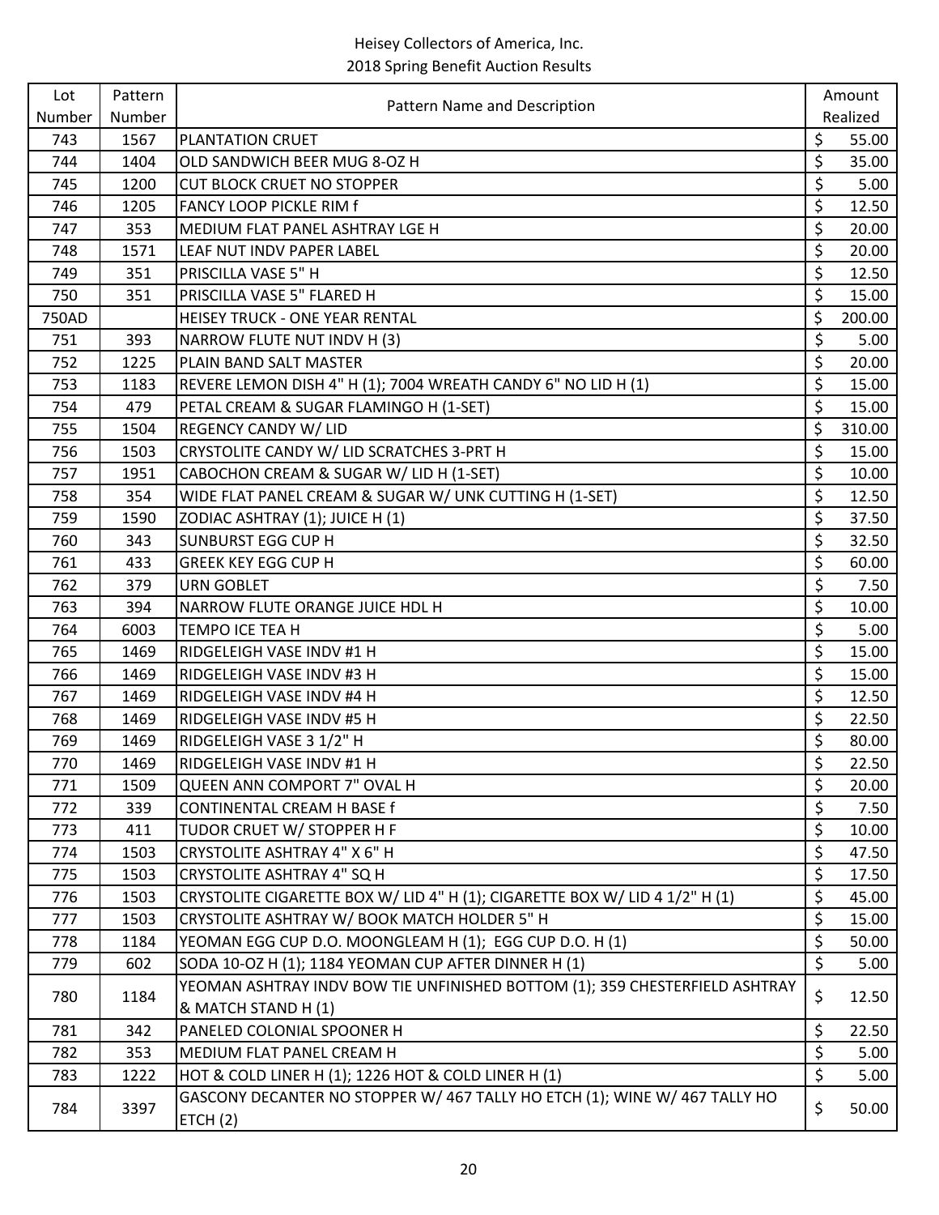Heisey Collectors of America, Inc.
2018 Spring Benefit Auction Results

| Lot Number | Pattern Number | Pattern Name and Description | Amount Realized |
|---|---|---|---|
| 743 | 1567 | PLANTATION CRUET | $ 55.00 |
| 744 | 1404 | OLD SANDWICH BEER MUG 8-OZ H | $ 35.00 |
| 745 | 1200 | CUT BLOCK CRUET NO STOPPER | $ 5.00 |
| 746 | 1205 | FANCY LOOP PICKLE RIM f | $ 12.50 |
| 747 | 353 | MEDIUM FLAT PANEL ASHTRAY LGE H | $ 20.00 |
| 748 | 1571 | LEAF NUT INDV PAPER LABEL | $ 20.00 |
| 749 | 351 | PRISCILLA VASE 5" H | $ 12.50 |
| 750 | 351 | PRISCILLA VASE 5" FLARED H | $ 15.00 |
| 750AD | | HEISEY TRUCK - ONE YEAR RENTAL | $ 200.00 |
| 751 | 393 | NARROW FLUTE NUT INDV H (3) | $ 5.00 |
| 752 | 1225 | PLAIN BAND SALT MASTER | $ 20.00 |
| 753 | 1183 | REVERE LEMON DISH 4" H (1); 7004 WREATH CANDY 6" NO LID H (1) | $ 15.00 |
| 754 | 479 | PETAL CREAM & SUGAR FLAMINGO H (1-SET) | $ 15.00 |
| 755 | 1504 | REGENCY CANDY W/ LID | $ 310.00 |
| 756 | 1503 | CRYSTOLITE CANDY W/ LID SCRATCHES 3-PRT H | $ 15.00 |
| 757 | 1951 | CABOCHON CREAM & SUGAR W/ LID H (1-SET) | $ 10.00 |
| 758 | 354 | WIDE FLAT PANEL CREAM & SUGAR W/ UNK CUTTING H (1-SET) | $ 12.50 |
| 759 | 1590 | ZODIAC ASHTRAY (1); JUICE H (1) | $ 37.50 |
| 760 | 343 | SUNBURST EGG CUP H | $ 32.50 |
| 761 | 433 | GREEK KEY EGG CUP H | $ 60.00 |
| 762 | 379 | URN GOBLET | $ 7.50 |
| 763 | 394 | NARROW FLUTE ORANGE JUICE HDL H | $ 10.00 |
| 764 | 6003 | TEMPO ICE TEA H | $ 5.00 |
| 765 | 1469 | RIDGELEIGH VASE INDV #1 H | $ 15.00 |
| 766 | 1469 | RIDGELEIGH VASE INDV #3 H | $ 15.00 |
| 767 | 1469 | RIDGELEIGH VASE INDV #4 H | $ 12.50 |
| 768 | 1469 | RIDGELEIGH VASE INDV #5 H | $ 22.50 |
| 769 | 1469 | RIDGELEIGH VASE 3 1/2" H | $ 80.00 |
| 770 | 1469 | RIDGELEIGH VASE INDV #1 H | $ 22.50 |
| 771 | 1509 | QUEEN ANN COMPORT 7" OVAL H | $ 20.00 |
| 772 | 339 | CONTINENTAL CREAM H BASE f | $ 7.50 |
| 773 | 411 | TUDOR CRUET W/ STOPPER H F | $ 10.00 |
| 774 | 1503 | CRYSTOLITE ASHTRAY 4" X 6" H | $ 47.50 |
| 775 | 1503 | CRYSTOLITE ASHTRAY 4" SQ H | $ 17.50 |
| 776 | 1503 | CRYSTOLITE CIGARETTE BOX W/ LID 4" H (1); CIGARETTE BOX W/ LID 4 1/2" H (1) | $ 45.00 |
| 777 | 1503 | CRYSTOLITE ASHTRAY W/ BOOK MATCH HOLDER 5" H | $ 15.00 |
| 778 | 1184 | YEOMAN EGG CUP D.O. MOONGLEAM H (1); EGG CUP D.O. H (1) | $ 50.00 |
| 779 | 602 | SODA 10-OZ H (1); 1184 YEOMAN CUP AFTER DINNER H (1) | $ 5.00 |
| 780 | 1184 | YEOMAN ASHTRAY INDV BOW TIE UNFINISHED BOTTOM (1); 359 CHESTERFIELD ASHTRAY & MATCH STAND H (1) | $ 12.50 |
| 781 | 342 | PANELED COLONIAL SPOONER H | $ 22.50 |
| 782 | 353 | MEDIUM FLAT PANEL CREAM H | $ 5.00 |
| 783 | 1222 | HOT & COLD LINER H (1); 1226 HOT & COLD LINER H (1) | $ 5.00 |
| 784 | 3397 | GASCONY DECANTER NO STOPPER W/ 467 TALLY HO ETCH (1); WINE W/ 467 TALLY HO ETCH (2) | $ 50.00 |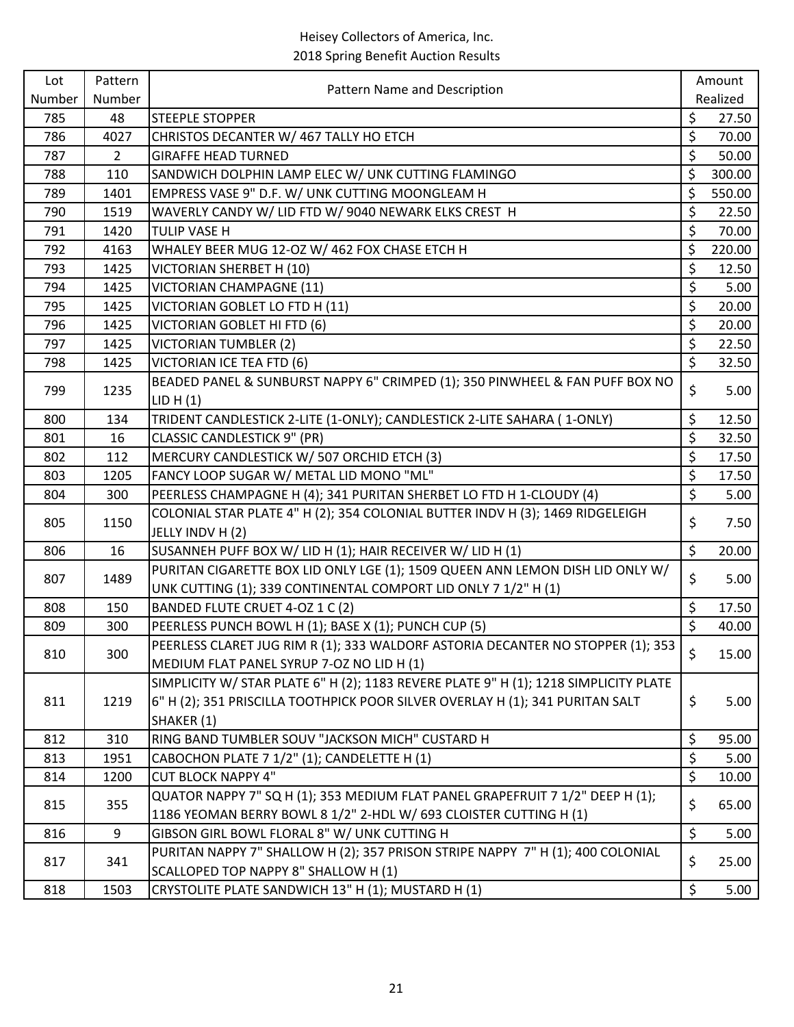Heisey Collectors of America, Inc.
2018 Spring Benefit Auction Results

| Lot Number | Pattern Number | Pattern Name and Description | Amount Realized |
|---|---|---|---|
| 785 | 48 | STEEPLE STOPPER | $ 27.50 |
| 786 | 4027 | CHRISTOS DECANTER W/ 467 TALLY HO ETCH | $ 70.00 |
| 787 | 2 | GIRAFFE HEAD TURNED | $ 50.00 |
| 788 | 110 | SANDWICH DOLPHIN LAMP ELEC W/ UNK CUTTING FLAMINGO | $ 300.00 |
| 789 | 1401 | EMPRESS VASE 9" D.F. W/ UNK CUTTING MOONGLEAM H | $ 550.00 |
| 790 | 1519 | WAVERLY CANDY W/ LID FTD W/ 9040 NEWARK ELKS CREST H | $ 22.50 |
| 791 | 1420 | TULIP VASE H | $ 70.00 |
| 792 | 4163 | WHALEY BEER MUG 12-OZ W/ 462 FOX CHASE ETCH H | $ 220.00 |
| 793 | 1425 | VICTORIAN SHERBET H (10) | $ 12.50 |
| 794 | 1425 | VICTORIAN CHAMPAGNE (11) | $ 5.00 |
| 795 | 1425 | VICTORIAN GOBLET LO FTD H (11) | $ 20.00 |
| 796 | 1425 | VICTORIAN GOBLET HI FTD (6) | $ 20.00 |
| 797 | 1425 | VICTORIAN TUMBLER (2) | $ 22.50 |
| 798 | 1425 | VICTORIAN ICE TEA FTD (6) | $ 32.50 |
| 799 | 1235 | BEADED PANEL & SUNBURST NAPPY 6" CRIMPED (1); 350 PINWHEEL & FAN PUFF BOX NO LID H (1) | $ 5.00 |
| 800 | 134 | TRIDENT CANDLESTICK 2-LITE (1-ONLY); CANDLESTICK 2-LITE SAHARA ( 1-ONLY) | $ 12.50 |
| 801 | 16 | CLASSIC CANDLESTICK 9" (PR) | $ 32.50 |
| 802 | 112 | MERCURY CANDLESTICK W/ 507 ORCHID ETCH (3) | $ 17.50 |
| 803 | 1205 | FANCY LOOP SUGAR W/ METAL LID MONO "ML" | $ 17.50 |
| 804 | 300 | PEERLESS CHAMPAGNE H (4); 341 PURITAN SHERBET LO FTD H 1-CLOUDY (4) | $ 5.00 |
| 805 | 1150 | COLONIAL STAR PLATE 4" H (2); 354 COLONIAL BUTTER INDV H (3); 1469 RIDGELEIGH JELLY INDV H (2) | $ 7.50 |
| 806 | 16 | SUSANNEH PUFF BOX W/ LID H (1); HAIR RECEIVER W/ LID H (1) | $ 20.00 |
| 807 | 1489 | PURITAN CIGARETTE BOX LID ONLY LGE (1); 1509 QUEEN ANN LEMON DISH LID ONLY W/ UNK CUTTING (1); 339 CONTINENTAL COMPORT LID ONLY 7 1/2" H (1) | $ 5.00 |
| 808 | 150 | BANDED FLUTE CRUET 4-OZ 1 C (2) | $ 17.50 |
| 809 | 300 | PEERLESS PUNCH BOWL H (1); BASE X (1); PUNCH CUP (5) | $ 40.00 |
| 810 | 300 | PEERLESS CLARET JUG RIM R (1); 333 WALDORF ASTORIA DECANTER NO STOPPER (1); 353 MEDIUM FLAT PANEL SYRUP 7-OZ NO LID H (1) | $ 15.00 |
| 811 | 1219 | SIMPLICITY W/ STAR PLATE 6" H (2); 1183 REVERE PLATE 9" H (1); 1218 SIMPLICITY PLATE 6" H (2); 351 PRISCILLA TOOTHPICK POOR SILVER OVERLAY H (1); 341 PURITAN SALT SHAKER (1) | $ 5.00 |
| 812 | 310 | RING BAND TUMBLER SOUV "JACKSON MICH" CUSTARD H | $ 95.00 |
| 813 | 1951 | CABOCHON PLATE 7 1/2" (1); CANDELETTE H (1) | $ 5.00 |
| 814 | 1200 | CUT BLOCK NAPPY 4" | $ 10.00 |
| 815 | 355 | QUATOR NAPPY 7" SQ H (1); 353 MEDIUM FLAT PANEL GRAPEFRUIT 7 1/2" DEEP H (1); 1186 YEOMAN BERRY BOWL 8 1/2" 2-HDL W/ 693 CLOISTER CUTTING H (1) | $ 65.00 |
| 816 | 9 | GIBSON GIRL BOWL FLORAL 8" W/ UNK CUTTING H | $ 5.00 |
| 817 | 341 | PURITAN NAPPY 7" SHALLOW H (2); 357 PRISON STRIPE NAPPY 7" H (1); 400 COLONIAL SCALLOPED TOP NAPPY 8" SHALLOW H (1) | $ 25.00 |
| 818 | 1503 | CRYSTOLITE PLATE SANDWICH 13" H (1); MUSTARD H (1) | $ 5.00 |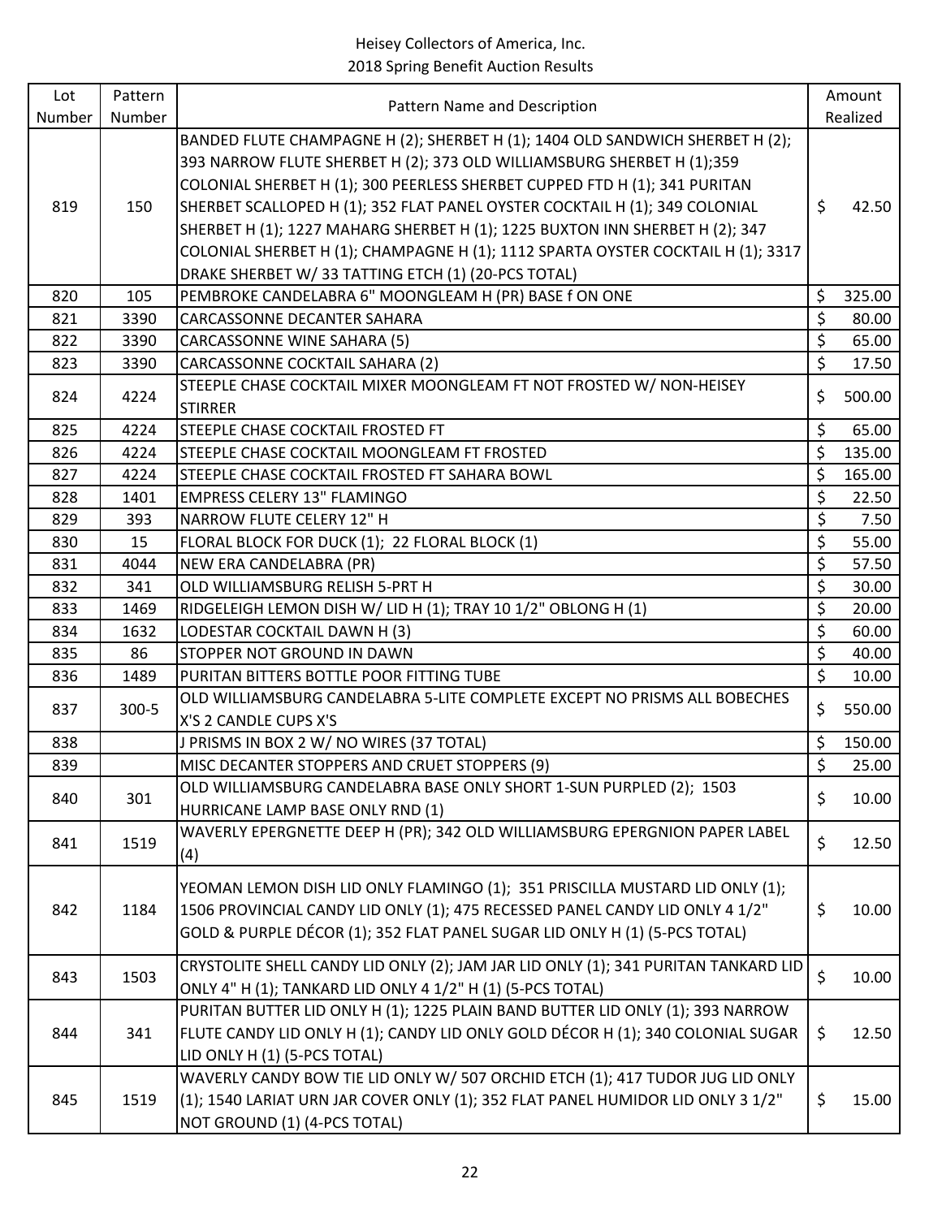Heisey Collectors of America, Inc.
2018 Spring Benefit Auction Results

| Lot Number | Pattern Number | Pattern Name and Description | Amount Realized |
|---|---|---|---|
| 819 | 150 | BANDED FLUTE CHAMPAGNE H (2); SHERBET H (1); 1404 OLD SANDWICH SHERBET H (2); 393 NARROW FLUTE SHERBET H (2); 373 OLD WILLIAMSBURG SHERBET H (1);359 COLONIAL SHERBET H (1); 300 PEERLESS SHERBET CUPPED FTD H (1); 341 PURITAN SHERBET SCALLOPED H (1); 352 FLAT PANEL OYSTER COCKTAIL H (1); 349 COLONIAL SHERBET H (1); 1227 MAHARG SHERBET H (1); 1225 BUXTON INN SHERBET H (2); 347 COLONIAL SHERBET H (1); CHAMPAGNE H (1); 1112 SPARTA OYSTER COCKTAIL H (1); 3317 DRAKE SHERBET W/ 33 TATTING ETCH (1) (20-PCS TOTAL) | $ 42.50 |
| 820 | 105 | PEMBROKE CANDELABRA 6" MOONGLEAM H (PR) BASE f ON ONE | $ 325.00 |
| 821 | 3390 | CARCASSONNE DECANTER SAHARA | $ 80.00 |
| 822 | 3390 | CARCASSONNE WINE SAHARA (5) | $ 65.00 |
| 823 | 3390 | CARCASSONNE COCKTAIL SAHARA (2) | $ 17.50 |
| 824 | 4224 | STEEPLE CHASE COCKTAIL MIXER MOONGLEAM FT NOT FROSTED W/ NON-HEISEY STIRRER | $ 500.00 |
| 825 | 4224 | STEEPLE CHASE COCKTAIL FROSTED FT | $ 65.00 |
| 826 | 4224 | STEEPLE CHASE COCKTAIL MOONGLEAM FT FROSTED | $ 135.00 |
| 827 | 4224 | STEEPLE CHASE COCKTAIL FROSTED FT SAHARA BOWL | $ 165.00 |
| 828 | 1401 | EMPRESS CELERY 13" FLAMINGO | $ 22.50 |
| 829 | 393 | NARROW FLUTE CELERY 12" H | $ 7.50 |
| 830 | 15 | FLORAL BLOCK FOR DUCK (1); 22 FLORAL BLOCK (1) | $ 55.00 |
| 831 | 4044 | NEW ERA CANDELABRA (PR) | $ 57.50 |
| 832 | 341 | OLD WILLIAMSBURG RELISH 5-PRT H | $ 30.00 |
| 833 | 1469 | RIDGELEIGH LEMON DISH W/ LID H (1); TRAY 10 1/2" OBLONG H (1) | $ 20.00 |
| 834 | 1632 | LODESTAR COCKTAIL DAWN H (3) | $ 60.00 |
| 835 | 86 | STOPPER NOT GROUND IN DAWN | $ 40.00 |
| 836 | 1489 | PURITAN BITTERS BOTTLE POOR FITTING TUBE | $ 10.00 |
| 837 | 300-5 | OLD WILLIAMSBURG CANDELABRA 5-LITE COMPLETE EXCEPT NO PRISMS ALL BOBECHES X'S 2 CANDLE CUPS X'S | $ 550.00 |
| 838 | | J PRISMS IN BOX 2 W/ NO WIRES (37 TOTAL) | $ 150.00 |
| 839 | | MISC DECANTER STOPPERS AND CRUET STOPPERS (9) | $ 25.00 |
| 840 | 301 | OLD WILLIAMSBURG CANDELABRA BASE ONLY SHORT 1-SUN PURPLED (2); 1503 HURRICANE LAMP BASE ONLY RND (1) | $ 10.00 |
| 841 | 1519 | WAVERLY EPERGNETTE DEEP H (PR); 342 OLD WILLIAMSBURG EPERGNION PAPER LABEL (4) | $ 12.50 |
| 842 | 1184 | YEOMAN LEMON DISH LID ONLY FLAMINGO (1); 351 PRISCILLA MUSTARD LID ONLY (1); 1506 PROVINCIAL CANDY LID ONLY (1); 475 RECESSED PANEL CANDY LID ONLY 4 1/2" GOLD & PURPLE DÉCOR (1); 352 FLAT PANEL SUGAR LID ONLY H (1) (5-PCS TOTAL) | $ 10.00 |
| 843 | 1503 | CRYSTOLITE SHELL CANDY LID ONLY (2); JAM JAR LID ONLY (1); 341 PURITAN TANKARD LID ONLY 4" H (1); TANKARD LID ONLY 4 1/2" H (1) (5-PCS TOTAL) | $ 10.00 |
| 844 | 341 | PURITAN BUTTER LID ONLY H (1); 1225 PLAIN BAND BUTTER LID ONLY (1); 393 NARROW FLUTE CANDY LID ONLY H (1); CANDY LID ONLY GOLD DÉCOR H (1); 340 COLONIAL SUGAR LID ONLY H (1) (5-PCS TOTAL) | $ 12.50 |
| 845 | 1519 | WAVERLY CANDY BOW TIE LID ONLY W/ 507 ORCHID ETCH (1); 417 TUDOR JUG LID ONLY (1); 1540 LARIAT URN JAR COVER ONLY (1); 352 FLAT PANEL HUMIDOR LID ONLY 3 1/2" NOT GROUND (1) (4-PCS TOTAL) | $ 15.00 |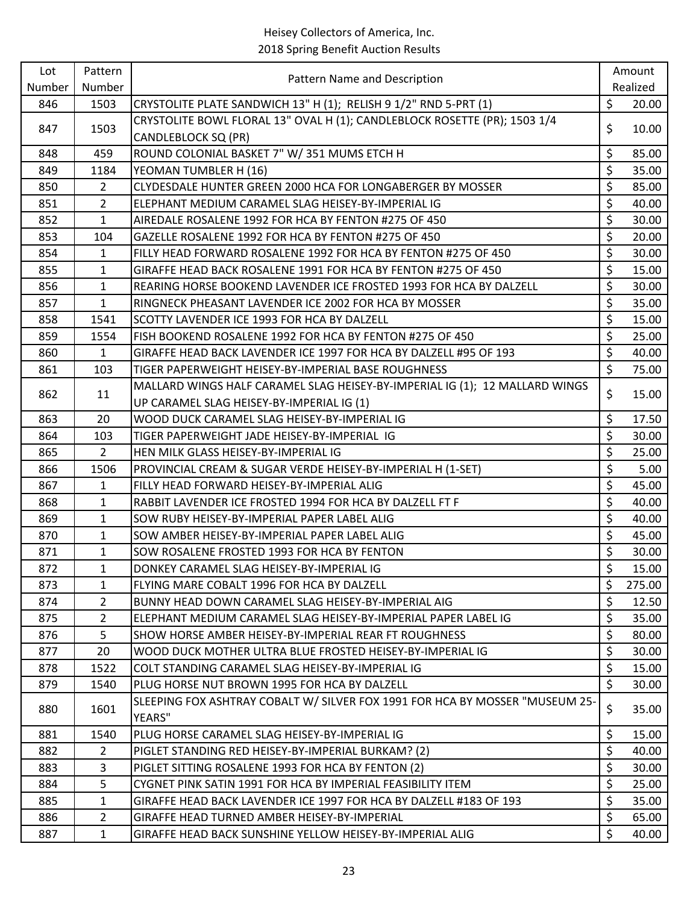Heisey Collectors of America, Inc.
2018 Spring Benefit Auction Results

| Lot Number | Pattern Number | Pattern Name and Description | Amount Realized |
|---|---|---|---|
| 846 | 1503 | CRYSTOLITE PLATE SANDWICH 13" H (1); RELISH 9 1/2" RND 5-PRT (1) | $ 20.00 |
| 847 | 1503 | CRYSTOLITE BOWL FLORAL 13" OVAL H (1); CANDLEBLOCK ROSETTE (PR); 1503 1/4 CANDLEBLOCK SQ (PR) | $ 10.00 |
| 848 | 459 | ROUND COLONIAL BASKET 7" W/ 351 MUMS ETCH H | $ 85.00 |
| 849 | 1184 | YEOMAN TUMBLER H (16) | $ 35.00 |
| 850 | 2 | CLYDESDALE HUNTER GREEN 2000 HCA FOR LONGABERGER BY MOSSER | $ 85.00 |
| 851 | 2 | ELEPHANT MEDIUM CARAMEL SLAG HEISEY-BY-IMPERIAL IG | $ 40.00 |
| 852 | 1 | AIREDALE ROSALENE 1992 FOR HCA BY FENTON #275 OF 450 | $ 30.00 |
| 853 | 104 | GAZELLE ROSALENE 1992 FOR HCA BY FENTON #275 OF 450 | $ 20.00 |
| 854 | 1 | FILLY HEAD FORWARD ROSALENE 1992 FOR HCA BY FENTON #275 OF 450 | $ 30.00 |
| 855 | 1 | GIRAFFE HEAD BACK ROSALENE 1991 FOR HCA BY FENTON #275 OF 450 | $ 15.00 |
| 856 | 1 | REARING HORSE BOOKEND LAVENDER ICE FROSTED 1993 FOR HCA BY DALZELL | $ 30.00 |
| 857 | 1 | RINGNECK PHEASANT LAVENDER ICE 2002 FOR HCA BY MOSSER | $ 35.00 |
| 858 | 1541 | SCOTTY LAVENDER ICE 1993 FOR HCA BY DALZELL | $ 15.00 |
| 859 | 1554 | FISH BOOKEND ROSALENE 1992 FOR HCA BY FENTON #275 OF 450 | $ 25.00 |
| 860 | 1 | GIRAFFE HEAD BACK LAVENDER ICE 1997 FOR HCA BY DALZELL #95 OF 193 | $ 40.00 |
| 861 | 103 | TIGER PAPERWEIGHT HEISEY-BY-IMPERIAL BASE ROUGHNESS | $ 75.00 |
| 862 | 11 | MALLARD WINGS HALF CARAMEL SLAG HEISEY-BY-IMPERIAL IG (1); 12 MALLARD WINGS UP CARAMEL SLAG HEISEY-BY-IMPERIAL IG (1) | $ 15.00 |
| 863 | 20 | WOOD DUCK CARAMEL SLAG HEISEY-BY-IMPERIAL IG | $ 17.50 |
| 864 | 103 | TIGER PAPERWEIGHT JADE HEISEY-BY-IMPERIAL IG | $ 30.00 |
| 865 | 2 | HEN MILK GLASS HEISEY-BY-IMPERIAL IG | $ 25.00 |
| 866 | 1506 | PROVINCIAL CREAM & SUGAR VERDE HEISEY-BY-IMPERIAL H (1-SET) | $ 5.00 |
| 867 | 1 | FILLY HEAD FORWARD HEISEY-BY-IMPERIAL ALIG | $ 45.00 |
| 868 | 1 | RABBIT LAVENDER ICE FROSTED 1994 FOR HCA BY DALZELL FT F | $ 40.00 |
| 869 | 1 | SOW RUBY HEISEY-BY-IMPERIAL PAPER LABEL ALIG | $ 40.00 |
| 870 | 1 | SOW AMBER HEISEY-BY-IMPERIAL PAPER LABEL ALIG | $ 45.00 |
| 871 | 1 | SOW ROSALENE FROSTED 1993 FOR HCA BY FENTON | $ 30.00 |
| 872 | 1 | DONKEY CARAMEL SLAG HEISEY-BY-IMPERIAL IG | $ 15.00 |
| 873 | 1 | FLYING MARE COBALT 1996 FOR HCA BY DALZELL | $ 275.00 |
| 874 | 2 | BUNNY HEAD DOWN CARAMEL SLAG HEISEY-BY-IMPERIAL AIG | $ 12.50 |
| 875 | 2 | ELEPHANT MEDIUM CARAMEL SLAG HEISEY-BY-IMPERIAL PAPER LABEL IG | $ 35.00 |
| 876 | 5 | SHOW HORSE AMBER HEISEY-BY-IMPERIAL REAR FT ROUGHNESS | $ 80.00 |
| 877 | 20 | WOOD DUCK MOTHER ULTRA BLUE FROSTED HEISEY-BY-IMPERIAL IG | $ 30.00 |
| 878 | 1522 | COLT STANDING CARAMEL SLAG HEISEY-BY-IMPERIAL IG | $ 15.00 |
| 879 | 1540 | PLUG HORSE NUT BROWN 1995 FOR HCA BY DALZELL | $ 30.00 |
| 880 | 1601 | SLEEPING FOX ASHTRAY COBALT W/ SILVER FOX 1991 FOR HCA BY MOSSER "MUSEUM 25-YEARS" | $ 35.00 |
| 881 | 1540 | PLUG HORSE CARAMEL SLAG HEISEY-BY-IMPERIAL IG | $ 15.00 |
| 882 | 2 | PIGLET STANDING RED HEISEY-BY-IMPERIAL BURKAM? (2) | $ 40.00 |
| 883 | 3 | PIGLET SITTING ROSALENE 1993 FOR HCA BY FENTON (2) | $ 30.00 |
| 884 | 5 | CYGNET PINK SATIN 1991 FOR HCA BY IMPERIAL FEASIBILITY ITEM | $ 25.00 |
| 885 | 1 | GIRAFFE HEAD BACK LAVENDER ICE 1997 FOR HCA BY DALZELL #183 OF 193 | $ 35.00 |
| 886 | 2 | GIRAFFE HEAD TURNED AMBER HEISEY-BY-IMPERIAL | $ 65.00 |
| 887 | 1 | GIRAFFE HEAD BACK SUNSHINE YELLOW HEISEY-BY-IMPERIAL ALIG | $ 40.00 |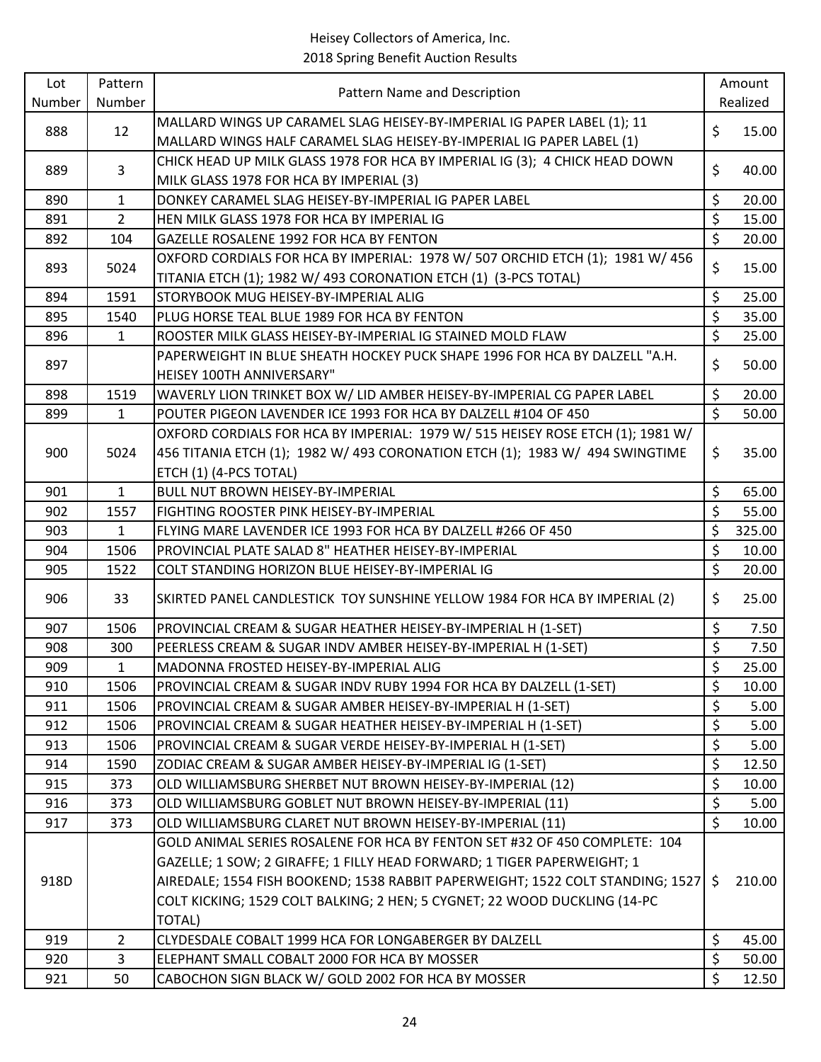Heisey Collectors of America, Inc.
2018 Spring Benefit Auction Results

| Lot Number | Pattern Number | Pattern Name and Description | Amount Realized |
|---|---|---|---|
| 888 | 12 | MALLARD WINGS UP CARAMEL SLAG HEISEY-BY-IMPERIAL IG PAPER LABEL (1); 11 MALLARD WINGS HALF CARAMEL SLAG HEISEY-BY-IMPERIAL IG PAPER LABEL (1) | $ 15.00 |
| 889 | 3 | CHICK HEAD UP MILK GLASS 1978 FOR HCA BY IMPERIAL IG (3); 4 CHICK HEAD DOWN MILK GLASS 1978 FOR HCA BY IMPERIAL (3) | $ 40.00 |
| 890 | 1 | DONKEY CARAMEL SLAG HEISEY-BY-IMPERIAL IG PAPER LABEL | $ 20.00 |
| 891 | 2 | HEN MILK GLASS 1978 FOR HCA BY IMPERIAL IG | $ 15.00 |
| 892 | 104 | GAZELLE ROSALENE 1992 FOR HCA BY FENTON | $ 20.00 |
| 893 | 5024 | OXFORD CORDIALS FOR HCA BY IMPERIAL: 1978 W/ 507 ORCHID ETCH (1); 1981 W/ 456 TITANIA ETCH (1); 1982 W/ 493 CORONATION ETCH (1) (3-PCS TOTAL) | $ 15.00 |
| 894 | 1591 | STORYBOOK MUG HEISEY-BY-IMPERIAL ALIG | $ 25.00 |
| 895 | 1540 | PLUG HORSE TEAL BLUE 1989 FOR HCA BY FENTON | $ 35.00 |
| 896 | 1 | ROOSTER MILK GLASS HEISEY-BY-IMPERIAL IG STAINED MOLD FLAW | $ 25.00 |
| 897 | | PAPERWEIGHT IN BLUE SHEATH HOCKEY PUCK SHAPE 1996 FOR HCA BY DALZELL "A.H. HEISEY 100TH ANNIVERSARY" | $ 50.00 |
| 898 | 1519 | WAVERLY LION TRINKET BOX W/ LID AMBER HEISEY-BY-IMPERIAL CG PAPER LABEL | $ 20.00 |
| 899 | 1 | POUTER PIGEON LAVENDER ICE 1993 FOR HCA BY DALZELL #104 OF 450 | $ 50.00 |
| 900 | 5024 | OXFORD CORDIALS FOR HCA BY IMPERIAL: 1979 W/ 515 HEISEY ROSE ETCH (1); 1981 W/ 456 TITANIA ETCH (1); 1982 W/ 493 CORONATION ETCH (1); 1983 W/ 494 SWINGTIME ETCH (1) (4-PCS TOTAL) | $ 35.00 |
| 901 | 1 | BULL NUT BROWN HEISEY-BY-IMPERIAL | $ 65.00 |
| 902 | 1557 | FIGHTING ROOSTER PINK HEISEY-BY-IMPERIAL | $ 55.00 |
| 903 | 1 | FLYING MARE LAVENDER ICE 1993 FOR HCA BY DALZELL #266 OF 450 | $ 325.00 |
| 904 | 1506 | PROVINCIAL PLATE SALAD 8" HEATHER HEISEY-BY-IMPERIAL | $ 10.00 |
| 905 | 1522 | COLT STANDING HORIZON BLUE HEISEY-BY-IMPERIAL IG | $ 20.00 |
| 906 | 33 | SKIRTED PANEL CANDLESTICK TOY SUNSHINE YELLOW 1984 FOR HCA BY IMPERIAL (2) | $ 25.00 |
| 907 | 1506 | PROVINCIAL CREAM & SUGAR HEATHER HEISEY-BY-IMPERIAL H (1-SET) | $ 7.50 |
| 908 | 300 | PEERLESS CREAM & SUGAR INDV AMBER HEISEY-BY-IMPERIAL H (1-SET) | $ 7.50 |
| 909 | 1 | MADONNA FROSTED HEISEY-BY-IMPERIAL ALIG | $ 25.00 |
| 910 | 1506 | PROVINCIAL CREAM & SUGAR INDV RUBY 1994 FOR HCA BY DALZELL (1-SET) | $ 10.00 |
| 911 | 1506 | PROVINCIAL CREAM & SUGAR AMBER HEISEY-BY-IMPERIAL H (1-SET) | $ 5.00 |
| 912 | 1506 | PROVINCIAL CREAM & SUGAR HEATHER HEISEY-BY-IMPERIAL H (1-SET) | $ 5.00 |
| 913 | 1506 | PROVINCIAL CREAM & SUGAR VERDE HEISEY-BY-IMPERIAL H (1-SET) | $ 5.00 |
| 914 | 1590 | ZODIAC CREAM & SUGAR AMBER HEISEY-BY-IMPERIAL IG (1-SET) | $ 12.50 |
| 915 | 373 | OLD WILLIAMSBURG SHERBET NUT BROWN HEISEY-BY-IMPERIAL (12) | $ 10.00 |
| 916 | 373 | OLD WILLIAMSBURG GOBLET NUT BROWN HEISEY-BY-IMPERIAL (11) | $ 5.00 |
| 917 | 373 | OLD WILLIAMSBURG CLARET NUT BROWN HEISEY-BY-IMPERIAL (11) | $ 10.00 |
| 918D | | GOLD ANIMAL SERIES ROSALENE FOR HCA BY FENTON SET #32 OF 450 COMPLETE: 104 GAZELLE; 1 SOW; 2 GIRAFFE; 1 FILLY HEAD FORWARD; 1 TIGER PAPERWEIGHT; 1 AIREDALE; 1554 FISH BOOKEND; 1538 RABBIT PAPERWEIGHT; 1522 COLT STANDING; 1527 COLT KICKING; 1529 COLT BALKING; 2 HEN; 5 CYGNET; 22 WOOD DUCKLING (14-PC TOTAL) | $ 210.00 |
| 919 | 2 | CLYDESDALE COBALT 1999 HCA FOR LONGABERGER BY DALZELL | $ 45.00 |
| 920 | 3 | ELEPHANT SMALL COBALT 2000 FOR HCA BY MOSSER | $ 50.00 |
| 921 | 50 | CABOCHON SIGN BLACK W/ GOLD 2002 FOR HCA BY MOSSER | $ 12.50 |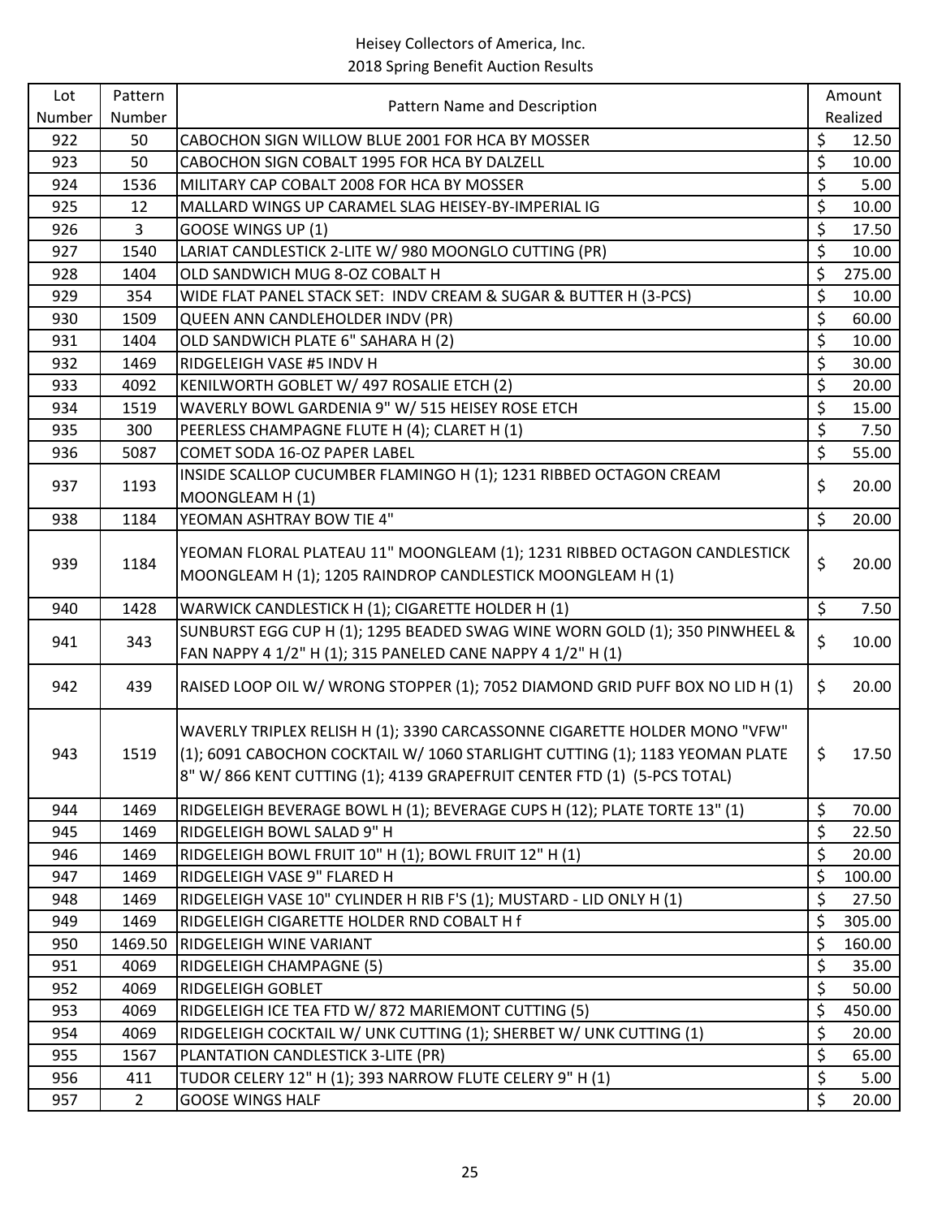Heisey Collectors of America, Inc.
2018 Spring Benefit Auction Results

| Lot Number | Pattern Number | Pattern Name and Description | Amount Realized |
|---|---|---|---|
| 922 | 50 | CABOCHON SIGN WILLOW BLUE 2001 FOR HCA BY MOSSER | $ 12.50 |
| 923 | 50 | CABOCHON SIGN COBALT 1995 FOR HCA BY DALZELL | $ 10.00 |
| 924 | 1536 | MILITARY CAP COBALT 2008 FOR HCA BY MOSSER | $ 5.00 |
| 925 | 12 | MALLARD WINGS UP CARAMEL SLAG HEISEY-BY-IMPERIAL IG | $ 10.00 |
| 926 | 3 | GOOSE WINGS UP (1) | $ 17.50 |
| 927 | 1540 | LARIAT CANDLESTICK 2-LITE W/ 980 MOONGLO CUTTING (PR) | $ 10.00 |
| 928 | 1404 | OLD SANDWICH MUG 8-OZ COBALT H | $ 275.00 |
| 929 | 354 | WIDE FLAT PANEL STACK SET: INDV CREAM & SUGAR & BUTTER H (3-PCS) | $ 10.00 |
| 930 | 1509 | QUEEN ANN CANDLEHOLDER INDV (PR) | $ 60.00 |
| 931 | 1404 | OLD SANDWICH PLATE 6" SAHARA H (2) | $ 10.00 |
| 932 | 1469 | RIDGELEIGH VASE #5 INDV H | $ 30.00 |
| 933 | 4092 | KENILWORTH GOBLET W/ 497 ROSALIE ETCH (2) | $ 20.00 |
| 934 | 1519 | WAVERLY BOWL GARDENIA 9" W/ 515 HEISEY ROSE ETCH | $ 15.00 |
| 935 | 300 | PEERLESS CHAMPAGNE FLUTE H (4); CLARET H (1) | $ 7.50 |
| 936 | 5087 | COMET SODA 16-OZ PAPER LABEL | $ 55.00 |
| 937 | 1193 | INSIDE SCALLOP CUCUMBER FLAMINGO H (1); 1231 RIBBED OCTAGON CREAM MOONGLEAM H (1) | $ 20.00 |
| 938 | 1184 | YEOMAN ASHTRAY BOW TIE 4" | $ 20.00 |
| 939 | 1184 | YEOMAN FLORAL PLATEAU 11" MOONGLEAM (1); 1231 RIBBED OCTAGON CANDLESTICK MOONGLEAM H (1); 1205 RAINDROP CANDLESTICK MOONGLEAM H (1) | $ 20.00 |
| 940 | 1428 | WARWICK CANDLESTICK H (1); CIGARETTE HOLDER H (1) | $ 7.50 |
| 941 | 343 | SUNBURST EGG CUP H (1); 1295 BEADED SWAG WINE WORN GOLD (1); 350 PINWHEEL & FAN NAPPY 4 1/2" H (1); 315 PANELED CANE NAPPY 4 1/2" H (1) | $ 10.00 |
| 942 | 439 | RAISED LOOP OIL W/ WRONG STOPPER (1); 7052 DIAMOND GRID PUFF BOX NO LID H (1) | $ 20.00 |
| 943 | 1519 | WAVERLY TRIPLEX RELISH H (1); 3390 CARCASSONNE CIGARETTE HOLDER MONO "VFW" (1); 6091 CABOCHON COCKTAIL W/ 1060 STARLIGHT CUTTING (1); 1183 YEOMAN PLATE 8" W/ 866 KENT CUTTING (1); 4139 GRAPEFRUIT CENTER FTD (1) (5-PCS TOTAL) | $ 17.50 |
| 944 | 1469 | RIDGELEIGH BEVERAGE BOWL H (1); BEVERAGE CUPS H (12); PLATE TORTE 13" (1) | $ 70.00 |
| 945 | 1469 | RIDGELEIGH BOWL SALAD 9" H | $ 22.50 |
| 946 | 1469 | RIDGELEIGH BOWL FRUIT 10" H (1); BOWL FRUIT 12" H (1) | $ 20.00 |
| 947 | 1469 | RIDGELEIGH VASE 9" FLARED H | $ 100.00 |
| 948 | 1469 | RIDGELEIGH VASE 10" CYLINDER H RIB F'S (1); MUSTARD - LID ONLY H (1) | $ 27.50 |
| 949 | 1469 | RIDGELEIGH CIGARETTE HOLDER RND COBALT H f | $ 305.00 |
| 950 | 1469.50 | RIDGELEIGH WINE VARIANT | $ 160.00 |
| 951 | 4069 | RIDGELEIGH CHAMPAGNE (5) | $ 35.00 |
| 952 | 4069 | RIDGELEIGH GOBLET | $ 50.00 |
| 953 | 4069 | RIDGELEIGH ICE TEA FTD W/ 872 MARIEMONT CUTTING (5) | $ 450.00 |
| 954 | 4069 | RIDGELEIGH COCKTAIL W/ UNK CUTTING (1); SHERBET W/ UNK CUTTING (1) | $ 20.00 |
| 955 | 1567 | PLANTATION CANDLESTICK 3-LITE (PR) | $ 65.00 |
| 956 | 411 | TUDOR CELERY 12" H (1); 393 NARROW FLUTE CELERY 9" H (1) | $ 5.00 |
| 957 | 2 | GOOSE WINGS HALF | $ 20.00 |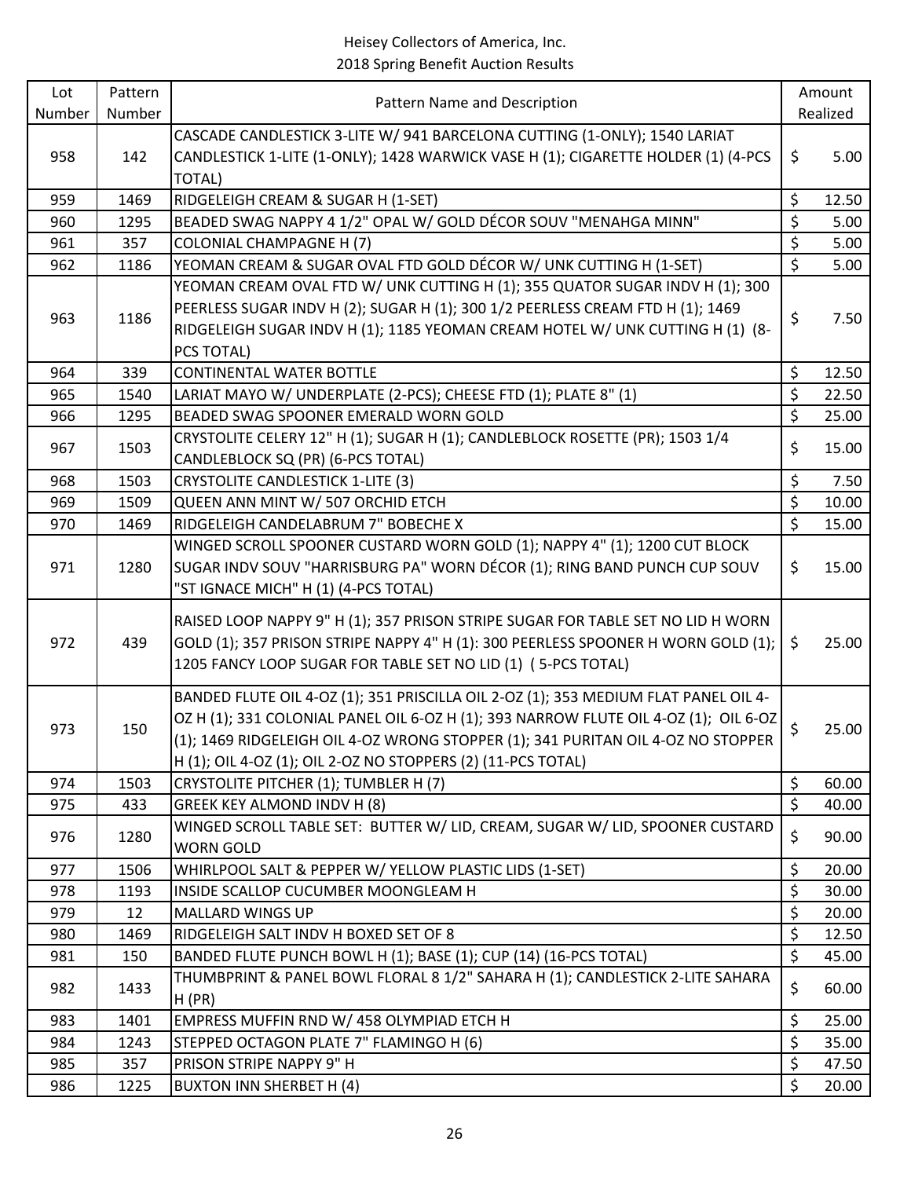Heisey Collectors of America, Inc.
2018 Spring Benefit Auction Results

| Lot Number | Pattern Number | Pattern Name and Description | Amount Realized |
|---|---|---|---|
| 958 | 142 | CASCADE CANDLESTICK 3-LITE W/ 941 BARCELONA CUTTING (1-ONLY); 1540 LARIAT CANDLESTICK 1-LITE (1-ONLY); 1428 WARWICK VASE H (1); CIGARETTE HOLDER (1) (4-PCS TOTAL) | $ 5.00 |
| 959 | 1469 | RIDGELEIGH CREAM & SUGAR H (1-SET) | $ 12.50 |
| 960 | 1295 | BEADED SWAG NAPPY 4 1/2" OPAL W/ GOLD DÉCOR SOUV "MENAHGA MINN" | $ 5.00 |
| 961 | 357 | COLONIAL CHAMPAGNE H (7) | $ 5.00 |
| 962 | 1186 | YEOMAN CREAM & SUGAR OVAL FTD GOLD DÉCOR W/ UNK CUTTING H (1-SET) | $ 5.00 |
| 963 | 1186 | YEOMAN CREAM OVAL FTD W/ UNK CUTTING H (1); 355 QUATOR SUGAR INDV H (1); 300 PEERLESS SUGAR INDV H (2); SUGAR H (1); 300 1/2 PEERLESS CREAM FTD H (1); 1469 RIDGELEIGH SUGAR INDV H (1); 1185 YEOMAN CREAM HOTEL W/ UNK CUTTING H (1) (8-PCS TOTAL) | $ 7.50 |
| 964 | 339 | CONTINENTAL WATER BOTTLE | $ 12.50 |
| 965 | 1540 | LARIAT MAYO W/ UNDERPLATE (2-PCS); CHEESE FTD (1); PLATE 8" (1) | $ 22.50 |
| 966 | 1295 | BEADED SWAG SPOONER EMERALD WORN GOLD | $ 25.00 |
| 967 | 1503 | CRYSTOLITE CELERY 12" H (1); SUGAR H (1); CANDLEBLOCK ROSETTE (PR); 1503 1/4 CANDLEBLOCK SQ (PR) (6-PCS TOTAL) | $ 15.00 |
| 968 | 1503 | CRYSTOLITE CANDLESTICK 1-LITE (3) | $ 7.50 |
| 969 | 1509 | QUEEN ANN MINT W/ 507 ORCHID ETCH | $ 10.00 |
| 970 | 1469 | RIDGELEIGH CANDELABRUM 7" BOBECHE X | $ 15.00 |
| 971 | 1280 | WINGED SCROLL SPOONER CUSTARD WORN GOLD (1); NAPPY 4" (1); 1200 CUT BLOCK SUGAR INDV SOUV "HARRISBURG PA" WORN DÉCOR (1); RING BAND PUNCH CUP SOUV "ST IGNACE MICH" H (1) (4-PCS TOTAL) | $ 15.00 |
| 972 | 439 | RAISED LOOP NAPPY 9" H (1); 357 PRISON STRIPE SUGAR FOR TABLE SET NO LID H WORN GOLD (1); 357 PRISON STRIPE NAPPY 4" H (1): 300 PEERLESS SPOONER H WORN GOLD (1); 1205 FANCY LOOP SUGAR FOR TABLE SET NO LID (1) ( 5-PCS TOTAL) | $ 25.00 |
| 973 | 150 | BANDED FLUTE OIL 4-OZ (1); 351 PRISCILLA OIL 2-OZ (1); 353 MEDIUM FLAT PANEL OIL 4-OZ H (1); 331 COLONIAL PANEL OIL 6-OZ H (1); 393 NARROW FLUTE OIL 4-OZ (1); OIL 6-OZ (1); 1469 RIDGELEIGH OIL 4-OZ WRONG STOPPER (1); 341 PURITAN OIL 4-OZ NO STOPPER H (1); OIL 4-OZ (1); OIL 2-OZ NO STOPPERS (2) (11-PCS TOTAL) | $ 25.00 |
| 974 | 1503 | CRYSTOLITE PITCHER (1); TUMBLER H (7) | $ 60.00 |
| 975 | 433 | GREEK KEY ALMOND INDV H (8) | $ 40.00 |
| 976 | 1280 | WINGED SCROLL TABLE SET: BUTTER W/ LID, CREAM, SUGAR W/ LID, SPOONER CUSTARD WORN GOLD | $ 90.00 |
| 977 | 1506 | WHIRLPOOL SALT & PEPPER W/ YELLOW PLASTIC LIDS (1-SET) | $ 20.00 |
| 978 | 1193 | INSIDE SCALLOP CUCUMBER MOONGLEAM H | $ 30.00 |
| 979 | 12 | MALLARD WINGS UP | $ 20.00 |
| 980 | 1469 | RIDGELEIGH SALT INDV H BOXED SET OF 8 | $ 12.50 |
| 981 | 150 | BANDED FLUTE PUNCH BOWL H (1); BASE (1); CUP (14) (16-PCS TOTAL) | $ 45.00 |
| 982 | 1433 | THUMBPRINT & PANEL BOWL FLORAL 8 1/2" SAHARA H (1); CANDLESTICK 2-LITE SAHARA H (PR) | $ 60.00 |
| 983 | 1401 | EMPRESS MUFFIN RND W/ 458 OLYMPIAD ETCH H | $ 25.00 |
| 984 | 1243 | STEPPED OCTAGON PLATE 7" FLAMINGO H (6) | $ 35.00 |
| 985 | 357 | PRISON STRIPE NAPPY 9" H | $ 47.50 |
| 986 | 1225 | BUXTON INN SHERBET H (4) | $ 20.00 |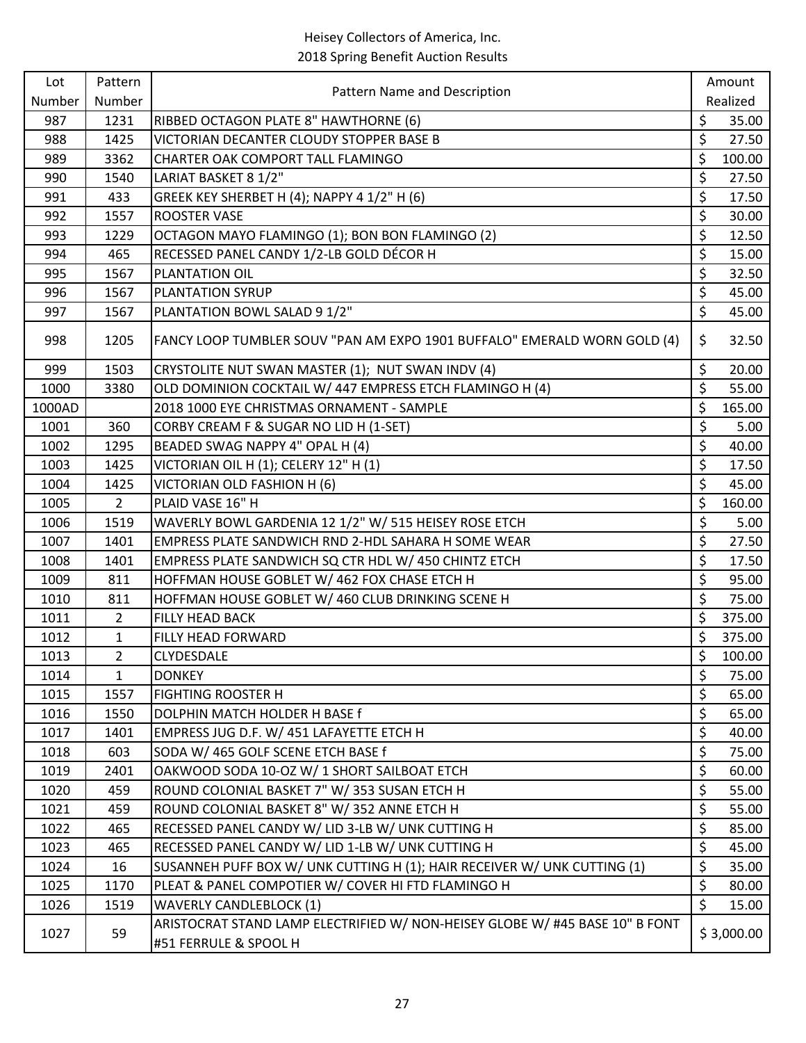Heisey Collectors of America, Inc.
2018 Spring Benefit Auction Results

| Lot Number | Pattern Number | Pattern Name and Description | Amount Realized |
|---|---|---|---|
| 987 | 1231 | RIBBED OCTAGON PLATE 8" HAWTHORNE (6) | $ 35.00 |
| 988 | 1425 | VICTORIAN DECANTER CLOUDY STOPPER BASE B | $ 27.50 |
| 989 | 3362 | CHARTER OAK COMPORT TALL FLAMINGO | $ 100.00 |
| 990 | 1540 | LARIAT BASKET 8 1/2" | $ 27.50 |
| 991 | 433 | GREEK KEY SHERBET H (4); NAPPY 4 1/2" H (6) | $ 17.50 |
| 992 | 1557 | ROOSTER VASE | $ 30.00 |
| 993 | 1229 | OCTAGON MAYO FLAMINGO (1); BON BON FLAMINGO (2) | $ 12.50 |
| 994 | 465 | RECESSED PANEL CANDY 1/2-LB GOLD DÉCOR H | $ 15.00 |
| 995 | 1567 | PLANTATION OIL | $ 32.50 |
| 996 | 1567 | PLANTATION SYRUP | $ 45.00 |
| 997 | 1567 | PLANTATION BOWL SALAD 9 1/2" | $ 45.00 |
| 998 | 1205 | FANCY LOOP TUMBLER SOUV "PAN AM EXPO 1901 BUFFALO" EMERALD WORN GOLD (4) | $ 32.50 |
| 999 | 1503 | CRYSTOLITE NUT SWAN MASTER (1); NUT SWAN INDV (4) | $ 20.00 |
| 1000 | 3380 | OLD DOMINION COCKTAIL W/ 447 EMPRESS ETCH FLAMINGO H (4) | $ 55.00 |
| 1000AD | | 2018 1000 EYE CHRISTMAS ORNAMENT - SAMPLE | $ 165.00 |
| 1001 | 360 | CORBY CREAM F & SUGAR NO LID H (1-SET) | $ 5.00 |
| 1002 | 1295 | BEADED SWAG NAPPY 4" OPAL H (4) | $ 40.00 |
| 1003 | 1425 | VICTORIAN OIL H (1); CELERY 12" H (1) | $ 17.50 |
| 1004 | 1425 | VICTORIAN OLD FASHION H (6) | $ 45.00 |
| 1005 | 2 | PLAID VASE 16" H | $ 160.00 |
| 1006 | 1519 | WAVERLY BOWL GARDENIA 12 1/2" W/ 515 HEISEY ROSE ETCH | $ 5.00 |
| 1007 | 1401 | EMPRESS PLATE SANDWICH RND 2-HDL SAHARA H SOME WEAR | $ 27.50 |
| 1008 | 1401 | EMPRESS PLATE SANDWICH SQ CTR HDL W/ 450 CHINTZ ETCH | $ 17.50 |
| 1009 | 811 | HOFFMAN HOUSE GOBLET W/ 462 FOX CHASE ETCH H | $ 95.00 |
| 1010 | 811 | HOFFMAN HOUSE GOBLET W/ 460 CLUB DRINKING SCENE H | $ 75.00 |
| 1011 | 2 | FILLY HEAD BACK | $ 375.00 |
| 1012 | 1 | FILLY HEAD FORWARD | $ 375.00 |
| 1013 | 2 | CLYDESDALE | $ 100.00 |
| 1014 | 1 | DONKEY | $ 75.00 |
| 1015 | 1557 | FIGHTING ROOSTER H | $ 65.00 |
| 1016 | 1550 | DOLPHIN MATCH HOLDER H BASE f | $ 65.00 |
| 1017 | 1401 | EMPRESS JUG D.F. W/ 451 LAFAYETTE ETCH H | $ 40.00 |
| 1018 | 603 | SODA W/ 465 GOLF SCENE ETCH BASE f | $ 75.00 |
| 1019 | 2401 | OAKWOOD SODA 10-OZ W/ 1 SHORT SAILBOAT ETCH | $ 60.00 |
| 1020 | 459 | ROUND COLONIAL BASKET 7" W/ 353 SUSAN ETCH H | $ 55.00 |
| 1021 | 459 | ROUND COLONIAL BASKET 8" W/ 352 ANNE ETCH H | $ 55.00 |
| 1022 | 465 | RECESSED PANEL CANDY W/ LID 3-LB W/ UNK CUTTING H | $ 85.00 |
| 1023 | 465 | RECESSED PANEL CANDY W/ LID 1-LB W/ UNK CUTTING H | $ 45.00 |
| 1024 | 16 | SUSANNEH PUFF BOX W/ UNK CUTTING H (1); HAIR RECEIVER W/ UNK CUTTING (1) | $ 35.00 |
| 1025 | 1170 | PLEAT & PANEL COMPOTIER W/ COVER HI FTD FLAMINGO H | $ 80.00 |
| 1026 | 1519 | WAVERLY CANDLEBLOCK (1) | $ 15.00 |
| 1027 | 59 | ARISTOCRAT STAND LAMP ELECTRIFIED W/ NON-HEISEY GLOBE W/ #45 BASE 10" B FONT #51 FERRULE & SPOOL H | $ 3,000.00 |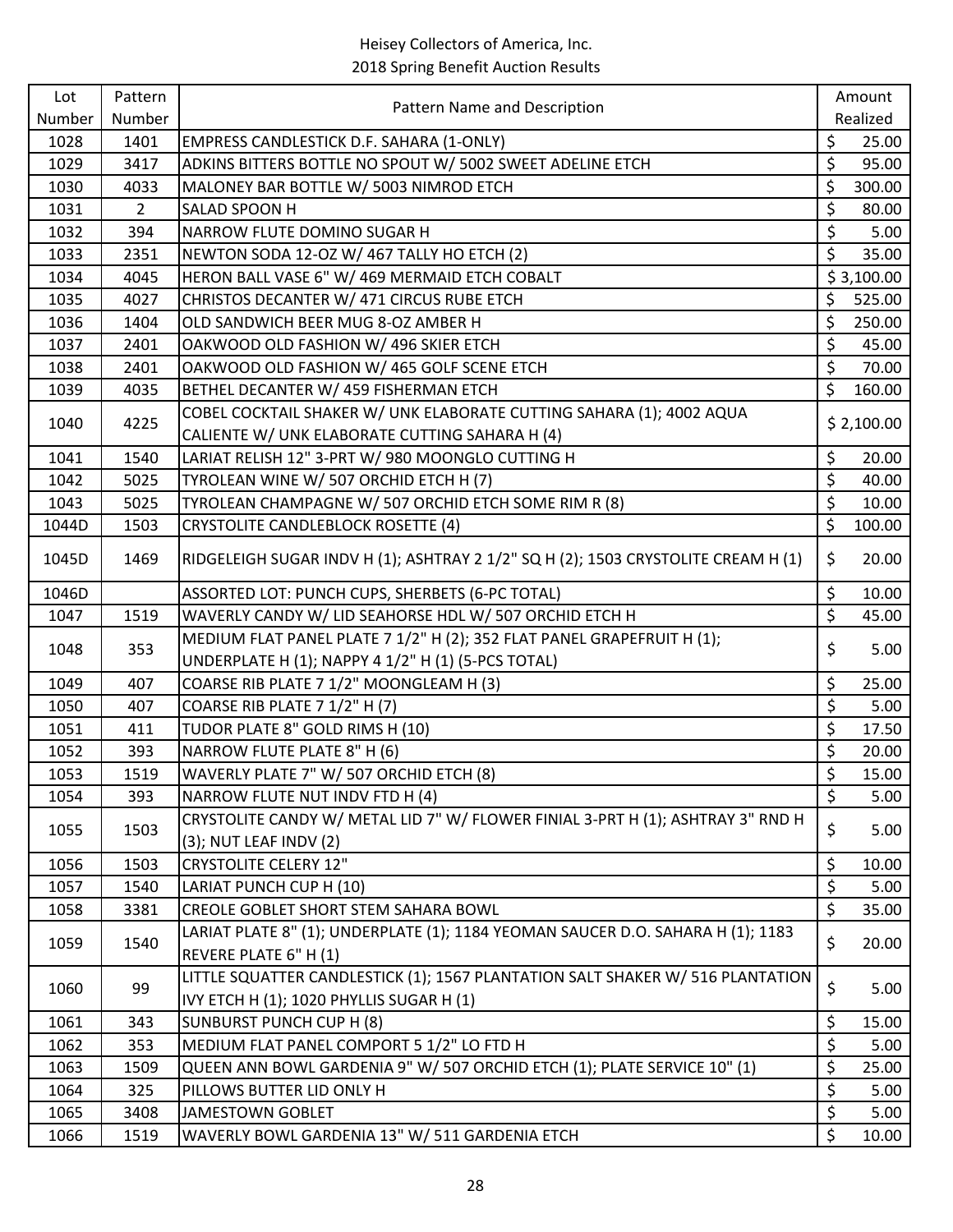Heisey Collectors of America, Inc.
2018 Spring Benefit Auction Results

| Lot Number | Pattern Number | Pattern Name and Description | Amount Realized |
|---|---|---|---|
| 1028 | 1401 | EMPRESS CANDLESTICK D.F. SAHARA (1-ONLY) | $ 25.00 |
| 1029 | 3417 | ADKINS BITTERS BOTTLE NO SPOUT W/ 5002 SWEET ADELINE ETCH | $ 95.00 |
| 1030 | 4033 | MALONEY BAR BOTTLE W/ 5003 NIMROD ETCH | $ 300.00 |
| 1031 | 2 | SALAD SPOON H | $ 80.00 |
| 1032 | 394 | NARROW FLUTE DOMINO SUGAR H | $ 5.00 |
| 1033 | 2351 | NEWTON SODA 12-OZ W/ 467 TALLY HO ETCH (2) | $ 35.00 |
| 1034 | 4045 | HERON BALL VASE 6" W/ 469 MERMAID ETCH COBALT | $ 3,100.00 |
| 1035 | 4027 | CHRISTOS DECANTER W/ 471 CIRCUS RUBE ETCH | $ 525.00 |
| 1036 | 1404 | OLD SANDWICH BEER MUG 8-OZ AMBER H | $ 250.00 |
| 1037 | 2401 | OAKWOOD OLD FASHION W/ 496 SKIER ETCH | $ 45.00 |
| 1038 | 2401 | OAKWOOD OLD FASHION W/ 465 GOLF SCENE ETCH | $ 70.00 |
| 1039 | 4035 | BETHEL DECANTER W/ 459 FISHERMAN ETCH | $ 160.00 |
| 1040 | 4225 | COBEL COCKTAIL SHAKER W/ UNK ELABORATE CUTTING SAHARA (1); 4002 AQUA CALIENTE W/ UNK ELABORATE CUTTING SAHARA H (4) | $ 2,100.00 |
| 1041 | 1540 | LARIAT RELISH 12" 3-PRT W/ 980 MOONGLO CUTTING H | $ 20.00 |
| 1042 | 5025 | TYROLEAN WINE W/ 507 ORCHID ETCH H (7) | $ 40.00 |
| 1043 | 5025 | TYROLEAN CHAMPAGNE W/ 507 ORCHID ETCH SOME RIM R (8) | $ 10.00 |
| 1044D | 1503 | CRYSTOLITE CANDLEBLOCK ROSETTE (4) | $ 100.00 |
| 1045D | 1469 | RIDGELEIGH SUGAR INDV H (1); ASHTRAY 2 1/2" SQ H (2); 1503 CRYSTOLITE CREAM H (1) | $ 20.00 |
| 1046D | | ASSORTED LOT: PUNCH CUPS, SHERBETS (6-PC TOTAL) | $ 10.00 |
| 1047 | 1519 | WAVERLY CANDY W/ LID SEAHORSE HDL W/ 507 ORCHID ETCH H | $ 45.00 |
| 1048 | 353 | MEDIUM FLAT PANEL PLATE 7 1/2" H (2); 352 FLAT PANEL GRAPEFRUIT H (1); UNDERPLATE H (1); NAPPY 4 1/2" H (1) (5-PCS TOTAL) | $ 5.00 |
| 1049 | 407 | COARSE RIB PLATE 7 1/2" MOONGLEAM H (3) | $ 25.00 |
| 1050 | 407 | COARSE RIB PLATE 7 1/2" H (7) | $ 5.00 |
| 1051 | 411 | TUDOR PLATE 8" GOLD RIMS H (10) | $ 17.50 |
| 1052 | 393 | NARROW FLUTE PLATE 8" H (6) | $ 20.00 |
| 1053 | 1519 | WAVERLY PLATE 7" W/ 507 ORCHID ETCH (8) | $ 15.00 |
| 1054 | 393 | NARROW FLUTE NUT INDV FTD H (4) | $ 5.00 |
| 1055 | 1503 | CRYSTOLITE CANDY W/ METAL LID 7" W/ FLOWER FINIAL 3-PRT H (1); ASHTRAY 3" RND H (3); NUT LEAF INDV (2) | $ 5.00 |
| 1056 | 1503 | CRYSTOLITE CELERY 12" | $ 10.00 |
| 1057 | 1540 | LARIAT PUNCH CUP H (10) | $ 5.00 |
| 1058 | 3381 | CREOLE GOBLET SHORT STEM SAHARA BOWL | $ 35.00 |
| 1059 | 1540 | LARIAT PLATE 8" (1); UNDERPLATE (1); 1184 YEOMAN SAUCER D.O. SAHARA H (1); 1183 REVERE PLATE 6" H (1) | $ 20.00 |
| 1060 | 99 | LITTLE SQUATTER CANDLESTICK (1); 1567 PLANTATION SALT SHAKER W/ 516 PLANTATION IVY ETCH H (1); 1020 PHYLLIS SUGAR H (1) | $ 5.00 |
| 1061 | 343 | SUNBURST PUNCH CUP H (8) | $ 15.00 |
| 1062 | 353 | MEDIUM FLAT PANEL COMPORT 5 1/2" LO FTD H | $ 5.00 |
| 1063 | 1509 | QUEEN ANN BOWL GARDENIA 9" W/ 507 ORCHID ETCH (1); PLATE SERVICE 10" (1) | $ 25.00 |
| 1064 | 325 | PILLOWS BUTTER LID ONLY H | $ 5.00 |
| 1065 | 3408 | JAMESTOWN GOBLET | $ 5.00 |
| 1066 | 1519 | WAVERLY BOWL GARDENIA 13" W/ 511 GARDENIA ETCH | $ 10.00 |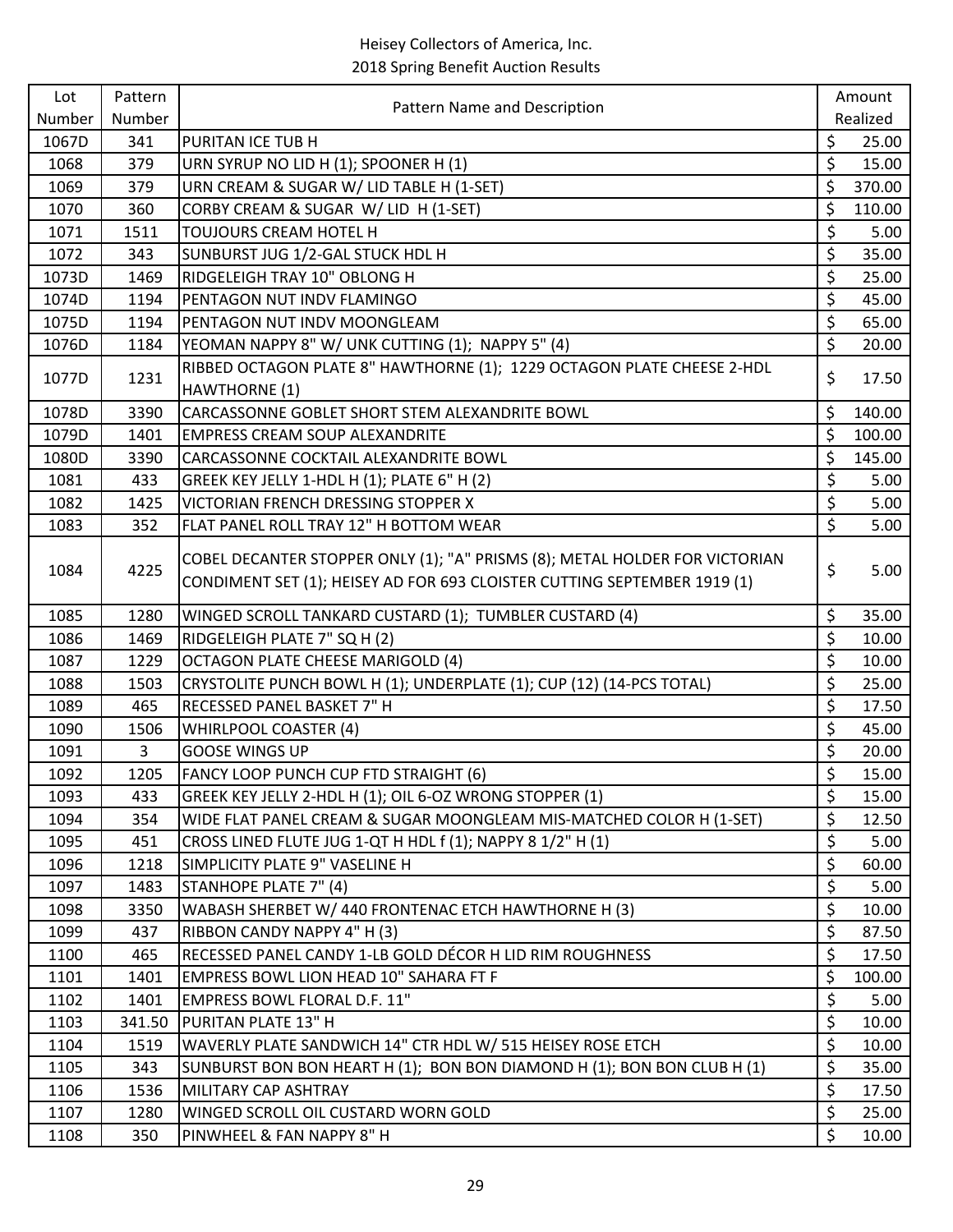Heisey Collectors of America, Inc.
2018 Spring Benefit Auction Results

| Lot Number | Pattern Number | Pattern Name and Description | Amount Realized |
|---|---|---|---|
| 1067D | 341 | PURITAN ICE TUB H | $ 25.00 |
| 1068 | 379 | URN SYRUP NO LID H (1); SPOONER H (1) | $ 15.00 |
| 1069 | 379 | URN CREAM & SUGAR W/ LID TABLE H (1-SET) | $ 370.00 |
| 1070 | 360 | CORBY CREAM & SUGAR W/ LID H (1-SET) | $ 110.00 |
| 1071 | 1511 | TOUJOURS CREAM HOTEL H | $ 5.00 |
| 1072 | 343 | SUNBURST JUG 1/2-GAL STUCK HDL H | $ 35.00 |
| 1073D | 1469 | RIDGELEIGH TRAY 10" OBLONG H | $ 25.00 |
| 1074D | 1194 | PENTAGON NUT INDV FLAMINGO | $ 45.00 |
| 1075D | 1194 | PENTAGON NUT INDV MOONGLEAM | $ 65.00 |
| 1076D | 1184 | YEOMAN NAPPY 8" W/ UNK CUTTING (1); NAPPY 5" (4) | $ 20.00 |
| 1077D | 1231 | RIBBED OCTAGON PLATE 8" HAWTHORNE (1); 1229 OCTAGON PLATE CHEESE 2-HDL HAWTHORNE (1) | $ 17.50 |
| 1078D | 3390 | CARCASSONNE GOBLET SHORT STEM ALEXANDRITE BOWL | $ 140.00 |
| 1079D | 1401 | EMPRESS CREAM SOUP ALEXANDRITE | $ 100.00 |
| 1080D | 3390 | CARCASSONNE COCKTAIL ALEXANDRITE BOWL | $ 145.00 |
| 1081 | 433 | GREEK KEY JELLY 1-HDL H (1); PLATE 6" H (2) | $ 5.00 |
| 1082 | 1425 | VICTORIAN FRENCH DRESSING STOPPER X | $ 5.00 |
| 1083 | 352 | FLAT PANEL ROLL TRAY 12" H BOTTOM WEAR | $ 5.00 |
| 1084 | 4225 | COBEL DECANTER STOPPER ONLY (1); "A" PRISMS (8); METAL HOLDER FOR VICTORIAN CONDIMENT SET (1); HEISEY AD FOR 693 CLOISTER CUTTING SEPTEMBER 1919 (1) | $ 5.00 |
| 1085 | 1280 | WINGED SCROLL TANKARD CUSTARD (1); TUMBLER CUSTARD (4) | $ 35.00 |
| 1086 | 1469 | RIDGELEIGH PLATE 7" SQ H (2) | $ 10.00 |
| 1087 | 1229 | OCTAGON PLATE CHEESE MARIGOLD (4) | $ 10.00 |
| 1088 | 1503 | CRYSTOLITE PUNCH BOWL H (1); UNDERPLATE (1); CUP (12) (14-PCS TOTAL) | $ 25.00 |
| 1089 | 465 | RECESSED PANEL BASKET 7" H | $ 17.50 |
| 1090 | 1506 | WHIRLPOOL COASTER (4) | $ 45.00 |
| 1091 | 3 | GOOSE WINGS UP | $ 20.00 |
| 1092 | 1205 | FANCY LOOP PUNCH CUP FTD STRAIGHT (6) | $ 15.00 |
| 1093 | 433 | GREEK KEY JELLY 2-HDL H (1); OIL 6-OZ WRONG STOPPER (1) | $ 15.00 |
| 1094 | 354 | WIDE FLAT PANEL CREAM & SUGAR MOONGLEAM MIS-MATCHED COLOR H (1-SET) | $ 12.50 |
| 1095 | 451 | CROSS LINED FLUTE JUG 1-QT H HDL f (1); NAPPY 8 1/2" H (1) | $ 5.00 |
| 1096 | 1218 | SIMPLICITY PLATE 9" VASELINE H | $ 60.00 |
| 1097 | 1483 | STANHOPE PLATE 7" (4) | $ 5.00 |
| 1098 | 3350 | WABASH SHERBET W/ 440 FRONTENAC ETCH HAWTHORNE H (3) | $ 10.00 |
| 1099 | 437 | RIBBON CANDY NAPPY 4" H (3) | $ 87.50 |
| 1100 | 465 | RECESSED PANEL CANDY 1-LB GOLD DÉCOR H LID RIM ROUGHNESS | $ 17.50 |
| 1101 | 1401 | EMPRESS BOWL LION HEAD 10" SAHARA FT F | $ 100.00 |
| 1102 | 1401 | EMPRESS BOWL FLORAL D.F. 11" | $ 5.00 |
| 1103 | 341.50 | PURITAN PLATE 13" H | $ 10.00 |
| 1104 | 1519 | WAVERLY PLATE SANDWICH 14" CTR HDL W/ 515 HEISEY ROSE ETCH | $ 10.00 |
| 1105 | 343 | SUNBURST BON BON HEART H (1); BON BON DIAMOND H (1); BON BON CLUB H (1) | $ 35.00 |
| 1106 | 1536 | MILITARY CAP ASHTRAY | $ 17.50 |
| 1107 | 1280 | WINGED SCROLL OIL CUSTARD WORN GOLD | $ 25.00 |
| 1108 | 350 | PINWHEEL & FAN NAPPY 8" H | $ 10.00 |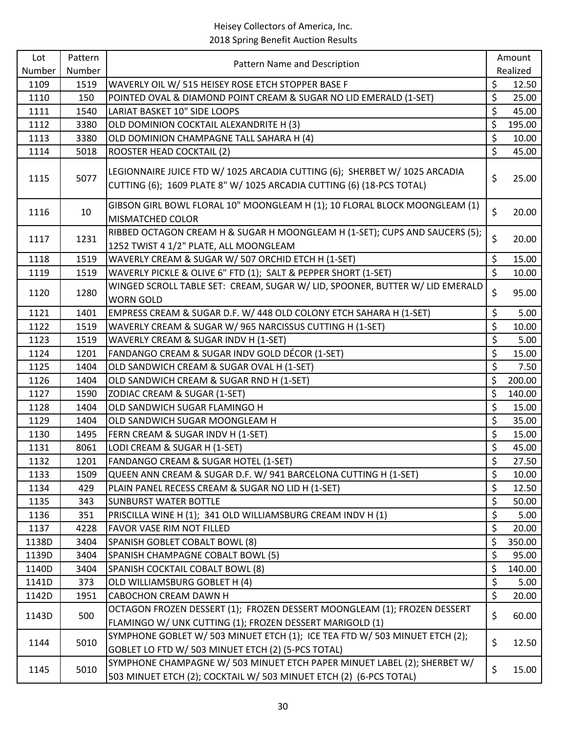Heisey Collectors of America, Inc.
2018 Spring Benefit Auction Results

| Lot Number | Pattern Number | Pattern Name and Description | Amount Realized |
|---|---|---|---|
| 1109 | 1519 | WAVERLY OIL W/ 515 HEISEY ROSE ETCH STOPPER BASE F | $ 12.50 |
| 1110 | 150 | POINTED OVAL & DIAMOND POINT CREAM & SUGAR NO LID EMERALD (1-SET) | $ 25.00 |
| 1111 | 1540 | LARIAT BASKET 10" SIDE LOOPS | $ 45.00 |
| 1112 | 3380 | OLD DOMINION COCKTAIL ALEXANDRITE H (3) | $ 195.00 |
| 1113 | 3380 | OLD DOMINION CHAMPAGNE TALL SAHARA H (4) | $ 10.00 |
| 1114 | 5018 | ROOSTER HEAD COCKTAIL (2) | $ 45.00 |
| 1115 | 5077 | LEGIONNAIRE JUICE FTD W/ 1025 ARCADIA CUTTING (6); SHERBET W/ 1025 ARCADIA CUTTING (6); 1609 PLATE 8" W/ 1025 ARCADIA CUTTING (6) (18-PCS TOTAL) | $ 25.00 |
| 1116 | 10 | GIBSON GIRL BOWL FLORAL 10" MOONGLEAM H (1); 10 FLORAL BLOCK MOONGLEAM (1) MISMATCHED COLOR | $ 20.00 |
| 1117 | 1231 | RIBBED OCTAGON CREAM H & SUGAR H MOONGLEAM H (1-SET); CUPS AND SAUCERS (5); 1252 TWIST 4 1/2" PLATE, ALL MOONGLEAM | $ 20.00 |
| 1118 | 1519 | WAVERLY CREAM & SUGAR W/ 507 ORCHID ETCH H (1-SET) | $ 15.00 |
| 1119 | 1519 | WAVERLY PICKLE & OLIVE 6" FTD (1); SALT & PEPPER SHORT (1-SET) | $ 10.00 |
| 1120 | 1280 | WINGED SCROLL TABLE SET: CREAM, SUGAR W/ LID, SPOONER, BUTTER W/ LID EMERALD WORN GOLD | $ 95.00 |
| 1121 | 1401 | EMPRESS CREAM & SUGAR D.F. W/ 448 OLD COLONY ETCH SAHARA H (1-SET) | $ 5.00 |
| 1122 | 1519 | WAVERLY CREAM & SUGAR W/ 965 NARCISSUS CUTTING H (1-SET) | $ 10.00 |
| 1123 | 1519 | WAVERLY CREAM & SUGAR INDV H (1-SET) | $ 5.00 |
| 1124 | 1201 | FANDANGO CREAM & SUGAR INDV GOLD DÉCOR (1-SET) | $ 15.00 |
| 1125 | 1404 | OLD SANDWICH CREAM & SUGAR OVAL H (1-SET) | $ 7.50 |
| 1126 | 1404 | OLD SANDWICH CREAM & SUGAR RND H (1-SET) | $ 200.00 |
| 1127 | 1590 | ZODIAC CREAM & SUGAR (1-SET) | $ 140.00 |
| 1128 | 1404 | OLD SANDWICH SUGAR FLAMINGO H | $ 15.00 |
| 1129 | 1404 | OLD SANDWICH SUGAR MOONGLEAM H | $ 35.00 |
| 1130 | 1495 | FERN CREAM & SUGAR INDV H (1-SET) | $ 15.00 |
| 1131 | 8061 | LODI CREAM & SUGAR H (1-SET) | $ 45.00 |
| 1132 | 1201 | FANDANGO CREAM & SUGAR HOTEL (1-SET) | $ 27.50 |
| 1133 | 1509 | QUEEN ANN CREAM & SUGAR D.F. W/ 941 BARCELONA CUTTING H (1-SET) | $ 10.00 |
| 1134 | 429 | PLAIN PANEL RECESS CREAM & SUGAR NO LID H (1-SET) | $ 12.50 |
| 1135 | 343 | SUNBURST WATER BOTTLE | $ 50.00 |
| 1136 | 351 | PRISCILLA WINE H (1); 341 OLD WILLIAMSBURG CREAM INDV H (1) | $ 5.00 |
| 1137 | 4228 | FAVOR VASE RIM NOT FILLED | $ 20.00 |
| 1138D | 3404 | SPANISH GOBLET COBALT BOWL (8) | $ 350.00 |
| 1139D | 3404 | SPANISH CHAMPAGNE COBALT BOWL (5) | $ 95.00 |
| 1140D | 3404 | SPANISH COCKTAIL COBALT BOWL (8) | $ 140.00 |
| 1141D | 373 | OLD WILLIAMSBURG GOBLET H (4) | $ 5.00 |
| 1142D | 1951 | CABOCHON CREAM DAWN H | $ 20.00 |
| 1143D | 500 | OCTAGON FROZEN DESSERT (1); FROZEN DESSERT MOONGLEAM (1); FROZEN DESSERT FLAMINGO W/ UNK CUTTING (1); FROZEN DESSERT MARIGOLD (1) | $ 60.00 |
| 1144 | 5010 | SYMPHONE GOBLET W/ 503 MINUET ETCH (1); ICE TEA FTD W/ 503 MINUET ETCH (2); GOBLET LO FTD W/ 503 MINUET ETCH (2) (5-PCS TOTAL) | $ 12.50 |
| 1145 | 5010 | SYMPHONE CHAMPAGNE W/ 503 MINUET ETCH PAPER MINUET LABEL (2); SHERBET W/ 503 MINUET ETCH (2); COCKTAIL W/ 503 MINUET ETCH (2) (6-PCS TOTAL) | $ 15.00 |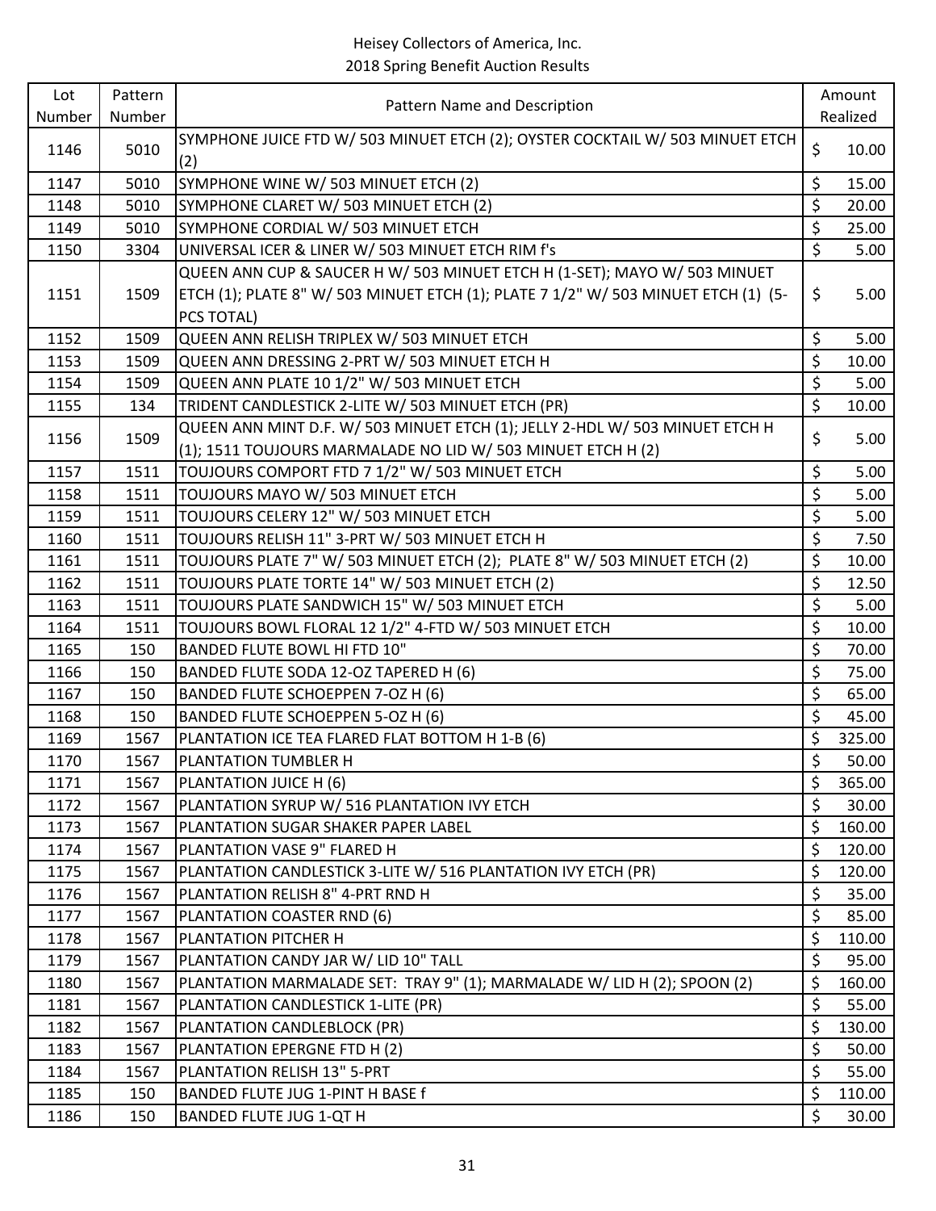Heisey Collectors of America, Inc.
2018 Spring Benefit Auction Results

| Lot Number | Pattern Number | Pattern Name and Description | Amount Realized |
|---|---|---|---|
| 1146 | 5010 | SYMPHONE JUICE FTD W/ 503 MINUET ETCH (2); OYSTER COCKTAIL W/ 503 MINUET ETCH (2) | $ 10.00 |
| 1147 | 5010 | SYMPHONE WINE W/ 503 MINUET ETCH (2) | $ 15.00 |
| 1148 | 5010 | SYMPHONE CLARET W/ 503 MINUET ETCH (2) | $ 20.00 |
| 1149 | 5010 | SYMPHONE CORDIAL W/ 503 MINUET ETCH | $ 25.00 |
| 1150 | 3304 | UNIVERSAL ICER & LINER W/ 503 MINUET ETCH RIM f's | $ 5.00 |
| 1151 | 1509 | QUEEN ANN CUP & SAUCER H W/ 503 MINUET ETCH H (1-SET); MAYO W/ 503 MINUET ETCH (1); PLATE 8" W/ 503 MINUET ETCH (1); PLATE 7 1/2" W/ 503 MINUET ETCH (1) (5-PCS TOTAL) | $ 5.00 |
| 1152 | 1509 | QUEEN ANN RELISH TRIPLEX W/ 503 MINUET ETCH | $ 5.00 |
| 1153 | 1509 | QUEEN ANN DRESSING 2-PRT W/ 503 MINUET ETCH H | $ 10.00 |
| 1154 | 1509 | QUEEN ANN PLATE 10 1/2" W/ 503 MINUET ETCH | $ 5.00 |
| 1155 | 134 | TRIDENT CANDLESTICK 2-LITE W/ 503 MINUET ETCH (PR) | $ 10.00 |
| 1156 | 1509 | QUEEN ANN MINT D.F. W/ 503 MINUET ETCH (1); JELLY 2-HDL W/ 503 MINUET ETCH H (1); 1511 TOUJOURS MARMALADE NO LID W/ 503 MINUET ETCH H (2) | $ 5.00 |
| 1157 | 1511 | TOUJOURS COMPORT FTD 7 1/2" W/ 503 MINUET ETCH | $ 5.00 |
| 1158 | 1511 | TOUJOURS MAYO W/ 503 MINUET ETCH | $ 5.00 |
| 1159 | 1511 | TOUJOURS CELERY 12" W/ 503 MINUET ETCH | $ 5.00 |
| 1160 | 1511 | TOUJOURS RELISH 11" 3-PRT W/ 503 MINUET ETCH H | $ 7.50 |
| 1161 | 1511 | TOUJOURS PLATE 7" W/ 503 MINUET ETCH (2); PLATE 8" W/ 503 MINUET ETCH (2) | $ 10.00 |
| 1162 | 1511 | TOUJOURS PLATE TORTE 14" W/ 503 MINUET ETCH (2) | $ 12.50 |
| 1163 | 1511 | TOUJOURS PLATE SANDWICH 15" W/ 503 MINUET ETCH | $ 5.00 |
| 1164 | 1511 | TOUJOURS BOWL FLORAL 12 1/2" 4-FTD W/ 503 MINUET ETCH | $ 10.00 |
| 1165 | 150 | BANDED FLUTE BOWL HI FTD 10" | $ 70.00 |
| 1166 | 150 | BANDED FLUTE SODA 12-OZ TAPERED H (6) | $ 75.00 |
| 1167 | 150 | BANDED FLUTE SCHOEPPEN 7-OZ H (6) | $ 65.00 |
| 1168 | 150 | BANDED FLUTE SCHOEPPEN 5-OZ H (6) | $ 45.00 |
| 1169 | 1567 | PLANTATION ICE TEA FLARED FLAT BOTTOM H 1-B (6) | $ 325.00 |
| 1170 | 1567 | PLANTATION TUMBLER H | $ 50.00 |
| 1171 | 1567 | PLANTATION JUICE H (6) | $ 365.00 |
| 1172 | 1567 | PLANTATION SYRUP W/ 516 PLANTATION IVY ETCH | $ 30.00 |
| 1173 | 1567 | PLANTATION SUGAR SHAKER PAPER LABEL | $ 160.00 |
| 1174 | 1567 | PLANTATION VASE 9" FLARED H | $ 120.00 |
| 1175 | 1567 | PLANTATION CANDLESTICK 3-LITE W/ 516 PLANTATION IVY ETCH (PR) | $ 120.00 |
| 1176 | 1567 | PLANTATION RELISH 8" 4-PRT RND H | $ 35.00 |
| 1177 | 1567 | PLANTATION COASTER RND (6) | $ 85.00 |
| 1178 | 1567 | PLANTATION PITCHER H | $ 110.00 |
| 1179 | 1567 | PLANTATION CANDY JAR W/ LID 10" TALL | $ 95.00 |
| 1180 | 1567 | PLANTATION MARMALADE SET: TRAY 9" (1); MARMALADE W/ LID H (2); SPOON (2) | $ 160.00 |
| 1181 | 1567 | PLANTATION CANDLESTICK 1-LITE (PR) | $ 55.00 |
| 1182 | 1567 | PLANTATION CANDLEBLOCK (PR) | $ 130.00 |
| 1183 | 1567 | PLANTATION EPERGNE FTD H (2) | $ 50.00 |
| 1184 | 1567 | PLANTATION RELISH 13" 5-PRT | $ 55.00 |
| 1185 | 150 | BANDED FLUTE JUG 1-PINT H BASE f | $ 110.00 |
| 1186 | 150 | BANDED FLUTE JUG 1-QT H | $ 30.00 |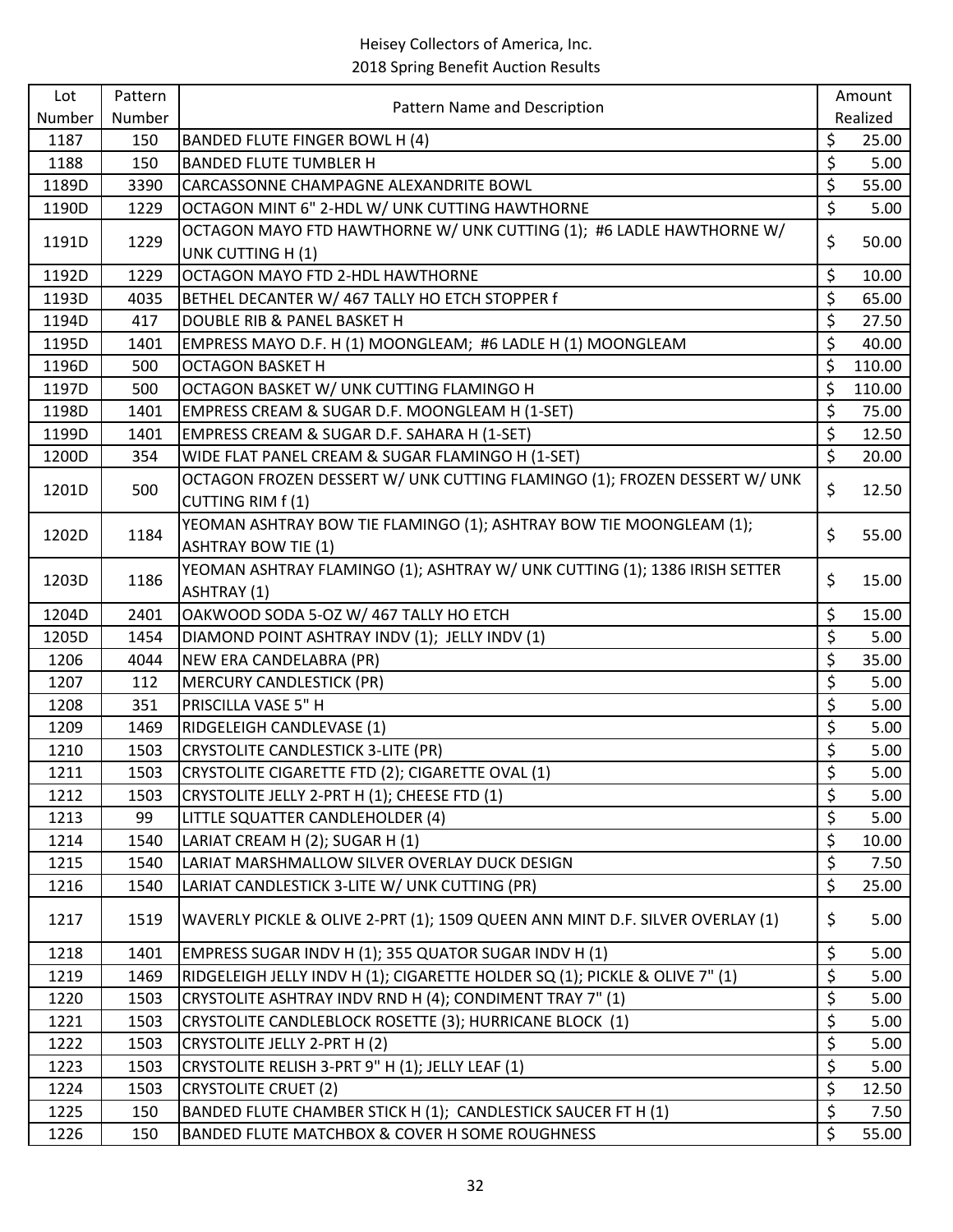Heisey Collectors of America, Inc.
2018 Spring Benefit Auction Results

| Lot Number | Pattern Number | Pattern Name and Description | Amount Realized |
|---|---|---|---|
| 1187 | 150 | BANDED FLUTE FINGER BOWL H (4) | $ 25.00 |
| 1188 | 150 | BANDED FLUTE TUMBLER H | $ 5.00 |
| 1189D | 3390 | CARCASSONNE CHAMPAGNE ALEXANDRITE BOWL | $ 55.00 |
| 1190D | 1229 | OCTAGON MINT 6" 2-HDL W/ UNK CUTTING HAWTHORNE | $ 5.00 |
| 1191D | 1229 | OCTAGON MAYO FTD HAWTHORNE W/ UNK CUTTING (1); #6 LADLE HAWTHORNE W/ UNK CUTTING H (1) | $ 50.00 |
| 1192D | 1229 | OCTAGON MAYO FTD 2-HDL HAWTHORNE | $ 10.00 |
| 1193D | 4035 | BETHEL DECANTER W/ 467 TALLY HO ETCH STOPPER f | $ 65.00 |
| 1194D | 417 | DOUBLE RIB & PANEL BASKET H | $ 27.50 |
| 1195D | 1401 | EMPRESS MAYO D.F. H (1) MOONGLEAM; #6 LADLE H (1) MOONGLEAM | $ 40.00 |
| 1196D | 500 | OCTAGON BASKET H | $ 110.00 |
| 1197D | 500 | OCTAGON BASKET W/ UNK CUTTING FLAMINGO H | $ 110.00 |
| 1198D | 1401 | EMPRESS CREAM & SUGAR D.F. MOONGLEAM H (1-SET) | $ 75.00 |
| 1199D | 1401 | EMPRESS CREAM & SUGAR D.F. SAHARA H (1-SET) | $ 12.50 |
| 1200D | 354 | WIDE FLAT PANEL CREAM & SUGAR FLAMINGO H (1-SET) | $ 20.00 |
| 1201D | 500 | OCTAGON FROZEN DESSERT W/ UNK CUTTING FLAMINGO (1); FROZEN DESSERT W/ UNK CUTTING RIM f (1) | $ 12.50 |
| 1202D | 1184 | YEOMAN ASHTRAY BOW TIE FLAMINGO (1); ASHTRAY BOW TIE MOONGLEAM (1); ASHTRAY BOW TIE (1) | $ 55.00 |
| 1203D | 1186 | YEOMAN ASHTRAY FLAMINGO (1); ASHTRAY W/ UNK CUTTING (1); 1386 IRISH SETTER ASHTRAY (1) | $ 15.00 |
| 1204D | 2401 | OAKWOOD SODA 5-OZ W/ 467 TALLY HO ETCH | $ 15.00 |
| 1205D | 1454 | DIAMOND POINT ASHTRAY INDV (1); JELLY INDV (1) | $ 5.00 |
| 1206 | 4044 | NEW ERA CANDELABRA (PR) | $ 35.00 |
| 1207 | 112 | MERCURY CANDLESTICK (PR) | $ 5.00 |
| 1208 | 351 | PRISCILLA VASE 5" H | $ 5.00 |
| 1209 | 1469 | RIDGELEIGH CANDLEVASE (1) | $ 5.00 |
| 1210 | 1503 | CRYSTOLITE CANDLESTICK 3-LITE (PR) | $ 5.00 |
| 1211 | 1503 | CRYSTOLITE CIGARETTE FTD (2); CIGARETTE OVAL (1) | $ 5.00 |
| 1212 | 1503 | CRYSTOLITE JELLY 2-PRT H (1); CHEESE FTD (1) | $ 5.00 |
| 1213 | 99 | LITTLE SQUATTER CANDLEHOLDER (4) | $ 5.00 |
| 1214 | 1540 | LARIAT CREAM H (2); SUGAR H (1) | $ 10.00 |
| 1215 | 1540 | LARIAT MARSHMALLOW SILVER OVERLAY DUCK DESIGN | $ 7.50 |
| 1216 | 1540 | LARIAT CANDLESTICK 3-LITE W/ UNK CUTTING (PR) | $ 25.00 |
| 1217 | 1519 | WAVERLY PICKLE & OLIVE 2-PRT (1); 1509 QUEEN ANN MINT D.F. SILVER OVERLAY (1) | $ 5.00 |
| 1218 | 1401 | EMPRESS SUGAR INDV H (1); 355 QUATOR SUGAR INDV H (1) | $ 5.00 |
| 1219 | 1469 | RIDGELEIGH JELLY INDV H (1); CIGARETTE HOLDER SQ (1); PICKLE & OLIVE 7" (1) | $ 5.00 |
| 1220 | 1503 | CRYSTOLITE ASHTRAY INDV RND H (4); CONDIMENT TRAY 7" (1) | $ 5.00 |
| 1221 | 1503 | CRYSTOLITE CANDLEBLOCK ROSETTE (3); HURRICANE BLOCK (1) | $ 5.00 |
| 1222 | 1503 | CRYSTOLITE JELLY 2-PRT H (2) | $ 5.00 |
| 1223 | 1503 | CRYSTOLITE RELISH 3-PRT 9" H (1); JELLY LEAF (1) | $ 5.00 |
| 1224 | 1503 | CRYSTOLITE CRUET (2) | $ 12.50 |
| 1225 | 150 | BANDED FLUTE CHAMBER STICK H (1); CANDLESTICK SAUCER FT H (1) | $ 7.50 |
| 1226 | 150 | BANDED FLUTE MATCHBOX & COVER H SOME ROUGHNESS | $ 55.00 |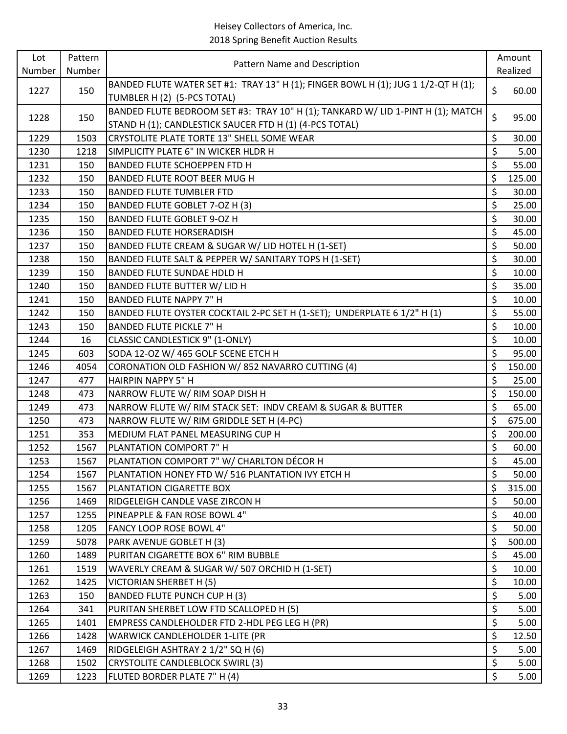Heisey Collectors of America, Inc.
2018 Spring Benefit Auction Results

| Lot Number | Pattern Number | Pattern Name and Description | Amount Realized |
|---|---|---|---|
| 1227 | 150 | BANDED FLUTE WATER SET #1: TRAY 13" H (1); FINGER BOWL H (1); JUG 1 1/2-QT H (1); TUMBLER H (2) (5-PCS TOTAL) | $ 60.00 |
| 1228 | 150 | BANDED FLUTE BEDROOM SET #3: TRAY 10" H (1); TANKARD W/ LID 1-PINT H (1); MATCH STAND H (1); CANDLESTICK SAUCER FTD H (1) (4-PCS TOTAL) | $ 95.00 |
| 1229 | 1503 | CRYSTOLITE PLATE TORTE 13" SHELL SOME WEAR | $ 30.00 |
| 1230 | 1218 | SIMPLICITY PLATE 6" IN WICKER HLDR H | $ 5.00 |
| 1231 | 150 | BANDED FLUTE SCHOEPPEN FTD H | $ 55.00 |
| 1232 | 150 | BANDED FLUTE ROOT BEER MUG H | $ 125.00 |
| 1233 | 150 | BANDED FLUTE TUMBLER FTD | $ 30.00 |
| 1234 | 150 | BANDED FLUTE GOBLET 7-OZ H (3) | $ 25.00 |
| 1235 | 150 | BANDED FLUTE GOBLET 9-OZ H | $ 30.00 |
| 1236 | 150 | BANDED FLUTE HORSERADISH | $ 45.00 |
| 1237 | 150 | BANDED FLUTE CREAM & SUGAR W/ LID HOTEL H (1-SET) | $ 50.00 |
| 1238 | 150 | BANDED FLUTE SALT & PEPPER W/ SANITARY TOPS H (1-SET) | $ 30.00 |
| 1239 | 150 | BANDED FLUTE SUNDAE HDLD H | $ 10.00 |
| 1240 | 150 | BANDED FLUTE BUTTER W/ LID H | $ 35.00 |
| 1241 | 150 | BANDED FLUTE NAPPY 7" H | $ 10.00 |
| 1242 | 150 | BANDED FLUTE OYSTER COCKTAIL 2-PC SET H (1-SET); UNDERPLATE 6 1/2" H (1) | $ 55.00 |
| 1243 | 150 | BANDED FLUTE PICKLE 7" H | $ 10.00 |
| 1244 | 16 | CLASSIC CANDLESTICK 9" (1-ONLY) | $ 10.00 |
| 1245 | 603 | SODA 12-OZ W/ 465 GOLF SCENE ETCH H | $ 95.00 |
| 1246 | 4054 | CORONATION OLD FASHION W/ 852 NAVARRO CUTTING (4) | $ 150.00 |
| 1247 | 477 | HAIRPIN NAPPY 5" H | $ 25.00 |
| 1248 | 473 | NARROW FLUTE W/ RIM SOAP DISH H | $ 150.00 |
| 1249 | 473 | NARROW FLUTE W/ RIM STACK SET: INDV CREAM & SUGAR & BUTTER | $ 65.00 |
| 1250 | 473 | NARROW FLUTE W/ RIM GRIDDLE SET H (4-PC) | $ 675.00 |
| 1251 | 353 | MEDIUM FLAT PANEL MEASURING CUP H | $ 200.00 |
| 1252 | 1567 | PLANTATION COMPORT 7" H | $ 60.00 |
| 1253 | 1567 | PLANTATION COMPORT 7" W/ CHARLTON DÉCOR H | $ 45.00 |
| 1254 | 1567 | PLANTATION HONEY FTD W/ 516 PLANTATION IVY ETCH H | $ 50.00 |
| 1255 | 1567 | PLANTATION CIGARETTE BOX | $ 315.00 |
| 1256 | 1469 | RIDGELEIGH CANDLE VASE ZIRCON H | $ 50.00 |
| 1257 | 1255 | PINEAPPLE & FAN ROSE BOWL 4" | $ 40.00 |
| 1258 | 1205 | FANCY LOOP ROSE BOWL 4" | $ 50.00 |
| 1259 | 5078 | PARK AVENUE GOBLET H (3) | $ 500.00 |
| 1260 | 1489 | PURITAN CIGARETTE BOX 6" RIM BUBBLE | $ 45.00 |
| 1261 | 1519 | WAVERLY CREAM & SUGAR W/ 507 ORCHID H (1-SET) | $ 10.00 |
| 1262 | 1425 | VICTORIAN SHERBET H (5) | $ 10.00 |
| 1263 | 150 | BANDED FLUTE PUNCH CUP H (3) | $ 5.00 |
| 1264 | 341 | PURITAN SHERBET LOW FTD SCALLOPED H (5) | $ 5.00 |
| 1265 | 1401 | EMPRESS CANDLEHOLDER FTD 2-HDL PEG LEG H (PR) | $ 5.00 |
| 1266 | 1428 | WARWICK CANDLEHOLDER 1-LITE (PR | $ 12.50 |
| 1267 | 1469 | RIDGELEIGH ASHTRAY 2 1/2" SQ H (6) | $ 5.00 |
| 1268 | 1502 | CRYSTOLITE CANDLEBLOCK SWIRL (3) | $ 5.00 |
| 1269 | 1223 | FLUTED BORDER PLATE 7" H (4) | $ 5.00 |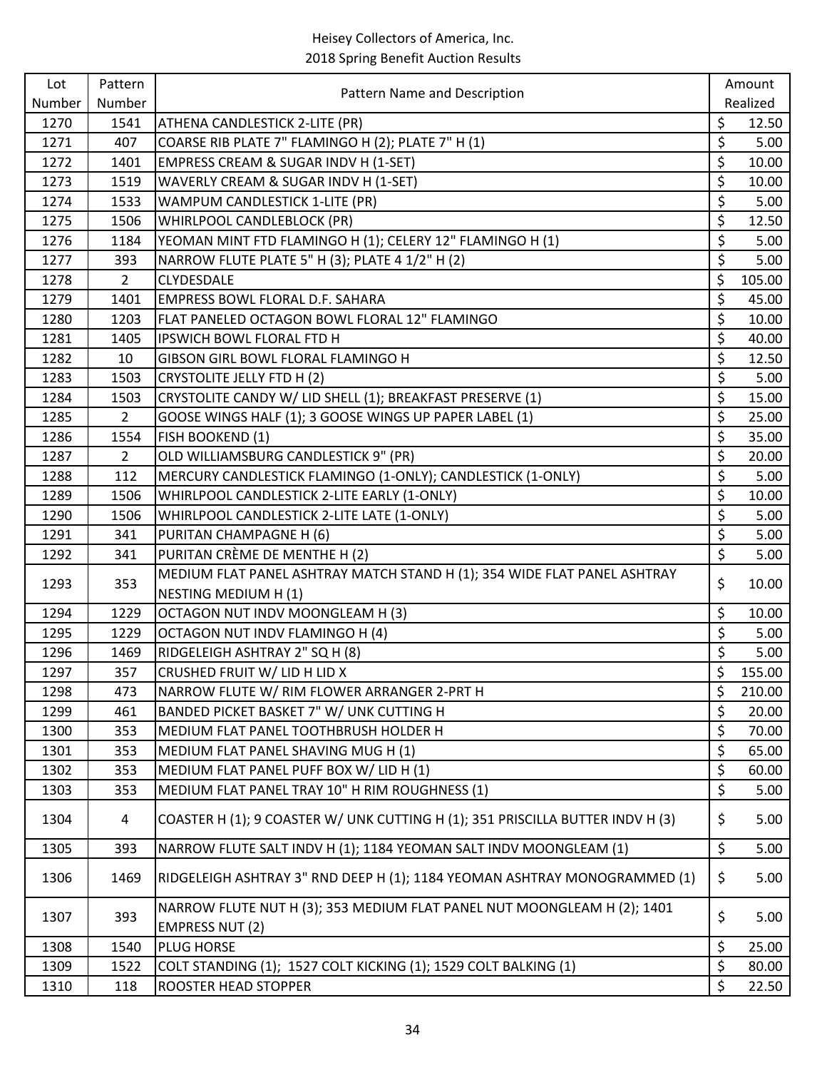Heisey Collectors of America, Inc.
2018 Spring Benefit Auction Results

| Lot Number | Pattern Number | Pattern Name and Description | Amount Realized |
|---|---|---|---|
| 1270 | 1541 | ATHENA CANDLESTICK 2-LITE (PR) | $ 12.50 |
| 1271 | 407 | COARSE RIB PLATE 7" FLAMINGO H (2); PLATE 7" H (1) | $ 5.00 |
| 1272 | 1401 | EMPRESS CREAM & SUGAR INDV H (1-SET) | $ 10.00 |
| 1273 | 1519 | WAVERLY CREAM & SUGAR INDV H (1-SET) | $ 10.00 |
| 1274 | 1533 | WAMPUM CANDLESTICK 1-LITE (PR) | $ 5.00 |
| 1275 | 1506 | WHIRLPOOL CANDLEBLOCK (PR) | $ 12.50 |
| 1276 | 1184 | YEOMAN MINT FTD FLAMINGO H (1); CELERY 12" FLAMINGO H (1) | $ 5.00 |
| 1277 | 393 | NARROW FLUTE PLATE 5" H (3); PLATE 4 1/2" H (2) | $ 5.00 |
| 1278 | 2 | CLYDESDALE | $ 105.00 |
| 1279 | 1401 | EMPRESS BOWL FLORAL D.F. SAHARA | $ 45.00 |
| 1280 | 1203 | FLAT PANELED OCTAGON BOWL FLORAL 12" FLAMINGO | $ 10.00 |
| 1281 | 1405 | IPSWICH BOWL FLORAL FTD H | $ 40.00 |
| 1282 | 10 | GIBSON GIRL BOWL FLORAL FLAMINGO H | $ 12.50 |
| 1283 | 1503 | CRYSTOLITE JELLY FTD H (2) | $ 5.00 |
| 1284 | 1503 | CRYSTOLITE CANDY W/ LID SHELL (1); BREAKFAST PRESERVE (1) | $ 15.00 |
| 1285 | 2 | GOOSE WINGS HALF (1); 3 GOOSE WINGS UP PAPER LABEL (1) | $ 25.00 |
| 1286 | 1554 | FISH BOOKEND (1) | $ 35.00 |
| 1287 | 2 | OLD WILLIAMSBURG CANDLESTICK 9" (PR) | $ 20.00 |
| 1288 | 112 | MERCURY CANDLESTICK FLAMINGO (1-ONLY); CANDLESTICK (1-ONLY) | $ 5.00 |
| 1289 | 1506 | WHIRLPOOL CANDLESTICK 2-LITE EARLY (1-ONLY) | $ 10.00 |
| 1290 | 1506 | WHIRLPOOL CANDLESTICK 2-LITE LATE (1-ONLY) | $ 5.00 |
| 1291 | 341 | PURITAN CHAMPAGNE H (6) | $ 5.00 |
| 1292 | 341 | PURITAN CRÈME DE MENTHE H (2) | $ 5.00 |
| 1293 | 353 | MEDIUM FLAT PANEL ASHTRAY MATCH STAND H (1); 354 WIDE FLAT PANEL ASHTRAY NESTING MEDIUM H (1) | $ 10.00 |
| 1294 | 1229 | OCTAGON NUT INDV MOONGLEAM H (3) | $ 10.00 |
| 1295 | 1229 | OCTAGON NUT INDV FLAMINGO H (4) | $ 5.00 |
| 1296 | 1469 | RIDGELEIGH ASHTRAY 2" SQ H (8) | $ 5.00 |
| 1297 | 357 | CRUSHED FRUIT W/ LID H LID X | $ 155.00 |
| 1298 | 473 | NARROW FLUTE W/ RIM FLOWER ARRANGER 2-PRT H | $ 210.00 |
| 1299 | 461 | BANDED PICKET BASKET 7" W/ UNK CUTTING H | $ 20.00 |
| 1300 | 353 | MEDIUM FLAT PANEL TOOTHBRUSH HOLDER H | $ 70.00 |
| 1301 | 353 | MEDIUM FLAT PANEL SHAVING MUG H (1) | $ 65.00 |
| 1302 | 353 | MEDIUM FLAT PANEL PUFF BOX W/ LID H (1) | $ 60.00 |
| 1303 | 353 | MEDIUM FLAT PANEL TRAY 10" H RIM ROUGHNESS (1) | $ 5.00 |
| 1304 | 4 | COASTER H (1); 9 COASTER W/ UNK CUTTING H (1); 351 PRISCILLA BUTTER INDV H (3) | $ 5.00 |
| 1305 | 393 | NARROW FLUTE SALT INDV H (1); 1184 YEOMAN SALT INDV MOONGLEAM (1) | $ 5.00 |
| 1306 | 1469 | RIDGELEIGH ASHTRAY 3" RND DEEP H (1); 1184 YEOMAN ASHTRAY MONOGRAMMED (1) | $ 5.00 |
| 1307 | 393 | NARROW FLUTE NUT H (3); 353 MEDIUM FLAT PANEL NUT MOONGLEAM H (2); 1401 EMPRESS NUT (2) | $ 5.00 |
| 1308 | 1540 | PLUG HORSE | $ 25.00 |
| 1309 | 1522 | COLT STANDING (1); 1527 COLT KICKING (1); 1529 COLT BALKING (1) | $ 80.00 |
| 1310 | 118 | ROOSTER HEAD STOPPER | $ 22.50 |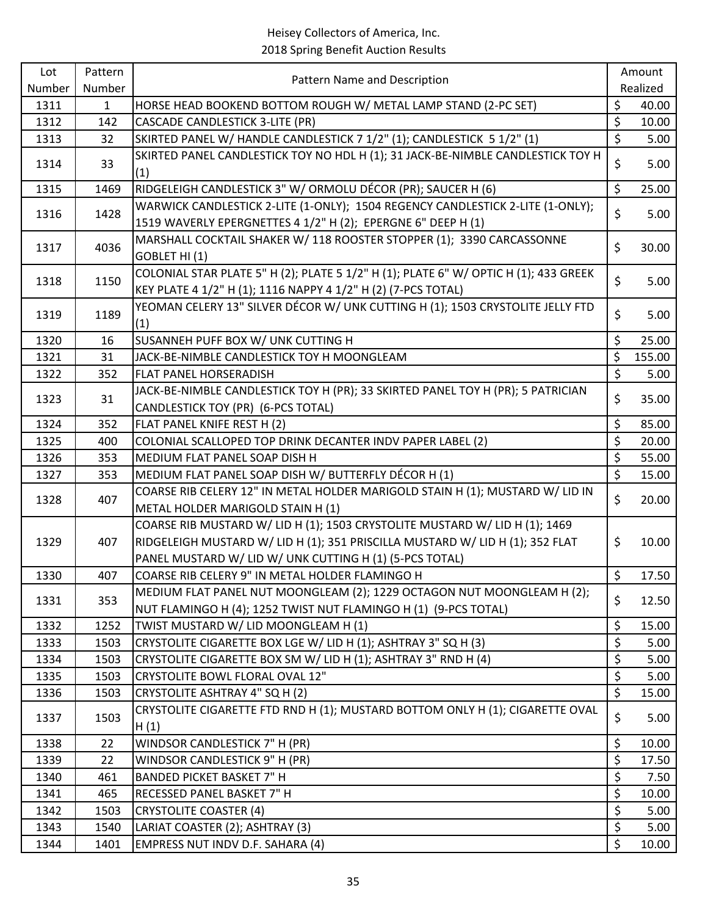Heisey Collectors of America, Inc.
2018 Spring Benefit Auction Results

| Lot Number | Pattern Number | Pattern Name and Description | Amount Realized |
|---|---|---|---|
| 1311 | 1 | HORSE HEAD BOOKEND BOTTOM ROUGH W/ METAL LAMP STAND (2-PC SET) | $ 40.00 |
| 1312 | 142 | CASCADE CANDLESTICK 3-LITE (PR) | $ 10.00 |
| 1313 | 32 | SKIRTED PANEL W/ HANDLE CANDLESTICK 7 1/2" (1); CANDLESTICK 5 1/2" (1) | $ 5.00 |
| 1314 | 33 | SKIRTED PANEL CANDLESTICK TOY NO HDL H (1); 31 JACK-BE-NIMBLE CANDLESTICK TOY H (1) | $ 5.00 |
| 1315 | 1469 | RIDGELEIGH CANDLESTICK 3" W/ ORMOLU DÉCOR (PR); SAUCER H (6) | $ 25.00 |
| 1316 | 1428 | WARWICK CANDLESTICK 2-LITE (1-ONLY); 1504 REGENCY CANDLESTICK 2-LITE (1-ONLY); 1519 WAVERLY EPERGNETTES 4 1/2" H (2); EPERGNE 6" DEEP H (1) | $ 5.00 |
| 1317 | 4036 | MARSHALL COCKTAIL SHAKER W/ 118 ROOSTER STOPPER (1); 3390 CARCASSONNE GOBLET HI (1) | $ 30.00 |
| 1318 | 1150 | COLONIAL STAR PLATE 5" H (2); PLATE 5 1/2" H (1); PLATE 6" W/ OPTIC H (1); 433 GREEK KEY PLATE 4 1/2" H (1); 1116 NAPPY 4 1/2" H (2) (7-PCS TOTAL) | $ 5.00 |
| 1319 | 1189 | YEOMAN CELERY 13" SILVER DÉCOR W/ UNK CUTTING H (1); 1503 CRYSTOLITE JELLY FTD (1) | $ 5.00 |
| 1320 | 16 | SUSANNEH PUFF BOX W/ UNK CUTTING H | $ 25.00 |
| 1321 | 31 | JACK-BE-NIMBLE CANDLESTICK TOY H MOONGLEAM | $ 155.00 |
| 1322 | 352 | FLAT PANEL HORSERADISH | $ 5.00 |
| 1323 | 31 | JACK-BE-NIMBLE CANDLESTICK TOY H (PR); 33 SKIRTED PANEL TOY H (PR); 5 PATRICIAN CANDLESTICK TOY (PR) (6-PCS TOTAL) | $ 35.00 |
| 1324 | 352 | FLAT PANEL KNIFE REST H (2) | $ 85.00 |
| 1325 | 400 | COLONIAL SCALLOPED TOP DRINK DECANTER INDV PAPER LABEL (2) | $ 20.00 |
| 1326 | 353 | MEDIUM FLAT PANEL SOAP DISH H | $ 55.00 |
| 1327 | 353 | MEDIUM FLAT PANEL SOAP DISH W/ BUTTERFLY DÉCOR H (1) | $ 15.00 |
| 1328 | 407 | COARSE RIB CELERY 12" IN METAL HOLDER MARIGOLD STAIN H (1); MUSTARD W/ LID IN METAL HOLDER MARIGOLD STAIN H (1) | $ 20.00 |
| 1329 | 407 | COARSE RIB MUSTARD W/ LID H (1); 1503 CRYSTOLITE MUSTARD W/ LID H (1); 1469 RIDGELEIGH MUSTARD W/ LID H (1); 351 PRISCILLA MUSTARD W/ LID H (1); 352 FLAT PANEL MUSTARD W/ LID W/ UNK CUTTING H (1) (5-PCS TOTAL) | $ 10.00 |
| 1330 | 407 | COARSE RIB CELERY 9" IN METAL HOLDER FLAMINGO H | $ 17.50 |
| 1331 | 353 | MEDIUM FLAT PANEL NUT MOONGLEAM (2); 1229 OCTAGON NUT MOONGLEAM H (2); NUT FLAMINGO H (4); 1252 TWIST NUT FLAMINGO H (1) (9-PCS TOTAL) | $ 12.50 |
| 1332 | 1252 | TWIST MUSTARD W/ LID MOONGLEAM H (1) | $ 15.00 |
| 1333 | 1503 | CRYSTOLITE CIGARETTE BOX LGE W/ LID H (1); ASHTRAY 3" SQ H (3) | $ 5.00 |
| 1334 | 1503 | CRYSTOLITE CIGARETTE BOX SM W/ LID H (1); ASHTRAY 3" RND H (4) | $ 5.00 |
| 1335 | 1503 | CRYSTOLITE BOWL FLORAL OVAL 12" | $ 5.00 |
| 1336 | 1503 | CRYSTOLITE ASHTRAY 4" SQ H (2) | $ 15.00 |
| 1337 | 1503 | CRYSTOLITE CIGARETTE FTD RND H (1); MUSTARD BOTTOM ONLY H (1); CIGARETTE OVAL H (1) | $ 5.00 |
| 1338 | 22 | WINDSOR CANDLESTICK 7" H (PR) | $ 10.00 |
| 1339 | 22 | WINDSOR CANDLESTICK 9" H (PR) | $ 17.50 |
| 1340 | 461 | BANDED PICKET BASKET 7" H | $ 7.50 |
| 1341 | 465 | RECESSED PANEL BASKET 7" H | $ 10.00 |
| 1342 | 1503 | CRYSTOLITE COASTER (4) | $ 5.00 |
| 1343 | 1540 | LARIAT COASTER (2); ASHTRAY (3) | $ 5.00 |
| 1344 | 1401 | EMPRESS NUT INDV D.F. SAHARA (4) | $ 10.00 |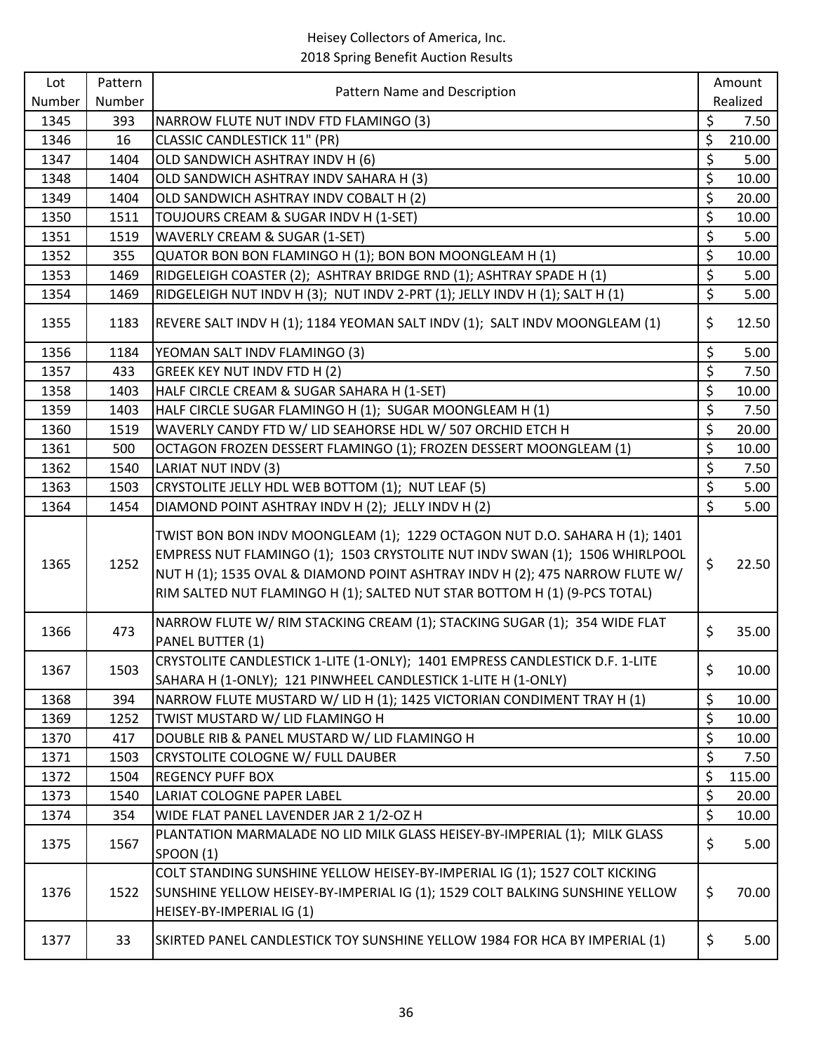Heisey Collectors of America, Inc.
2018 Spring Benefit Auction Results

| Lot Number | Pattern Number | Pattern Name and Description | Amount Realized |
|---|---|---|---|
| 1345 | 393 | NARROW FLUTE NUT INDV FTD FLAMINGO (3) | $ 7.50 |
| 1346 | 16 | CLASSIC CANDLESTICK 11" (PR) | $ 210.00 |
| 1347 | 1404 | OLD SANDWICH ASHTRAY INDV H (6) | $ 5.00 |
| 1348 | 1404 | OLD SANDWICH ASHTRAY INDV SAHARA H (3) | $ 10.00 |
| 1349 | 1404 | OLD SANDWICH ASHTRAY INDV COBALT H (2) | $ 20.00 |
| 1350 | 1511 | TOUJOURS CREAM & SUGAR INDV H (1-SET) | $ 10.00 |
| 1351 | 1519 | WAVERLY CREAM & SUGAR (1-SET) | $ 5.00 |
| 1352 | 355 | QUATOR BON BON FLAMINGO H (1); BON BON MOONGLEAM H (1) | $ 10.00 |
| 1353 | 1469 | RIDGELEIGH COASTER (2); ASHTRAY BRIDGE RND (1); ASHTRAY SPADE H (1) | $ 5.00 |
| 1354 | 1469 | RIDGELEIGH NUT INDV H (3); NUT INDV 2-PRT (1); JELLY INDV H (1); SALT H (1) | $ 5.00 |
| 1355 | 1183 | REVERE SALT INDV H (1); 1184 YEOMAN SALT INDV (1); SALT INDV MOONGLEAM (1) | $ 12.50 |
| 1356 | 1184 | YEOMAN SALT INDV FLAMINGO (3) | $ 5.00 |
| 1357 | 433 | GREEK KEY NUT INDV FTD H (2) | $ 7.50 |
| 1358 | 1403 | HALF CIRCLE CREAM & SUGAR SAHARA H (1-SET) | $ 10.00 |
| 1359 | 1403 | HALF CIRCLE SUGAR FLAMINGO H (1); SUGAR MOONGLEAM H (1) | $ 7.50 |
| 1360 | 1519 | WAVERLY CANDY FTD W/ LID SEAHORSE HDL W/ 507 ORCHID ETCH H | $ 20.00 |
| 1361 | 500 | OCTAGON FROZEN DESSERT FLAMINGO (1); FROZEN DESSERT MOONGLEAM (1) | $ 10.00 |
| 1362 | 1540 | LARIAT NUT INDV (3) | $ 7.50 |
| 1363 | 1503 | CRYSTOLITE JELLY HDL WEB BOTTOM (1); NUT LEAF (5) | $ 5.00 |
| 1364 | 1454 | DIAMOND POINT ASHTRAY INDV H (2); JELLY INDV H (2) | $ 5.00 |
| 1365 | 1252 | TWIST BON BON INDV MOONGLEAM (1); 1229 OCTAGON NUT D.O. SAHARA H (1); 1401 EMPRESS NUT FLAMINGO (1); 1503 CRYSTOLITE NUT INDV SWAN (1); 1506 WHIRLPOOL NUT H (1); 1535 OVAL & DIAMOND POINT ASHTRAY INDV H (2); 475 NARROW FLUTE W/ RIM SALTED NUT FLAMINGO H (1); SALTED NUT STAR BOTTOM H (1) (9-PCS TOTAL) | $ 22.50 |
| 1366 | 473 | NARROW FLUTE W/ RIM STACKING CREAM (1); STACKING SUGAR (1); 354 WIDE FLAT PANEL BUTTER (1) | $ 35.00 |
| 1367 | 1503 | CRYSTOLITE CANDLESTICK 1-LITE (1-ONLY); 1401 EMPRESS CANDLESTICK D.F. 1-LITE SAHARA H (1-ONLY); 121 PINWHEEL CANDLESTICK 1-LITE H (1-ONLY) | $ 10.00 |
| 1368 | 394 | NARROW FLUTE MUSTARD W/ LID H (1); 1425 VICTORIAN CONDIMENT TRAY H (1) | $ 10.00 |
| 1369 | 1252 | TWIST MUSTARD W/ LID FLAMINGO H | $ 10.00 |
| 1370 | 417 | DOUBLE RIB & PANEL MUSTARD W/ LID FLAMINGO H | $ 10.00 |
| 1371 | 1503 | CRYSTOLITE COLOGNE W/ FULL DAUBER | $ 7.50 |
| 1372 | 1504 | REGENCY PUFF BOX | $ 115.00 |
| 1373 | 1540 | LARIAT COLOGNE PAPER LABEL | $ 20.00 |
| 1374 | 354 | WIDE FLAT PANEL LAVENDER JAR 2 1/2-OZ H | $ 10.00 |
| 1375 | 1567 | PLANTATION MARMALADE NO LID MILK GLASS HEISEY-BY-IMPERIAL (1); MILK GLASS SPOON (1) | $ 5.00 |
| 1376 | 1522 | COLT STANDING SUNSHINE YELLOW HEISEY-BY-IMPERIAL IG (1); 1527 COLT KICKING SUNSHINE YELLOW HEISEY-BY-IMPERIAL IG (1); 1529 COLT BALKING SUNSHINE YELLOW HEISEY-BY-IMPERIAL IG (1) | $ 70.00 |
| 1377 | 33 | SKIRTED PANEL CANDLESTICK TOY SUNSHINE YELLOW 1984 FOR HCA BY IMPERIAL (1) | $ 5.00 |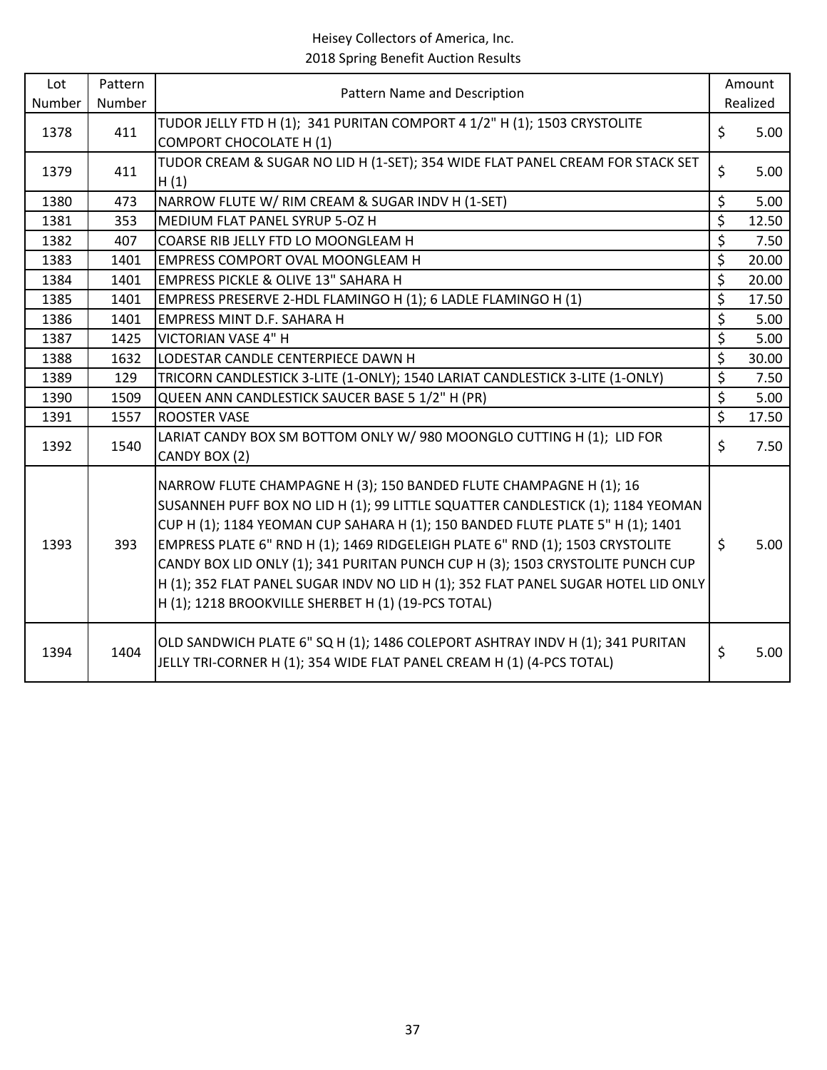Heisey Collectors of America, Inc.
2018 Spring Benefit Auction Results

| Lot Number | Pattern Number | Pattern Name and Description | Amount Realized |
|---|---|---|---|
| 1378 | 411 | TUDOR JELLY FTD H (1); 341 PURITAN COMPORT 4 1/2" H (1); 1503 CRYSTOLITE COMPORT CHOCOLATE H (1) | $ 5.00 |
| 1379 | 411 | TUDOR CREAM & SUGAR NO LID H (1-SET); 354 WIDE FLAT PANEL CREAM FOR STACK SET H (1) | $ 5.00 |
| 1380 | 473 | NARROW FLUTE W/ RIM CREAM & SUGAR INDV H (1-SET) | $ 5.00 |
| 1381 | 353 | MEDIUM FLAT PANEL SYRUP 5-OZ H | $ 12.50 |
| 1382 | 407 | COARSE RIB JELLY FTD LO MOONGLEAM H | $ 7.50 |
| 1383 | 1401 | EMPRESS COMPORT OVAL MOONGLEAM H | $ 20.00 |
| 1384 | 1401 | EMPRESS PICKLE & OLIVE 13" SAHARA H | $ 20.00 |
| 1385 | 1401 | EMPRESS PRESERVE 2-HDL FLAMINGO H (1); 6 LADLE FLAMINGO H (1) | $ 17.50 |
| 1386 | 1401 | EMPRESS MINT D.F. SAHARA H | $ 5.00 |
| 1387 | 1425 | VICTORIAN VASE 4" H | $ 5.00 |
| 1388 | 1632 | LODESTAR CANDLE CENTERPIECE DAWN H | $ 30.00 |
| 1389 | 129 | TRICORN CANDLESTICK 3-LITE (1-ONLY); 1540 LARIAT CANDLESTICK 3-LITE (1-ONLY) | $ 7.50 |
| 1390 | 1509 | QUEEN ANN CANDLESTICK SAUCER BASE 5 1/2" H (PR) | $ 5.00 |
| 1391 | 1557 | ROOSTER VASE | $ 17.50 |
| 1392 | 1540 | LARIAT CANDY BOX SM BOTTOM ONLY W/ 980 MOONGLO CUTTING H (1); LID FOR CANDY BOX (2) | $ 7.50 |
| 1393 | 393 | NARROW FLUTE CHAMPAGNE H (3); 150 BANDED FLUTE CHAMPAGNE H (1); 16 SUSANNEH PUFF BOX NO LID H (1); 99 LITTLE SQUATTER CANDLESTICK (1); 1184 YEOMAN CUP H (1); 1184 YEOMAN CUP SAHARA H (1); 150 BANDED FLUTE PLATE 5" H (1); 1401 EMPRESS PLATE 6" RND H (1); 1469 RIDGELEIGH PLATE 6" RND (1); 1503 CRYSTOLITE CANDY BOX LID ONLY (1); 341 PURITAN PUNCH CUP H (3); 1503 CRYSTOLITE PUNCH CUP H (1); 352 FLAT PANEL SUGAR INDV NO LID H (1); 352 FLAT PANEL SUGAR HOTEL LID ONLY H (1); 1218 BROOKVILLE SHERBET H (1) (19-PCS TOTAL) | $ 5.00 |
| 1394 | 1404 | OLD SANDWICH PLATE 6" SQ H (1); 1486 COLEPORT ASHTRAY INDV H (1); 341 PURITAN JELLY TRI-CORNER H (1); 354 WIDE FLAT PANEL CREAM H (1) (4-PCS TOTAL) | $ 5.00 |